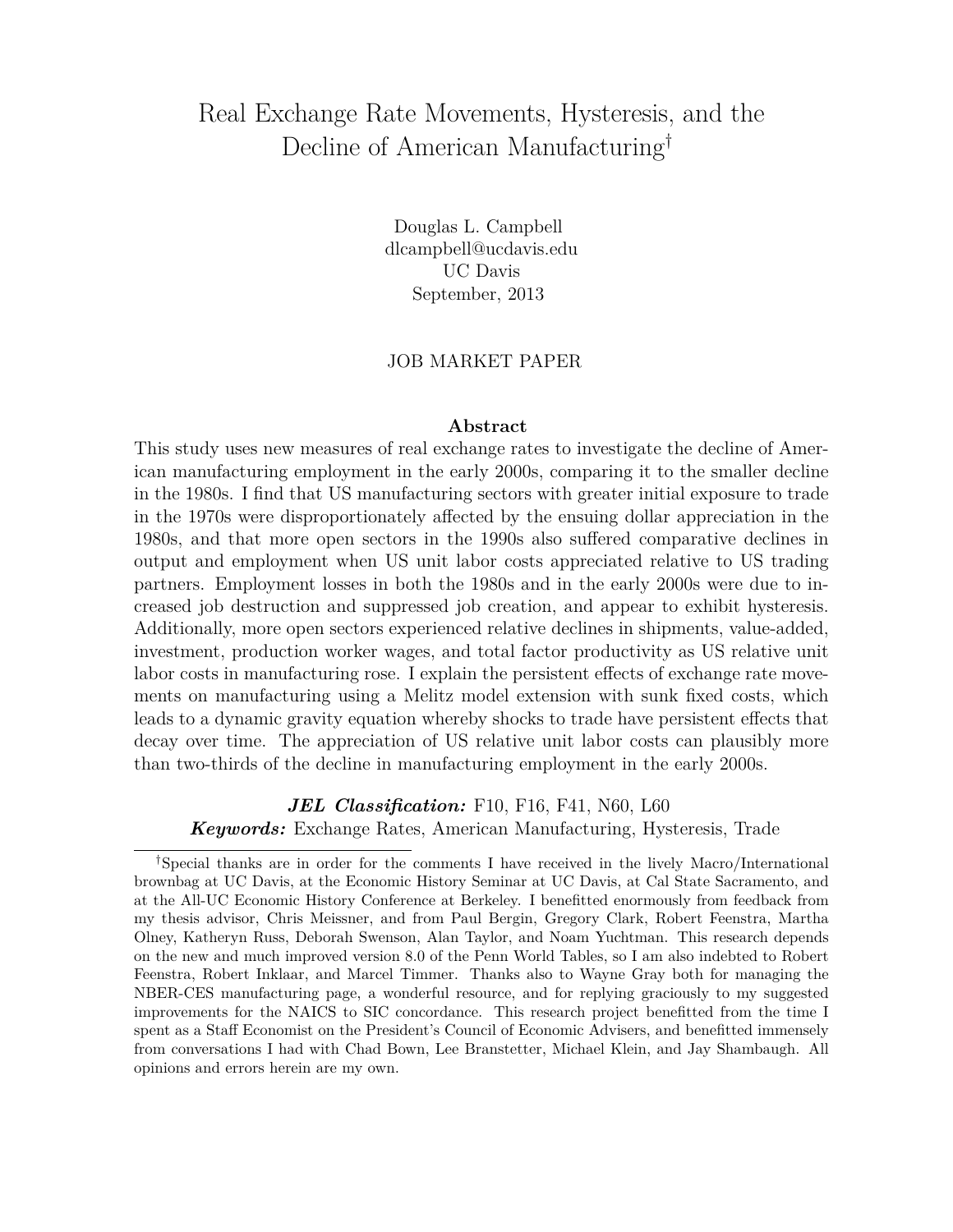# Real Exchange Rate Movements, Hysteresis, and the Decline of American Manufacturing[†]

Douglas L. Campbell
dlcampbell@ucdavis.edu
UC Davis
September, 2013

JOB MARKET PAPER

## Abstract

This study uses new measures of real exchange rates to investigate the decline of American manufacturing employment in the early 2000s, comparing it to the smaller decline in the 1980s. I find that US manufacturing sectors with greater initial exposure to trade in the 1970s were disproportionately affected by the ensuing dollar appreciation in the 1980s, and that more open sectors in the 1990s also suffered comparative declines in output and employment when US unit labor costs appreciated relative to US trading partners. Employment losses in both the 1980s and in the early 2000s were due to increased job destruction and suppressed job creation, and appear to exhibit hysteresis. Additionally, more open sectors experienced relative declines in shipments, value-added, investment, production worker wages, and total factor productivity as US relative unit labor costs in manufacturing rose. I explain the persistent effects of exchange rate movements on manufacturing using a Melitz model extension with sunk fixed costs, which leads to a dynamic gravity equation whereby shocks to trade have persistent effects that decay over time. The appreciation of US relative unit labor costs can plausibly more than two-thirds of the decline in manufacturing employment in the early 2000s.

***JEL Classification:*** F10, F16, F41, N60, L60
***Keywords:*** Exchange Rates, American Manufacturing, Hysteresis, Trade

---

[†]Special thanks are in order for the comments I have received in the lively Macro/International brownbag at UC Davis, at the Economic History Seminar at UC Davis, at Cal State Sacramento, and at the All-UC Economic History Conference at Berkeley. I benefitted enormously from feedback from my thesis advisor, Chris Meissner, and from Paul Bergin, Gregory Clark, Robert Feenstra, Martha Olney, Katheryn Russ, Deborah Swenson, Alan Taylor, and Noam Yuchtman. This research depends on the new and much improved version 8.0 of the Penn World Tables, so I am also indebted to Robert Feenstra, Robert Inklaar, and Marcel Timmer. Thanks also to Wayne Gray both for managing the NBER-CES manufacturing page, a wonderful resource, and for replying graciously to my suggested improvements for the NAICS to SIC concordance. This research project benefitted from the time I spent as a Staff Economist on the President's Council of Economic Advisers, and benefitted immensely from conversations I had with Chad Bown, Lee Branstetter, Michael Klein, and Jay Shambaugh. All opinions and errors herein are my own.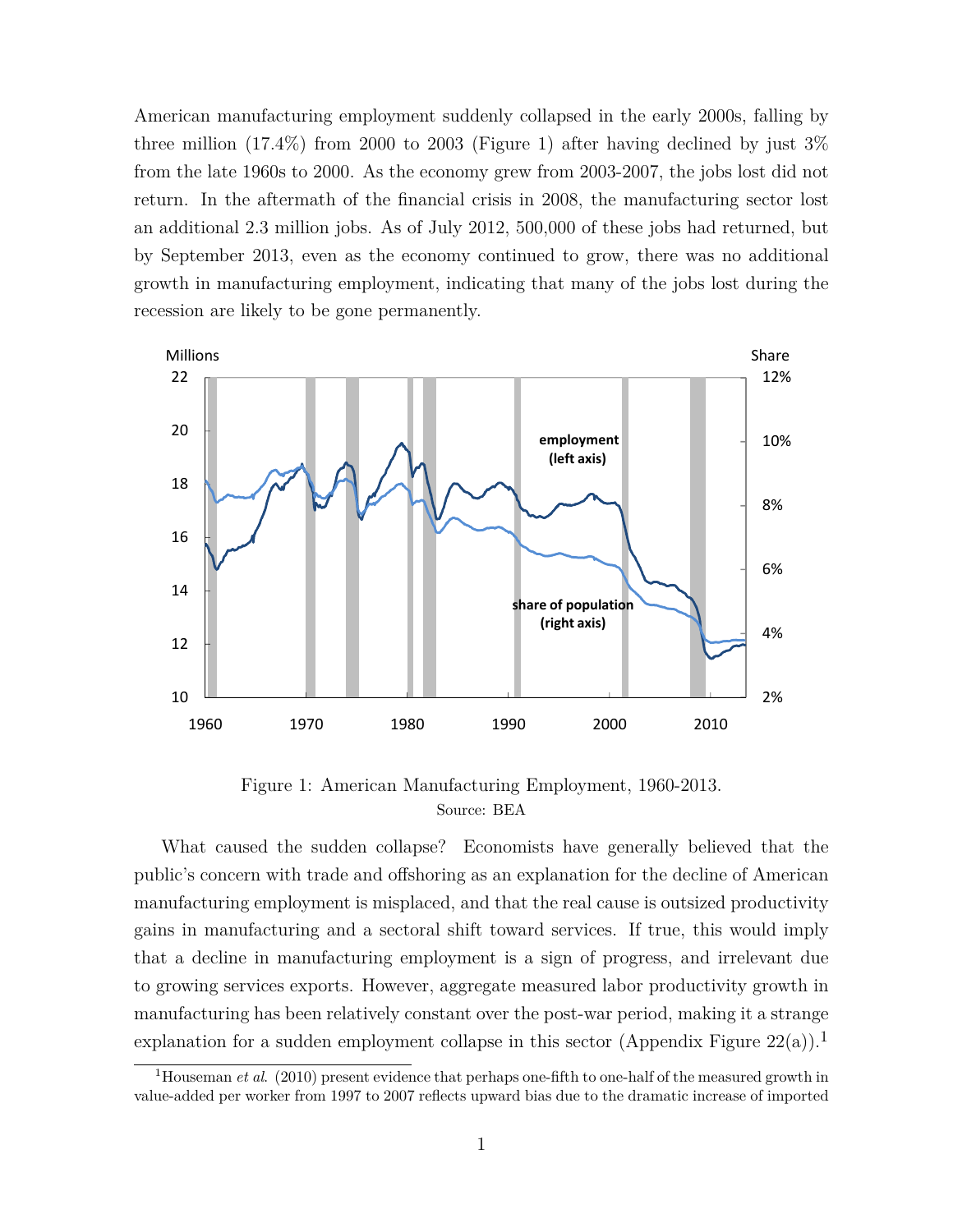American manufacturing employment suddenly collapsed in the early 2000s, falling by three million (17.4%) from 2000 to 2003 (Figure 1) after having declined by just 3% from the late 1960s to 2000. As the economy grew from 2003-2007, the jobs lost did not return. In the aftermath of the financial crisis in 2008, the manufacturing sector lost an additional 2.3 million jobs. As of July 2012, 500,000 of these jobs had returned, but by September 2013, even as the economy continued to grow, there was no additional growth in manufacturing employment, indicating that many of the jobs lost during the recession are likely to be gone permanently.

Figure 1: American Manufacturing Employment, 1960-2013.
Source: BEA

What caused the sudden collapse? Economists have generally believed that the public's concern with trade and offshoring as an explanation for the decline of American manufacturing employment is misplaced, and that the real cause is outsized productivity gains in manufacturing and a sectoral shift toward services. If true, this would imply that a decline in manufacturing employment is a sign of progress, and irrelevant due to growing services exports. However, aggregate measured labor productivity growth in manufacturing has been relatively constant over the post-war period, making it a strange explanation for a sudden employment collapse in this sector (Appendix Figure 22(a)).[1]

[1] Houseman *et al.* (2010) present evidence that perhaps one-fifth to one-half of the measured growth in value-added per worker from 1997 to 2007 reflects upward bias due to the dramatic increase of imported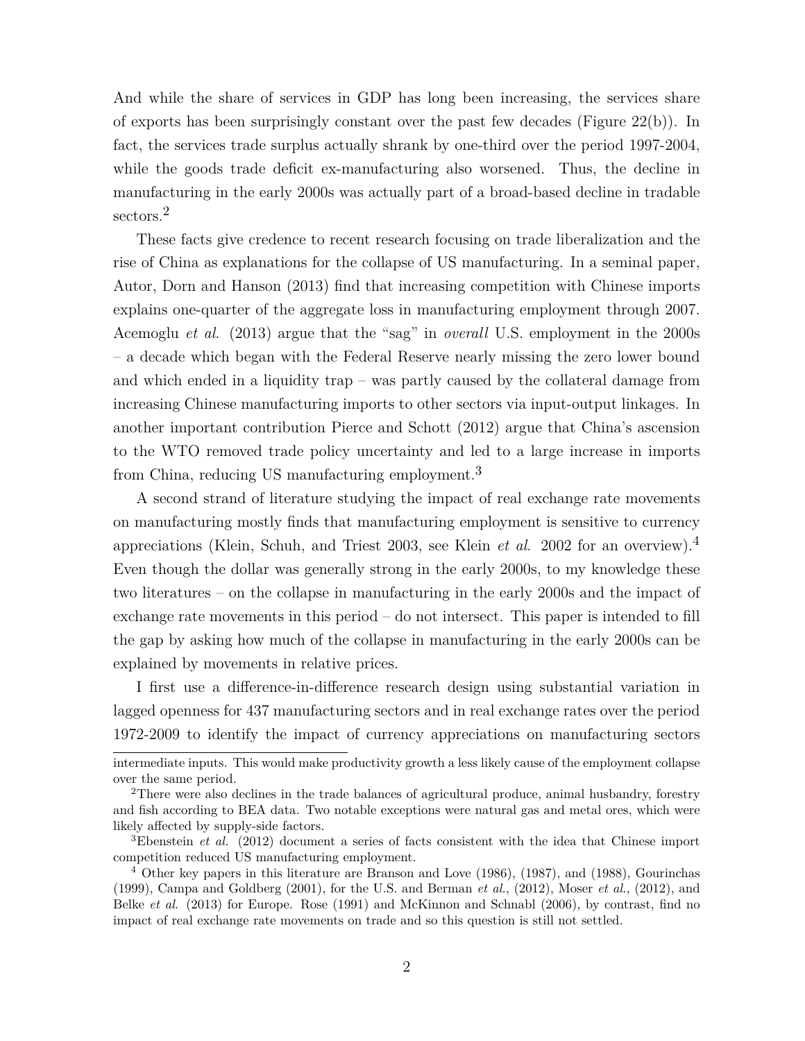And while the share of services in GDP has long been increasing, the services share of exports has been surprisingly constant over the past few decades (Figure 22(b)). In fact, the services trade surplus actually shrank by one-third over the period 1997-2004, while the goods trade deficit ex-manufacturing also worsened. Thus, the decline in manufacturing in the early 2000s was actually part of a broad-based decline in tradable sectors.[2]

These facts give credence to recent research focusing on trade liberalization and the rise of China as explanations for the collapse of US manufacturing. In a seminal paper, Autor, Dorn and Hanson (2013) find that increasing competition with Chinese imports explains one-quarter of the aggregate loss in manufacturing employment through 2007. Acemoglu *et al*. (2013) argue that the "sag" in *overall* U.S. employment in the 2000s – a decade which began with the Federal Reserve nearly missing the zero lower bound and which ended in a liquidity trap – was partly caused by the collateral damage from increasing Chinese manufacturing imports to other sectors via input-output linkages. In another important contribution Pierce and Schott (2012) argue that China's ascension to the WTO removed trade policy uncertainty and led to a large increase in imports from China, reducing US manufacturing employment.[3]

A second strand of literature studying the impact of real exchange rate movements on manufacturing mostly finds that manufacturing employment is sensitive to currency appreciations (Klein, Schuh, and Triest 2003, see Klein *et al*. 2002 for an overview).[4] Even though the dollar was generally strong in the early 2000s, to my knowledge these two literatures – on the collapse in manufacturing in the early 2000s and the impact of exchange rate movements in this period – do not intersect. This paper is intended to fill the gap by asking how much of the collapse in manufacturing in the early 2000s can be explained by movements in relative prices.

I first use a difference-in-difference research design using substantial variation in lagged openness for 437 manufacturing sectors and in real exchange rates over the period 1972-2009 to identify the impact of currency appreciations on manufacturing sectors

---

intermediate inputs. This would make productivity growth a less likely cause of the employment collapse over the same period.

[2] There were also declines in the trade balances of agricultural produce, animal husbandry, forestry and fish according to BEA data. Two notable exceptions were natural gas and metal ores, which were likely affected by supply-side factors.

[3] Ebenstein *et al*. (2012) document a series of facts consistent with the idea that Chinese import competition reduced US manufacturing employment.

[4] Other key papers in this literature are Branson and Love (1986), (1987), and (1988), Gourinchas (1999), Campa and Goldberg (2001), for the U.S. and Berman *et al*., (2012), Moser *et al*., (2012), and Belke *et al*. (2013) for Europe. Rose (1991) and McKinnon and Schnabl (2006), by contrast, find no impact of real exchange rate movements on trade and so this question is still not settled.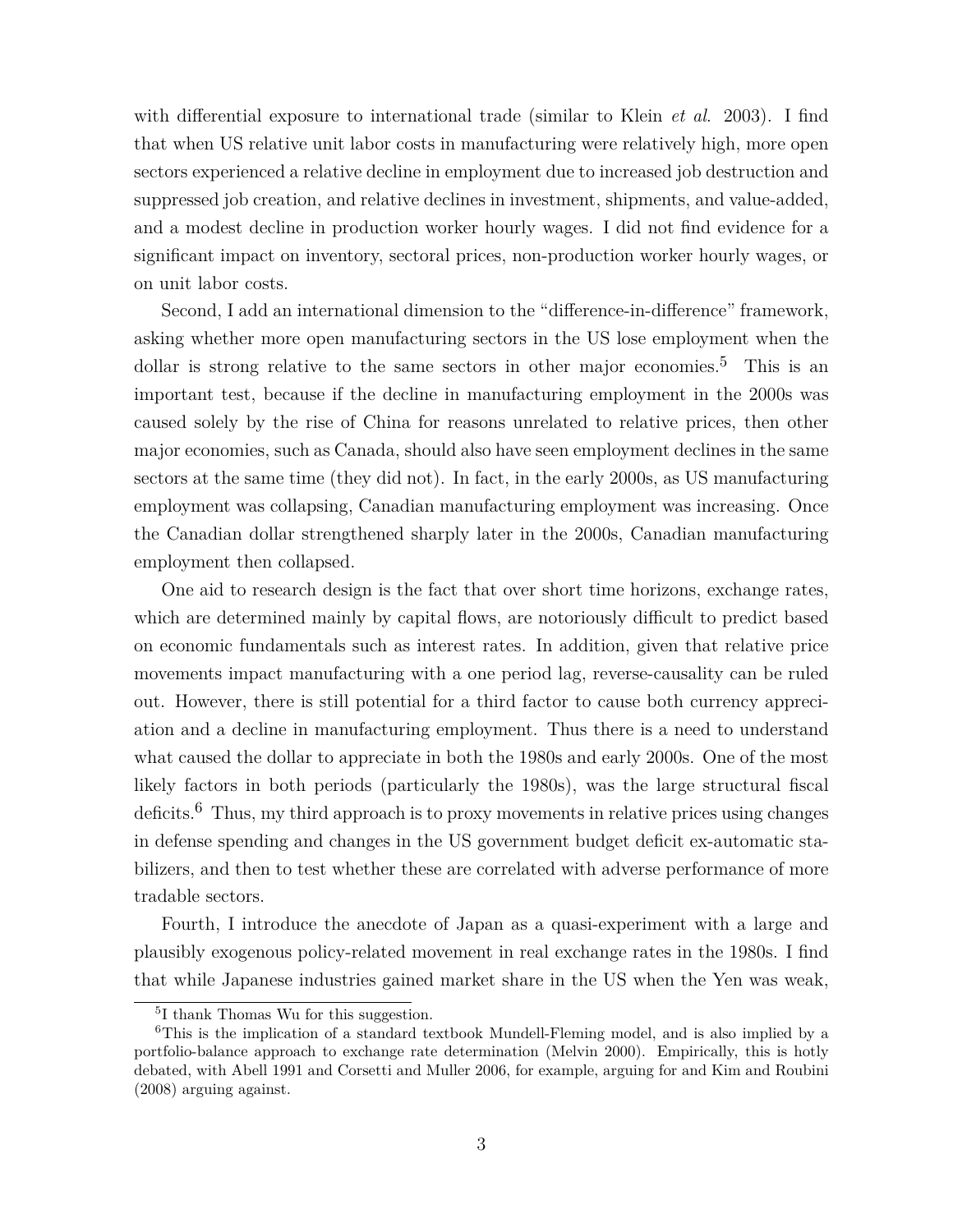with differential exposure to international trade (similar to Klein *et al.* 2003). I find that when US relative unit labor costs in manufacturing were relatively high, more open sectors experienced a relative decline in employment due to increased job destruction and suppressed job creation, and relative declines in investment, shipments, and value-added, and a modest decline in production worker hourly wages. I did not find evidence for a significant impact on inventory, sectoral prices, non-production worker hourly wages, or on unit labor costs.

Second, I add an international dimension to the "difference-in-difference" framework, asking whether more open manufacturing sectors in the US lose employment when the dollar is strong relative to the same sectors in other major economies.[5] This is an important test, because if the decline in manufacturing employment in the 2000s was caused solely by the rise of China for reasons unrelated to relative prices, then other major economies, such as Canada, should also have seen employment declines in the same sectors at the same time (they did not). In fact, in the early 2000s, as US manufacturing employment was collapsing, Canadian manufacturing employment was increasing. Once the Canadian dollar strengthened sharply later in the 2000s, Canadian manufacturing employment then collapsed.

One aid to research design is the fact that over short time horizons, exchange rates, which are determined mainly by capital flows, are notoriously difficult to predict based on economic fundamentals such as interest rates. In addition, given that relative price movements impact manufacturing with a one period lag, reverse-causality can be ruled out. However, there is still potential for a third factor to cause both currency appreciation and a decline in manufacturing employment. Thus there is a need to understand what caused the dollar to appreciate in both the 1980s and early 2000s. One of the most likely factors in both periods (particularly the 1980s), was the large structural fiscal deficits.[6] Thus, my third approach is to proxy movements in relative prices using changes in defense spending and changes in the US government budget deficit ex-automatic stabilizers, and then to test whether these are correlated with adverse performance of more tradable sectors.

Fourth, I introduce the anecdote of Japan as a quasi-experiment with a large and plausibly exogenous policy-related movement in real exchange rates in the 1980s. I find that while Japanese industries gained market share in the US when the Yen was weak,

[5] I thank Thomas Wu for this suggestion.

[6] This is the implication of a standard textbook Mundell-Fleming model, and is also implied by a portfolio-balance approach to exchange rate determination (Melvin 2000). Empirically, this is hotly debated, with Abell 1991 and Corsetti and Muller 2006, for example, arguing for and Kim and Roubini (2008) arguing against.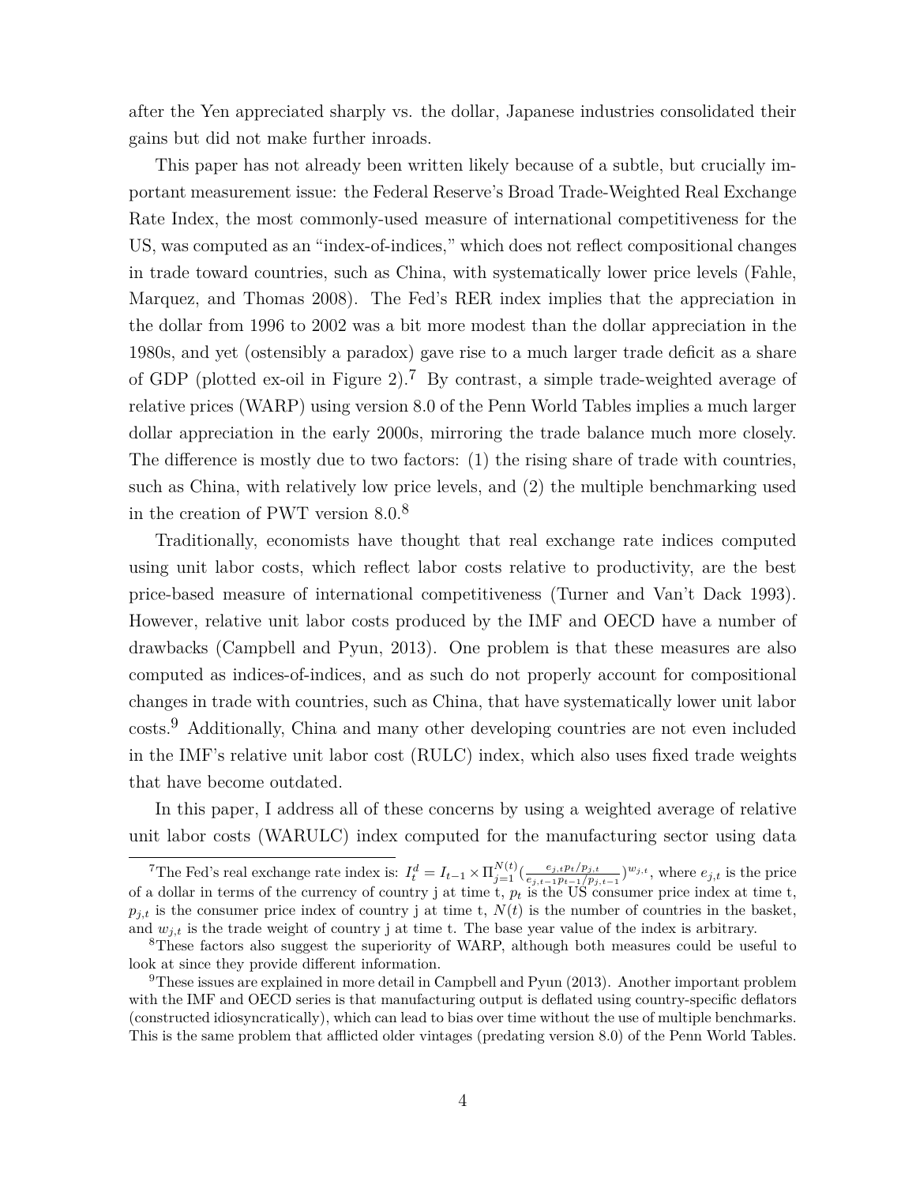after the Yen appreciated sharply vs. the dollar, Japanese industries consolidated their gains but did not make further inroads.

This paper has not already been written likely because of a subtle, but crucially important measurement issue: the Federal Reserve's Broad Trade-Weighted Real Exchange Rate Index, the most commonly-used measure of international competitiveness for the US, was computed as an "index-of-indices," which does not reflect compositional changes in trade toward countries, such as China, with systematically lower price levels (Fahle, Marquez, and Thomas 2008). The Fed's RER index implies that the appreciation in the dollar from 1996 to 2002 was a bit more modest than the dollar appreciation in the 1980s, and yet (ostensibly a paradox) gave rise to a much larger trade deficit as a share of GDP (plotted ex-oil in Figure 2).[7] By contrast, a simple trade-weighted average of relative prices (WARP) using version 8.0 of the Penn World Tables implies a much larger dollar appreciation in the early 2000s, mirroring the trade balance much more closely. The difference is mostly due to two factors: (1) the rising share of trade with countries, such as China, with relatively low price levels, and (2) the multiple benchmarking used in the creation of PWT version 8.0.[8]

Traditionally, economists have thought that real exchange rate indices computed using unit labor costs, which reflect labor costs relative to productivity, are the best price-based measure of international competitiveness (Turner and Van't Dack 1993). However, relative unit labor costs produced by the IMF and OECD have a number of drawbacks (Campbell and Pyun, 2013). One problem is that these measures are also computed as indices-of-indices, and as such do not properly account for compositional changes in trade with countries, such as China, that have systematically lower unit labor costs.[9] Additionally, China and many other developing countries are not even included in the IMF's relative unit labor cost (RULC) index, which also uses fixed trade weights that have become outdated.

In this paper, I address all of these concerns by using a weighted average of relative unit labor costs (WARULC) index computed for the manufacturing sector using data

---

[7] The Fed's real exchange rate index is: $I^d_t = I_{t-1} \times \Pi_{j=1}^{N(t)} (\frac{e_{j,t} p_t / p_{j,t}}{e_{j,t-1} p_{t-1} / p_{j,t-1}})^{w_{j,t}}$, where $e_{j,t}$ is the price of a dollar in terms of the currency of country j at time t, $p_t$ is the US consumer price index at time t, $p_{j,t}$ is the consumer price index of country j at time t, $N(t)$ is the number of countries in the basket, and $w_{j,t}$ is the trade weight of country j at time t. The base year value of the index is arbitrary.

[8] These factors also suggest the superiority of WARP, although both measures could be useful to look at since they provide different information.

[9] These issues are explained in more detail in Campbell and Pyun (2013). Another important problem with the IMF and OECD series is that manufacturing output is deflated using country-specific deflators (constructed idiosyncratically), which can lead to bias over time without the use of multiple benchmarks. This is the same problem that afflicted older vintages (predating version 8.0) of the Penn World Tables.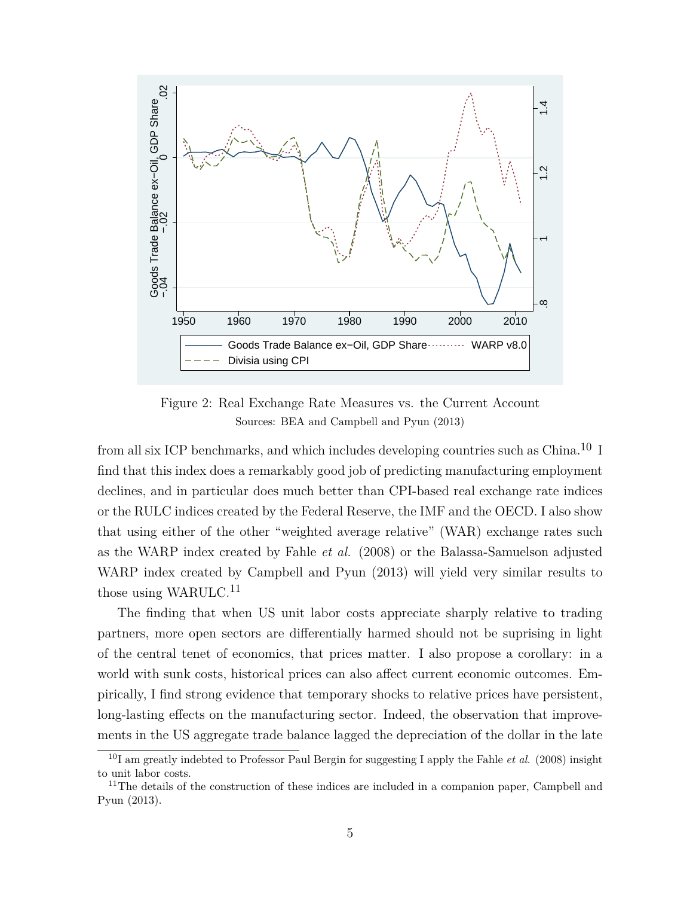Figure 2: Real Exchange Rate Measures vs. the Current Account
Sources: BEA and Campbell and Pyun (2013)

from all six ICP benchmarks, and which includes developing countries such as China.[10] I find that this index does a remarkably good job of predicting manufacturing employment declines, and in particular does much better than CPI-based real exchange rate indices or the RULC indices created by the Federal Reserve, the IMF and the OECD. I also show that using either of the other "weighted average relative" (WAR) exchange rates such as the WARP index created by Fahle *et al.* (2008) or the Balassa-Samuelson adjusted WARP index created by Campbell and Pyun (2013) will yield very similar results to those using WARULC.[11]

The finding that when US unit labor costs appreciate sharply relative to trading partners, more open sectors are differentially harmed should not be suprising in light of the central tenet of economics, that prices matter. I also propose a corollary: in a world with sunk costs, historical prices can also affect current economic outcomes. Empirically, I find strong evidence that temporary shocks to relative prices have persistent, long-lasting effects on the manufacturing sector. Indeed, the observation that improvements in the US aggregate trade balance lagged the depreciation of the dollar in the late

[10] I am greatly indebted to Professor Paul Bergin for suggesting I apply the Fahle *et al.* (2008) insight to unit labor costs.

[11] The details of the construction of these indices are included in a companion paper, Campbell and Pyun (2013).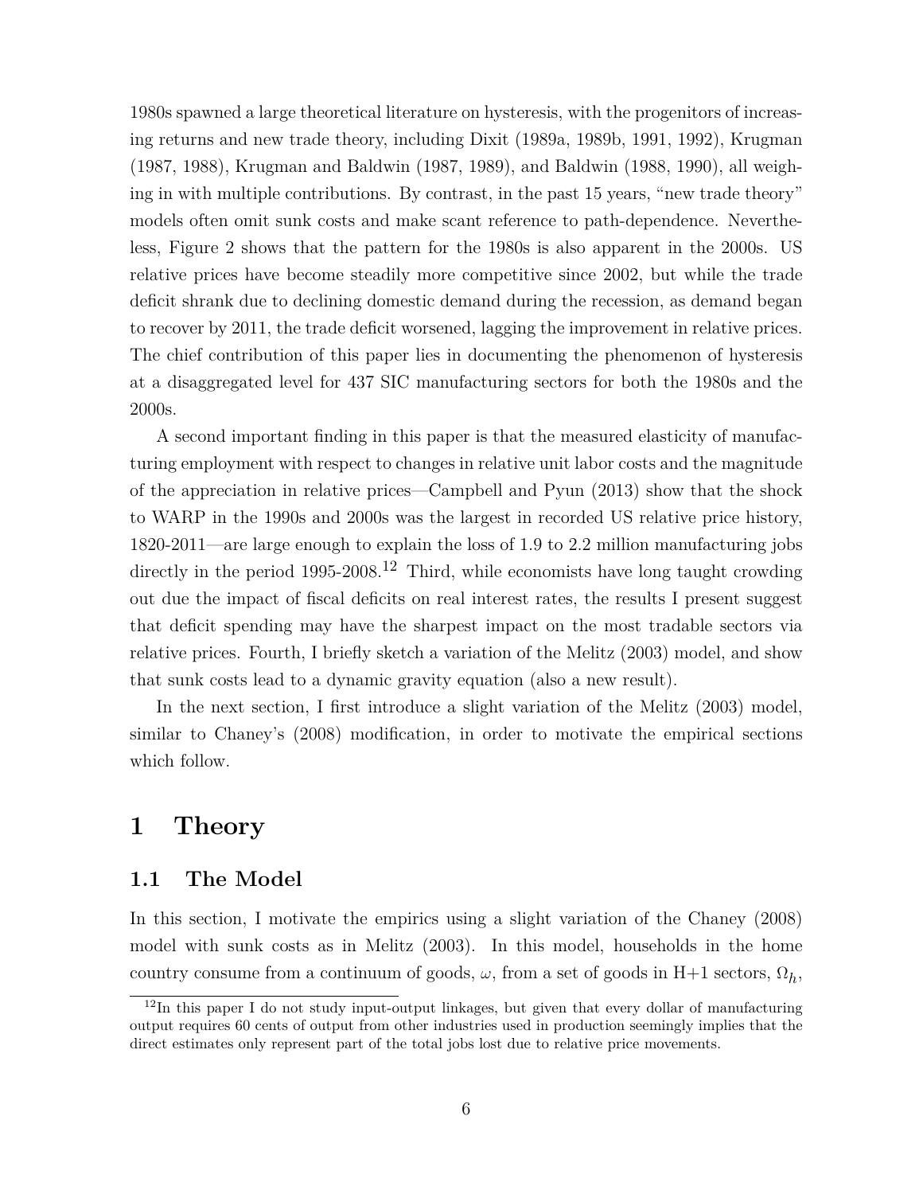1980s spawned a large theoretical literature on hysteresis, with the progenitors of increasing returns and new trade theory, including Dixit (1989a, 1989b, 1991, 1992), Krugman (1987, 1988), Krugman and Baldwin (1987, 1989), and Baldwin (1988, 1990), all weighing in with multiple contributions. By contrast, in the past 15 years, "new trade theory" models often omit sunk costs and make scant reference to path-dependence. Nevertheless, Figure 2 shows that the pattern for the 1980s is also apparent in the 2000s. US relative prices have become steadily more competitive since 2002, but while the trade deficit shrank due to declining domestic demand during the recession, as demand began to recover by 2011, the trade deficit worsened, lagging the improvement in relative prices. The chief contribution of this paper lies in documenting the phenomenon of hysteresis at a disaggregated level for 437 SIC manufacturing sectors for both the 1980s and the 2000s.

A second important finding in this paper is that the measured elasticity of manufacturing employment with respect to changes in relative unit labor costs and the magnitude of the appreciation in relative prices—Campbell and Pyun (2013) show that the shock to WARP in the 1990s and 2000s was the largest in recorded US relative price history, 1820-2011—are large enough to explain the loss of 1.9 to 2.2 million manufacturing jobs directly in the period 1995-2008.[12] Third, while economists have long taught crowding out due the impact of fiscal deficits on real interest rates, the results I present suggest that deficit spending may have the sharpest impact on the most tradable sectors via relative prices. Fourth, I briefly sketch a variation of the Melitz (2003) model, and show that sunk costs lead to a dynamic gravity equation (also a new result).

In the next section, I first introduce a slight variation of the Melitz (2003) model, similar to Chaney's (2008) modification, in order to motivate the empirical sections which follow.

# 1 Theory

## 1.1 The Model

In this section, I motivate the empirics using a slight variation of the Chaney (2008) model with sunk costs as in Melitz (2003). In this model, households in the home country consume from a continuum of goods, $\omega$, from a set of goods in H+1 sectors, $\Omega_h$,

[12] In this paper I do not study input-output linkages, but given that every dollar of manufacturing output requires 60 cents of output from other industries used in production seemingly implies that the direct estimates only represent part of the total jobs lost due to relative price movements.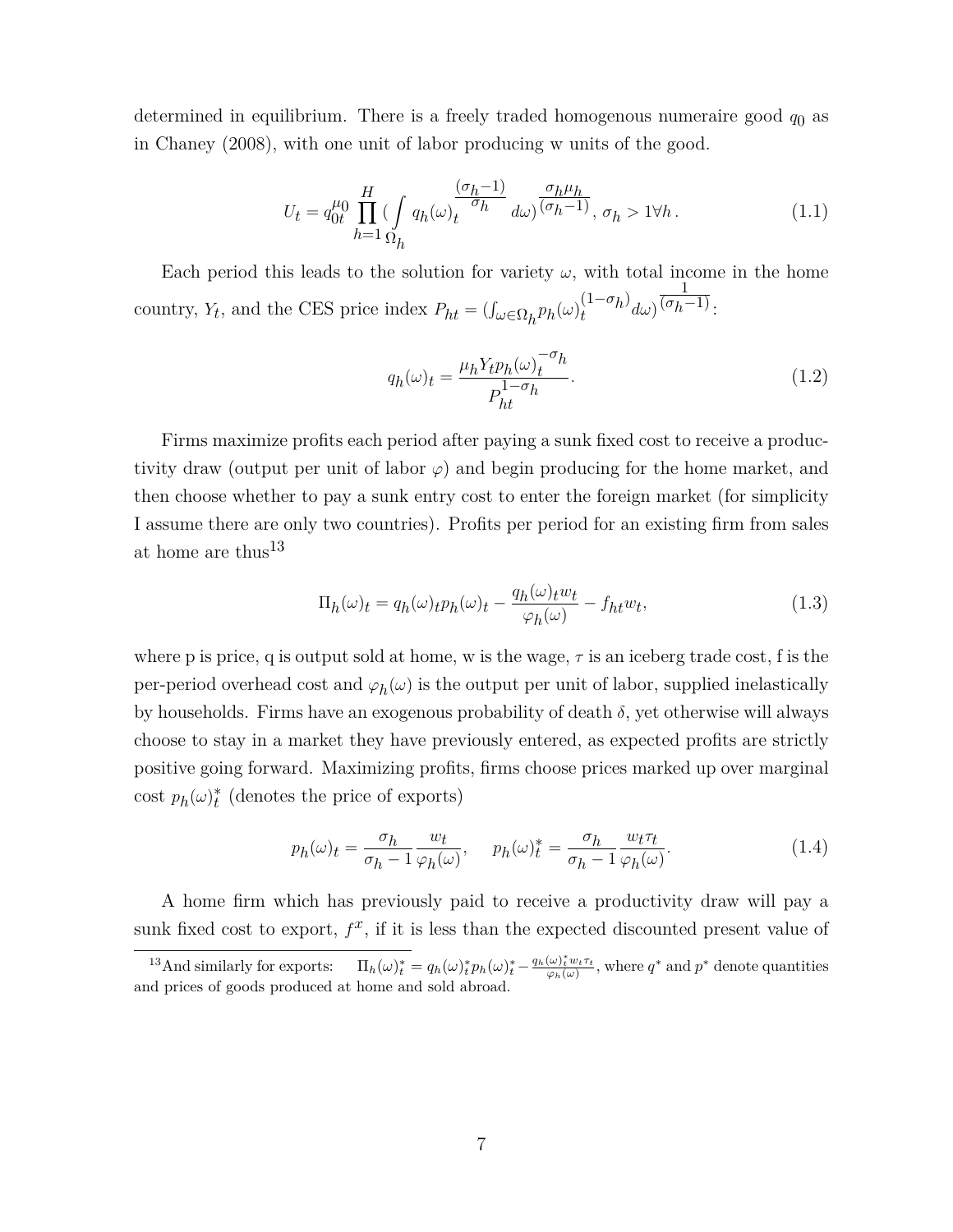determined in equilibrium. There is a freely traded homogenous numeraire good $q_0$ as in Chaney (2008), with one unit of labor producing w units of the good.

$$U_t = q_{0t}^{\mu_0} \prod_{h=1}^{H} \left( \int_{\Omega_h} q_h(\omega)_t^{\frac{(\sigma_h - 1)}{\sigma_h}} d\omega \right)^{\frac{\sigma_h \mu_h}{(\sigma_h - 1)}}, \; \sigma_h > 1 \forall h \,. \tag{1.1}$$

Each period this leads to the solution for variety $\omega$, with total income in the home country, $Y_t$, and the CES price index $P_{ht} = (\int_{\omega \in \Omega_h} p_h(\omega)_t^{(1-\sigma_h)} d\omega)^{\frac{1}{(\sigma_h - 1)}}$:

$$q_h(\omega)_t = \frac{\mu_h Y_t p_h(\omega)_t^{-\sigma_h}}{P_{ht}^{1-\sigma_h}}. \tag{1.2}$$

Firms maximize profits each period after paying a sunk fixed cost to receive a productivity draw (output per unit of labor $\varphi$) and begin producing for the home market, and then choose whether to pay a sunk entry cost to enter the foreign market (for simplicity I assume there are only two countries). Profits per period for an existing firm from sales at home are thus[13]

$$\Pi_h(\omega)_t = q_h(\omega)_t p_h(\omega)_t - \frac{q_h(\omega)_t w_t}{\varphi_h(\omega)} - f_{ht} w_t, \tag{1.3}$$

where p is price, q is output sold at home, w is the wage, $\tau$ is an iceberg trade cost, f is the per-period overhead cost and $\varphi_h(\omega)$ is the output per unit of labor, supplied inelastically by households. Firms have an exogenous probability of death $\delta$, yet otherwise will always choose to stay in a market they have previously entered, as expected profits are strictly positive going forward. Maximizing profits, firms choose prices marked up over marginal cost $p_h(\omega)_t^*$ (denotes the price of exports)

$$p_h(\omega)_t = \frac{\sigma_h}{\sigma_h - 1} \frac{w_t}{\varphi_h(\omega)}, \quad p_h(\omega)_t^* = \frac{\sigma_h}{\sigma_h - 1} \frac{w_t \tau_t}{\varphi_h(\omega)}. \tag{1.4}$$

A home firm which has previously paid to receive a productivity draw will pay a sunk fixed cost to export, $f^x$, if it is less than the expected discounted present value of

[13] And similarly for exports: $\Pi_h(\omega)_t^* = q_h(\omega)_t^* p_h(\omega)_t^* - \frac{q_h(\omega)_t^* w_t \tau_t}{\varphi_h(\omega)}$, where $q^*$ and $p^*$ denote quantities and prices of goods produced at home and sold abroad.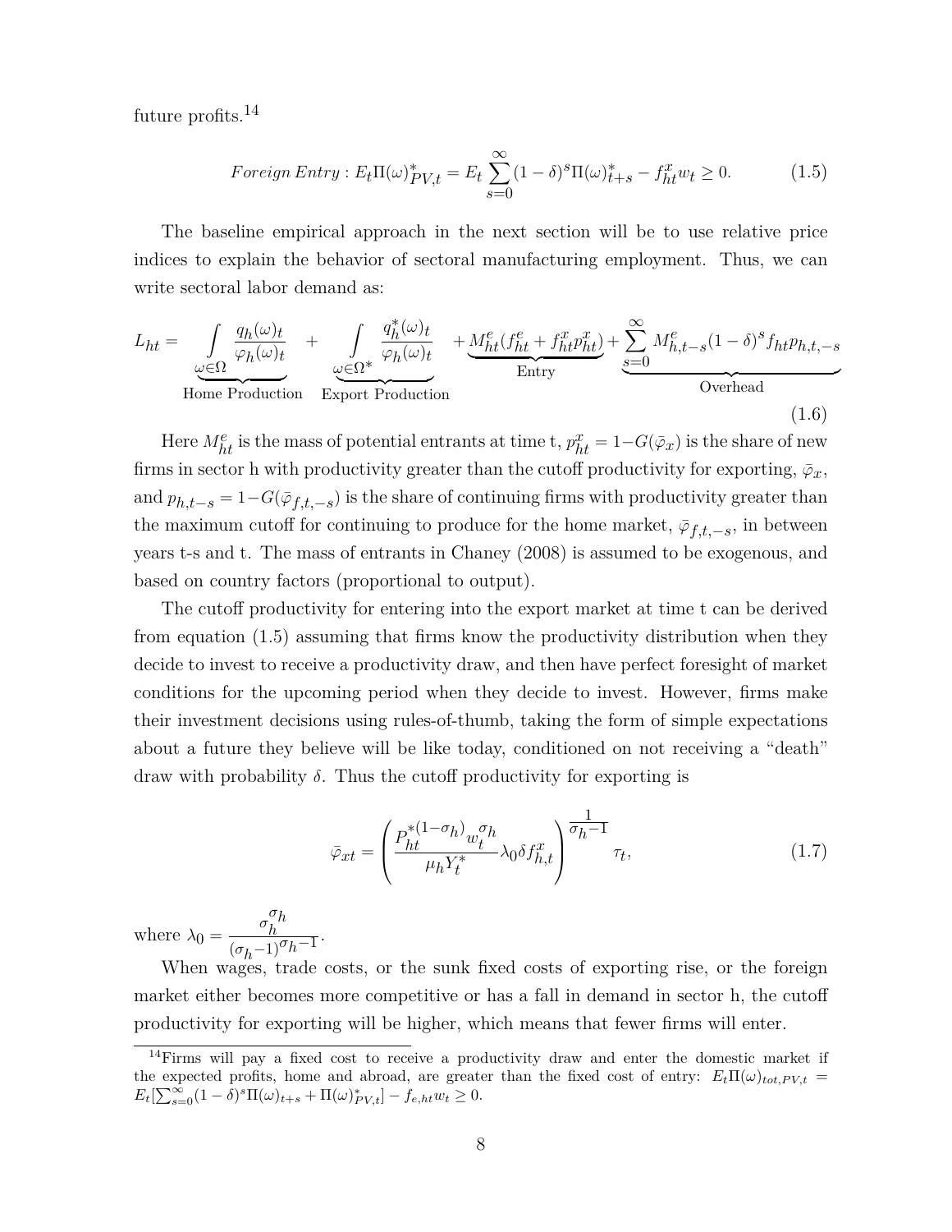future profits.[14]

$$Foreign\,Entry : E_t\Pi(\omega)^*_{PV,t} = E_t\sum_{s=0}^{\infty}(1-\delta)^s\Pi(\omega)^*_{t+s} - f^x_{ht}w_t \geq 0. \tag{1.5}$$

The baseline empirical approach in the next section will be to use relative price indices to explain the behavior of sectoral manufacturing employment. Thus, we can write sectoral labor demand as:

$$L_{ht} = \underbrace{\int_{\omega\in\Omega} \frac{q_h(\omega)_t}{\varphi_h(\omega)_t}}_{\text{Home Production}} + \underbrace{\int_{\omega\in\Omega^*} \frac{q^*_h(\omega)_t}{\varphi_h(\omega)_t}}_{\text{Export Production}} + \underbrace{M^e_{ht}(f^e_{ht} + f^x_{ht}p^x_{ht})}_{\text{Entry}} + \underbrace{\sum_{s=0}^{\infty} M^e_{h,t-s}(1-\delta)^s f_{ht}p_{h,t,-s}}_{\text{Overhead}} \tag{1.6}$$

Here $M^e_{ht}$ is the mass of potential entrants at time t, $p^x_{ht} = 1-G(\bar{\varphi}_x)$ is the share of new firms in sector h with productivity greater than the cutoff productivity for exporting, $\bar{\varphi}_x$, and $p_{h,t-s} = 1-G(\bar{\varphi}_{f,t,-s})$ is the share of continuing firms with productivity greater than the maximum cutoff for continuing to produce for the home market, $\bar{\varphi}_{f,t,-s}$, in between years t-s and t. The mass of entrants in Chaney (2008) is assumed to be exogenous, and based on country factors (proportional to output).

The cutoff productivity for entering into the export market at time t can be derived from equation (1.5) assuming that firms know the productivity distribution when they decide to invest to receive a productivity draw, and then have perfect foresight of market conditions for the upcoming period when they decide to invest. However, firms make their investment decisions using rules-of-thumb, taking the form of simple expectations about a future they believe will be like today, conditioned on not receiving a "death" draw with probability $\delta$. Thus the cutoff productivity for exporting is

$$\bar{\varphi}_{xt} = \left(\frac{P^{*(1-\sigma_h)}_{ht} w^{\sigma_h}_t}{\mu_h Y^*_t}\lambda_0 \delta f^x_{h,t}\right)^{\frac{1}{\sigma_h - 1}} \tau_t, \tag{1.7}$$

where $\lambda_0 = \frac{\sigma_h^{\sigma_h}}{(\sigma_h - 1)^{\sigma_h - 1}}$.

When wages, trade costs, or the sunk fixed costs of exporting rise, or the foreign market either becomes more competitive or has a fall in demand in sector h, the cutoff productivity for exporting will be higher, which means that fewer firms will enter.

[14] Firms will pay a fixed cost to receive a productivity draw and enter the domestic market if the expected profits, home and abroad, are greater than the fixed cost of entry: $E_t\Pi(\omega)_{tot,PV,t} = E_t[\sum_{s=0}^{\infty}(1-\delta)^s\Pi(\omega)_{t+s} + \Pi(\omega)^*_{PV,t}] - f_{e,ht}w_t \geq 0$.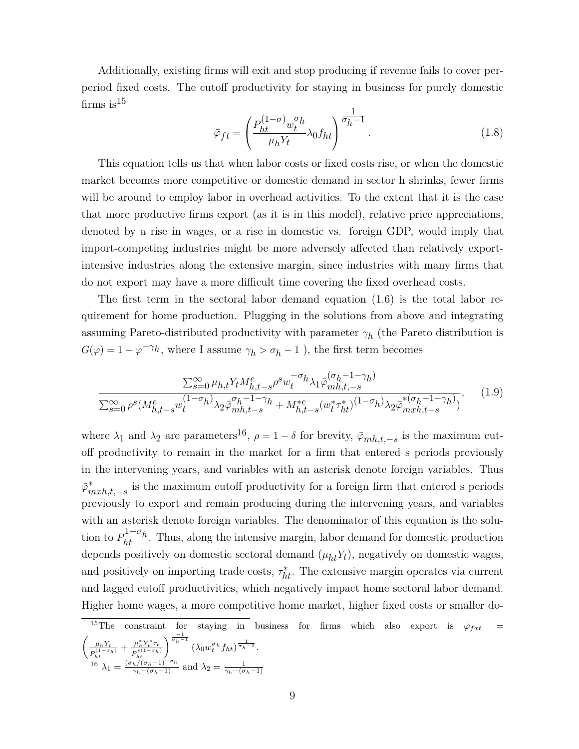Additionally, existing firms will exit and stop producing if revenue fails to cover per-period fixed costs. The cutoff productivity for staying in business for purely domestic firms is[15]

$$\bar{\varphi}_{ft} = \left( \frac{P_{ht}^{(1-\sigma)} w_t^{\sigma_h}}{\mu_h Y_t} \lambda_0 f_{ht} \right)^{\frac{1}{\sigma_h - 1}}. \tag{1.8}$$

This equation tells us that when labor costs or fixed costs rise, or when the domestic market becomes more competitive or domestic demand in sector h shrinks, fewer firms will be around to employ labor in overhead activities. To the extent that it is the case that more productive firms export (as it is in this model), relative price appreciations, denoted by a rise in wages, or a rise in domestic vs. foreign GDP, would imply that import-competing industries might be more adversely affected than relatively export-intensive industries along the extensive margin, since industries with many firms that do not export may have a more difficult time covering the fixed overhead costs.

The first term in the sectoral labor demand equation (1.6) is the total labor requirement for home production. Plugging in the solutions from above and integrating assuming Pareto-distributed productivity with parameter $\gamma_h$ (the Pareto distribution is $G(\varphi) = 1 - \varphi^{-\gamma_h}$, where I assume $\gamma_h > \sigma_h - 1$ ), the first term becomes

$$\frac{\sum_{s=0}^{\infty} \mu_{h,t} Y_t M_{h,t-s}^e \rho^s w_t^{-\sigma_h} \lambda_1 \bar{\varphi}_{mh,t,-s}^{(\sigma_h - 1 - \gamma_h)}}{\sum_{s=0}^{\infty} \rho^s (M_{h,t-s}^e w_t^{(1-\sigma_h)} \lambda_2 \bar{\varphi}_{mh,t-s}^{\sigma_h - 1 - \gamma_h} + M_{h,t-s}^{*e} (w_t^* \tau_{ht}^*)^{(1-\sigma_h)} \lambda_2 \bar{\varphi}_{mxh,t-s}^{*(\sigma_h - 1 - \gamma_h)})}, \tag{1.9}$$

where $\lambda_1$ and $\lambda_2$ are parameters[16], $\rho = 1 - \delta$ for brevity, $\bar{\varphi}_{mh,t,-s}$ is the maximum cutoff productivity to remain in the market for a firm that entered s periods previously in the intervening years, and variables with an asterisk denote foreign variables. Thus $\bar{\varphi}_{mxh,t,-s}^*$ is the maximum cutoff productivity for a foreign firm that entered s periods previously to export and remain producing during the intervening years, and variables with an asterisk denote foreign variables. The denominator of this equation is the solution to $P_{ht}^{1-\sigma_h}$. Thus, along the intensive margin, labor demand for domestic production depends positively on domestic sectoral demand ($\mu_{ht} Y_t$), negatively on domestic wages, and positively on importing trade costs, $\tau_{ht}^*$. The extensive margin operates via current and lagged cutoff productivities, which negatively impact home sectoral labor demand. Higher home wages, a more competitive home market, higher fixed costs or smaller do-

---

[15] The constraint for staying in business for firms which also export is $\bar{\varphi}_{fxt} = \left( \frac{\mu_h Y_t}{P_{ht}^{(1-\sigma_h)}} + \frac{\mu_h^* Y_t^* \tau_t}{P_{ht}^{*(1-\sigma_h)}} \right)^{\frac{-1}{\sigma_h - 1}} (\lambda_0 w_t^{\sigma_h} f_{ht})^{\frac{1}{\sigma_h - 1}}$.

[16] $\lambda_1 = \frac{(\sigma_h/(\sigma_h - 1))^{-\sigma_h}}{\gamma_h - (\sigma_h - 1)}$ and $\lambda_2 = \frac{1}{\gamma_h - (\sigma_h - 1)}$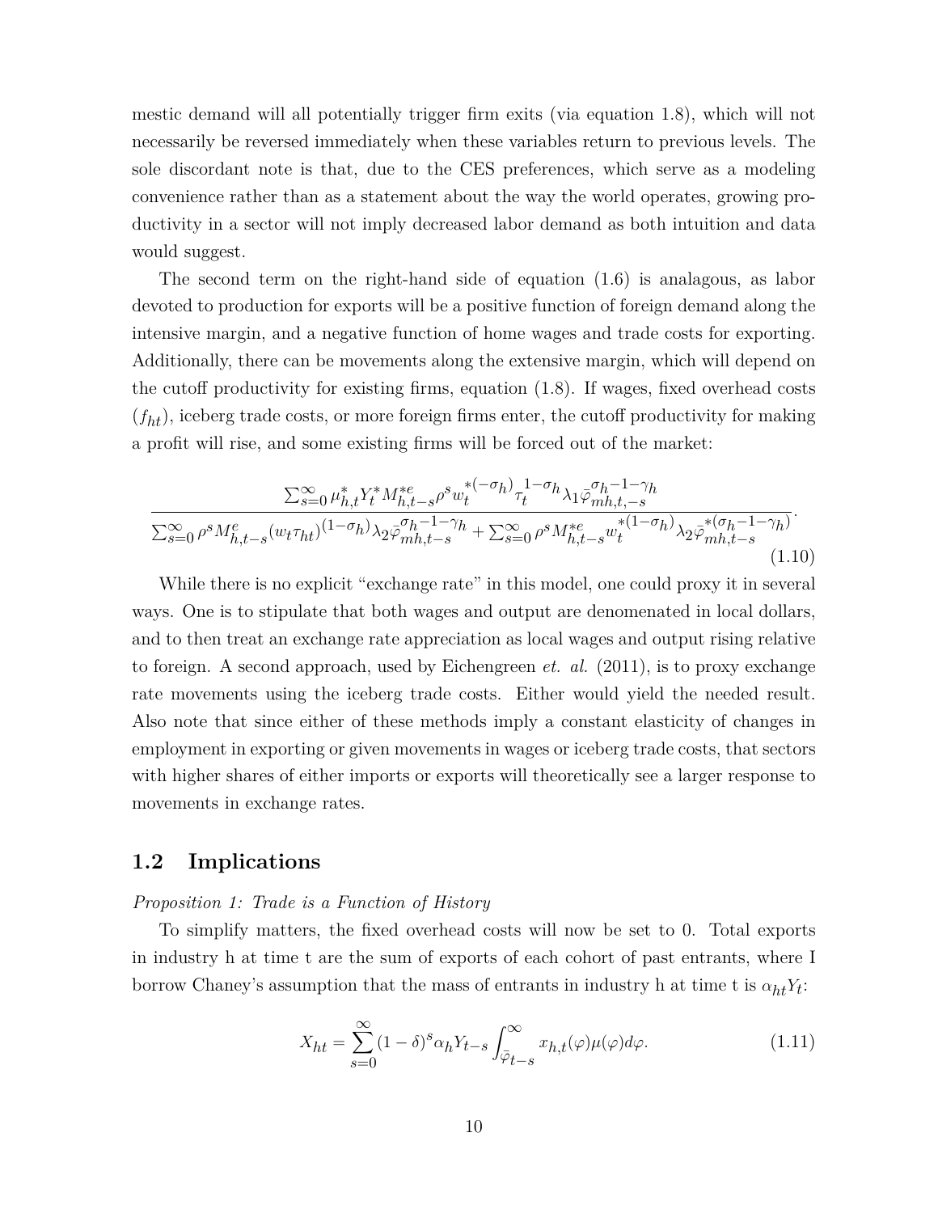mestic demand will all potentially trigger firm exits (via equation 1.8), which will not necessarily be reversed immediately when these variables return to previous levels. The sole discordant note is that, due to the CES preferences, which serve as a modeling convenience rather than as a statement about the way the world operates, growing productivity in a sector will not imply decreased labor demand as both intuition and data would suggest.

The second term on the right-hand side of equation (1.6) is analagous, as labor devoted to production for exports will be a positive function of foreign demand along the intensive margin, and a negative function of home wages and trade costs for exporting. Additionally, there can be movements along the extensive margin, which will depend on the cutoff productivity for existing firms, equation (1.8). If wages, fixed overhead costs ($f_{ht}$), iceberg trade costs, or more foreign firms enter, the cutoff productivity for making a profit will rise, and some existing firms will be forced out of the market:

$$\frac{\sum_{s=0}^{\infty} \mu_{h,t}^{*} Y_t^{*} M_{h,t-s}^{*e} \rho^{s} w_t^{*(-\sigma_h)} \tau_t^{1-\sigma_h} \lambda_1 \bar{\varphi}_{mh,t,-s}^{\sigma_h - 1 - \gamma_h}}{\sum_{s=0}^{\infty} \rho^{s} M_{h,t-s}^{e} (w_t \tau_{ht})^{(1-\sigma_h)} \lambda_2 \bar{\varphi}_{mh,t-s}^{\sigma_h - 1 - \gamma_h} + \sum_{s=0}^{\infty} \rho^{s} M_{h,t-s}^{*e} w_t^{*(1-\sigma_h)} \lambda_2 \bar{\varphi}_{mh,t-s}^{*(\sigma_h - 1 - \gamma_h)}}. \tag{1.10}$$

While there is no explicit "exchange rate" in this model, one could proxy it in several ways. One is to stipulate that both wages and output are denomenated in local dollars, and to then treat an exchange rate appreciation as local wages and output rising relative to foreign. A second approach, used by Eichengreen *et. al.* (2011), is to proxy exchange rate movements using the iceberg trade costs. Either would yield the needed result. Also note that since either of these methods imply a constant elasticity of changes in employment in exporting or given movements in wages or iceberg trade costs, that sectors with higher shares of either imports or exports will theoretically see a larger response to movements in exchange rates.

## 1.2 Implications

*Proposition 1: Trade is a Function of History*

To simplify matters, the fixed overhead costs will now be set to 0. Total exports in industry h at time t are the sum of exports of each cohort of past entrants, where I borrow Chaney's assumption that the mass of entrants in industry h at time t is $\alpha_{ht} Y_t$:

$$X_{ht} = \sum_{s=0}^{\infty} (1-\delta)^{s} \alpha_h Y_{t-s} \int_{\bar{\varphi}_{t-s}}^{\infty} x_{h,t}(\varphi) \mu(\varphi) d\varphi. \tag{1.11}$$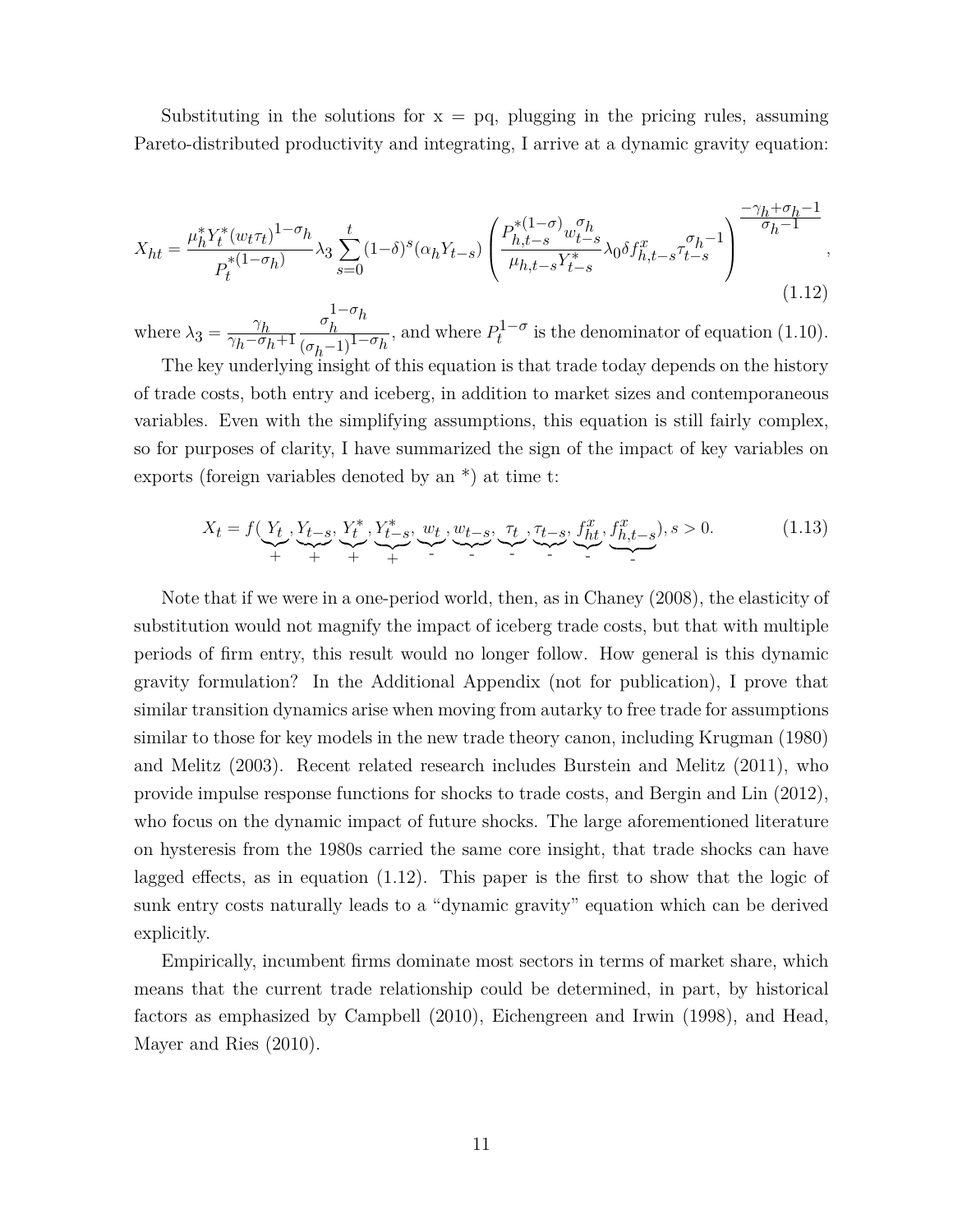Substituting in the solutions for x = pq, plugging in the pricing rules, assuming Pareto-distributed productivity and integrating, I arrive at a dynamic gravity equation:

$$X_{ht} = \frac{\mu_h^* Y_t^* (w_t \tau_t)^{1-\sigma_h}}{P_t^{*(1-\sigma_h)}} \lambda_3 \sum_{s=0}^{t} (1-\delta)^s (\alpha_h Y_{t-s}) \left( \frac{P_{h,t-s}^{*(1-\sigma)} w_{t-s}^{\sigma_h}}{\mu_{h,t-s} Y_{t-s}^*} \lambda_0 \delta f_{h,t-s}^x \tau_{t-s}^{\sigma_h - 1} \right)^{\frac{-\gamma_h + \sigma_h - 1}{\sigma_h - 1}}, \tag{1.12}$$

where $\lambda_3 = \frac{\gamma_h}{\gamma_h - \sigma_h + 1} \frac{\sigma_h^{1-\sigma_h}}{(\sigma_h - 1)^{1-\sigma_h}}$, and where $P_t^{1-\sigma}$ is the denominator of equation (1.10).

The key underlying insight of this equation is that trade today depends on the history of trade costs, both entry and iceberg, in addition to market sizes and contemporaneous variables. Even with the simplifying assumptions, this equation is still fairly complex, so for purposes of clarity, I have summarized the sign of the impact of key variables on exports (foreign variables denoted by an *) at time t:

$$X_t = f(\underbrace{Y_t}_{+}, \underbrace{Y_{t-s}}_{+}, \underbrace{Y_t^*}_{+}, \underbrace{Y_{t-s}^*}_{+}, \underbrace{w_t}_{-}, \underbrace{w_{t-s}}_{-}, \underbrace{\tau_t}_{-}, \underbrace{\tau_{t-s}}_{-}, \underbrace{f_{ht}^x}_{-}, \underbrace{f_{h,t-s}^x}_{-}), s > 0. \tag{1.13}$$

Note that if we were in a one-period world, then, as in Chaney (2008), the elasticity of substitution would not magnify the impact of iceberg trade costs, but that with multiple periods of firm entry, this result would no longer follow. How general is this dynamic gravity formulation? In the Additional Appendix (not for publication), I prove that similar transition dynamics arise when moving from autarky to free trade for assumptions similar to those for key models in the new trade theory canon, including Krugman (1980) and Melitz (2003). Recent related research includes Burstein and Melitz (2011), who provide impulse response functions for shocks to trade costs, and Bergin and Lin (2012), who focus on the dynamic impact of future shocks. The large aforementioned literature on hysteresis from the 1980s carried the same core insight, that trade shocks can have lagged effects, as in equation (1.12). This paper is the first to show that the logic of sunk entry costs naturally leads to a "dynamic gravity" equation which can be derived explicitly.

Empirically, incumbent firms dominate most sectors in terms of market share, which means that the current trade relationship could be determined, in part, by historical factors as emphasized by Campbell (2010), Eichengreen and Irwin (1998), and Head, Mayer and Ries (2010).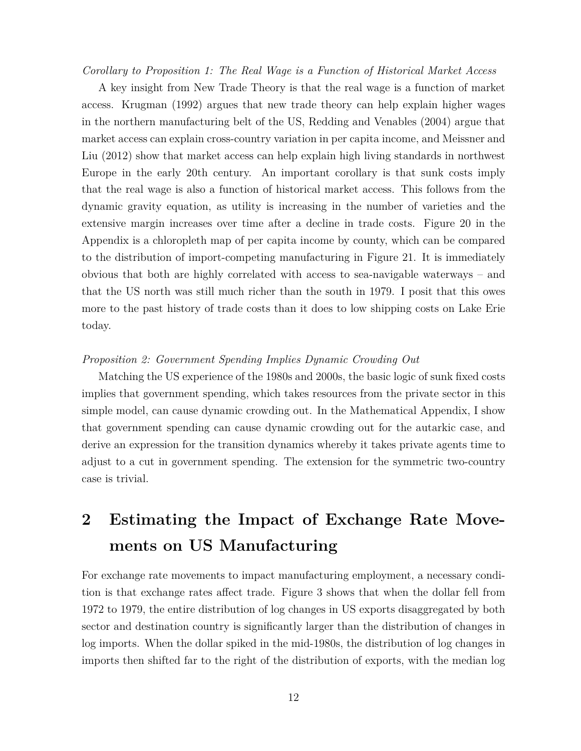*Corollary to Proposition 1: The Real Wage is a Function of Historical Market Access*

A key insight from New Trade Theory is that the real wage is a function of market access. Krugman (1992) argues that new trade theory can help explain higher wages in the northern manufacturing belt of the US, Redding and Venables (2004) argue that market access can explain cross-country variation in per capita income, and Meissner and Liu (2012) show that market access can help explain high living standards in northwest Europe in the early 20th century. An important corollary is that sunk costs imply that the real wage is also a function of historical market access. This follows from the dynamic gravity equation, as utility is increasing in the number of varieties and the extensive margin increases over time after a decline in trade costs. Figure 20 in the Appendix is a chloropleth map of per capita income by county, which can be compared to the distribution of import-competing manufacturing in Figure 21. It is immediately obvious that both are highly correlated with access to sea-navigable waterways – and that the US north was still much richer than the south in 1979. I posit that this owes more to the past history of trade costs than it does to low shipping costs on Lake Erie today.

*Proposition 2: Government Spending Implies Dynamic Crowding Out*

Matching the US experience of the 1980s and 2000s, the basic logic of sunk fixed costs implies that government spending, which takes resources from the private sector in this simple model, can cause dynamic crowding out. In the Mathematical Appendix, I show that government spending can cause dynamic crowding out for the autarkic case, and derive an expression for the transition dynamics whereby it takes private agents time to adjust to a cut in government spending. The extension for the symmetric two-country case is trivial.

# 2 Estimating the Impact of Exchange Rate Movements on US Manufacturing

For exchange rate movements to impact manufacturing employment, a necessary condition is that exchange rates affect trade. Figure 3 shows that when the dollar fell from 1972 to 1979, the entire distribution of log changes in US exports disaggregated by both sector and destination country is significantly larger than the distribution of changes in log imports. When the dollar spiked in the mid-1980s, the distribution of log changes in imports then shifted far to the right of the distribution of exports, with the median log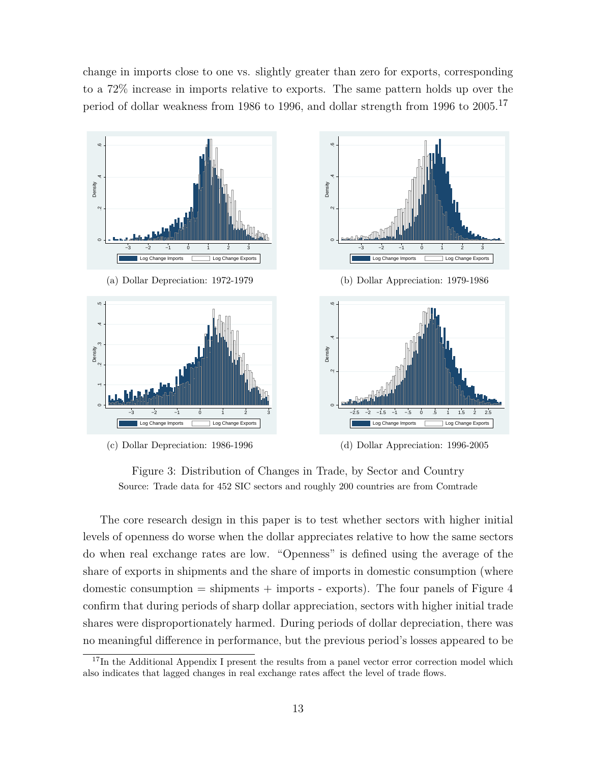change in imports close to one vs. slightly greater than zero for exports, corresponding to a 72% increase in imports relative to exports. The same pattern holds up over the period of dollar weakness from 1986 to 1996, and dollar strength from 1996 to 2005.[17]

(a) Dollar Depreciation: 1972-1979

(b) Dollar Appreciation: 1979-1986

(c) Dollar Depreciation: 1986-1996

(d) Dollar Appreciation: 1996-2005

Figure 3: Distribution of Changes in Trade, by Sector and Country

Source: Trade data for 452 SIC sectors and roughly 200 countries are from Comtrade

The core research design in this paper is to test whether sectors with higher initial levels of openness do worse when the dollar appreciates relative to how the same sectors do when real exchange rates are low. "Openness" is defined using the average of the share of exports in shipments and the share of imports in domestic consumption (where domestic consumption = shipments + imports - exports). The four panels of Figure 4 confirm that during periods of sharp dollar appreciation, sectors with higher initial trade shares were disproportionately harmed. During periods of dollar depreciation, there was no meaningful difference in performance, but the previous period's losses appeared to be

[17] In the Additional Appendix I present the results from a panel vector error correction model which also indicates that lagged changes in real exchange rates affect the level of trade flows.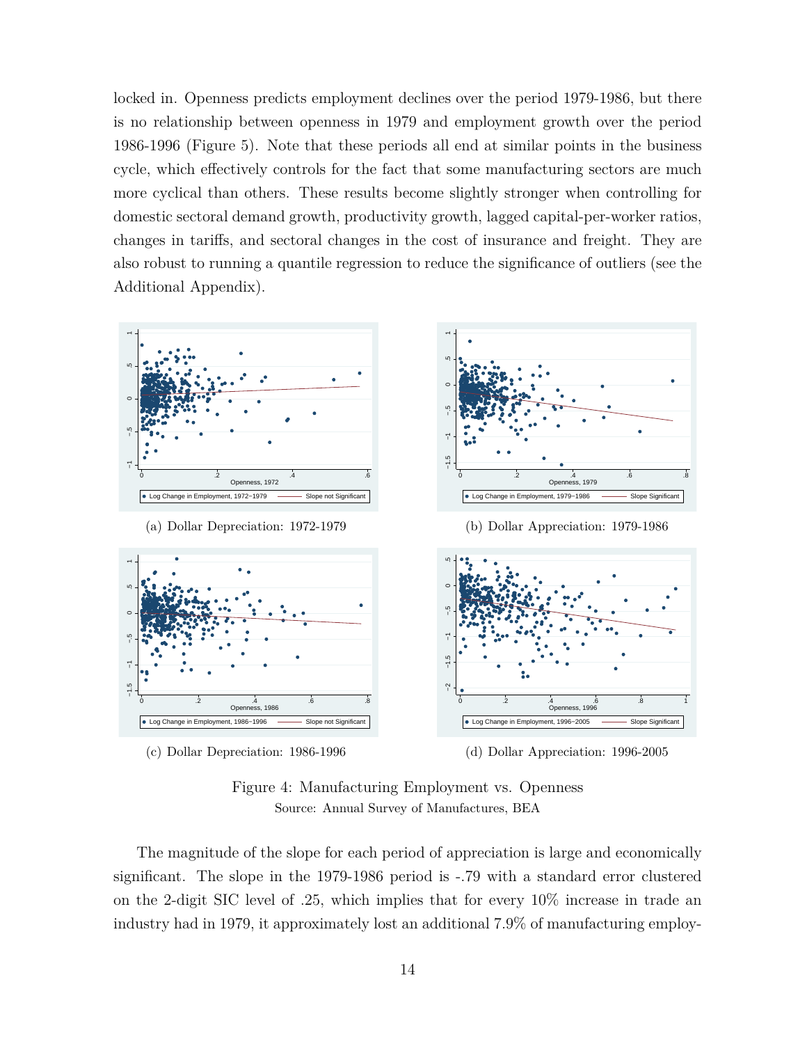locked in. Openness predicts employment declines over the period 1979-1986, but there is no relationship between openness in 1979 and employment growth over the period 1986-1996 (Figure 5). Note that these periods all end at similar points in the business cycle, which effectively controls for the fact that some manufacturing sectors are much more cyclical than others. These results become slightly stronger when controlling for domestic sectoral demand growth, productivity growth, lagged capital-per-worker ratios, changes in tariffs, and sectoral changes in the cost of insurance and freight. They are also robust to running a quantile regression to reduce the significance of outliers (see the Additional Appendix).

(a) Dollar Depreciation: 1972-1979

(b) Dollar Appreciation: 1979-1986

(c) Dollar Depreciation: 1986-1996

(d) Dollar Appreciation: 1996-2005

Figure 4: Manufacturing Employment vs. Openness
Source: Annual Survey of Manufactures, BEA

The magnitude of the slope for each period of appreciation is large and economically significant. The slope in the 1979-1986 period is -.79 with a standard error clustered on the 2-digit SIC level of .25, which implies that for every 10% increase in trade an industry had in 1979, it approximately lost an additional 7.9% of manufacturing employ-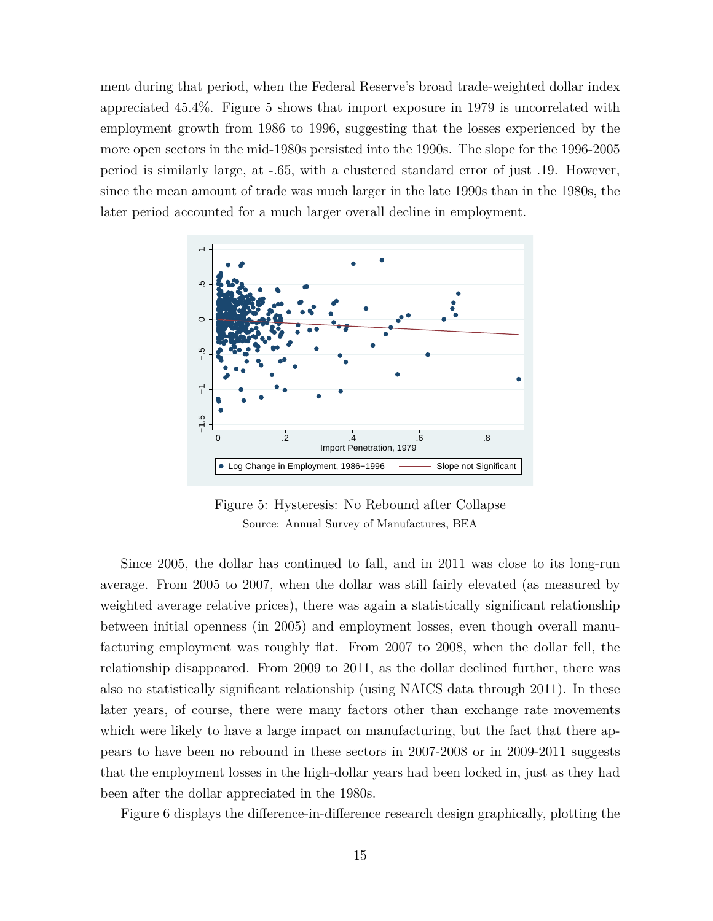ment during that period, when the Federal Reserve's broad trade-weighted dollar index appreciated 45.4%. Figure 5 shows that import exposure in 1979 is uncorrelated with employment growth from 1986 to 1996, suggesting that the losses experienced by the more open sectors in the mid-1980s persisted into the 1990s. The slope for the 1996-2005 period is similarly large, at -.65, with a clustered standard error of just .19. However, since the mean amount of trade was much larger in the late 1990s than in the 1980s, the later period accounted for a much larger overall decline in employment.

Figure 5: Hysteresis: No Rebound after Collapse
Source: Annual Survey of Manufactures, BEA

Since 2005, the dollar has continued to fall, and in 2011 was close to its long-run average. From 2005 to 2007, when the dollar was still fairly elevated (as measured by weighted average relative prices), there was again a statistically significant relationship between initial openness (in 2005) and employment losses, even though overall manufacturing employment was roughly flat. From 2007 to 2008, when the dollar fell, the relationship disappeared. From 2009 to 2011, as the dollar declined further, there was also no statistically significant relationship (using NAICS data through 2011). In these later years, of course, there were many factors other than exchange rate movements which were likely to have a large impact on manufacturing, but the fact that there appears to have been no rebound in these sectors in 2007-2008 or in 2009-2011 suggests that the employment losses in the high-dollar years had been locked in, just as they had been after the dollar appreciated in the 1980s.

Figure 6 displays the difference-in-difference research design graphically, plotting the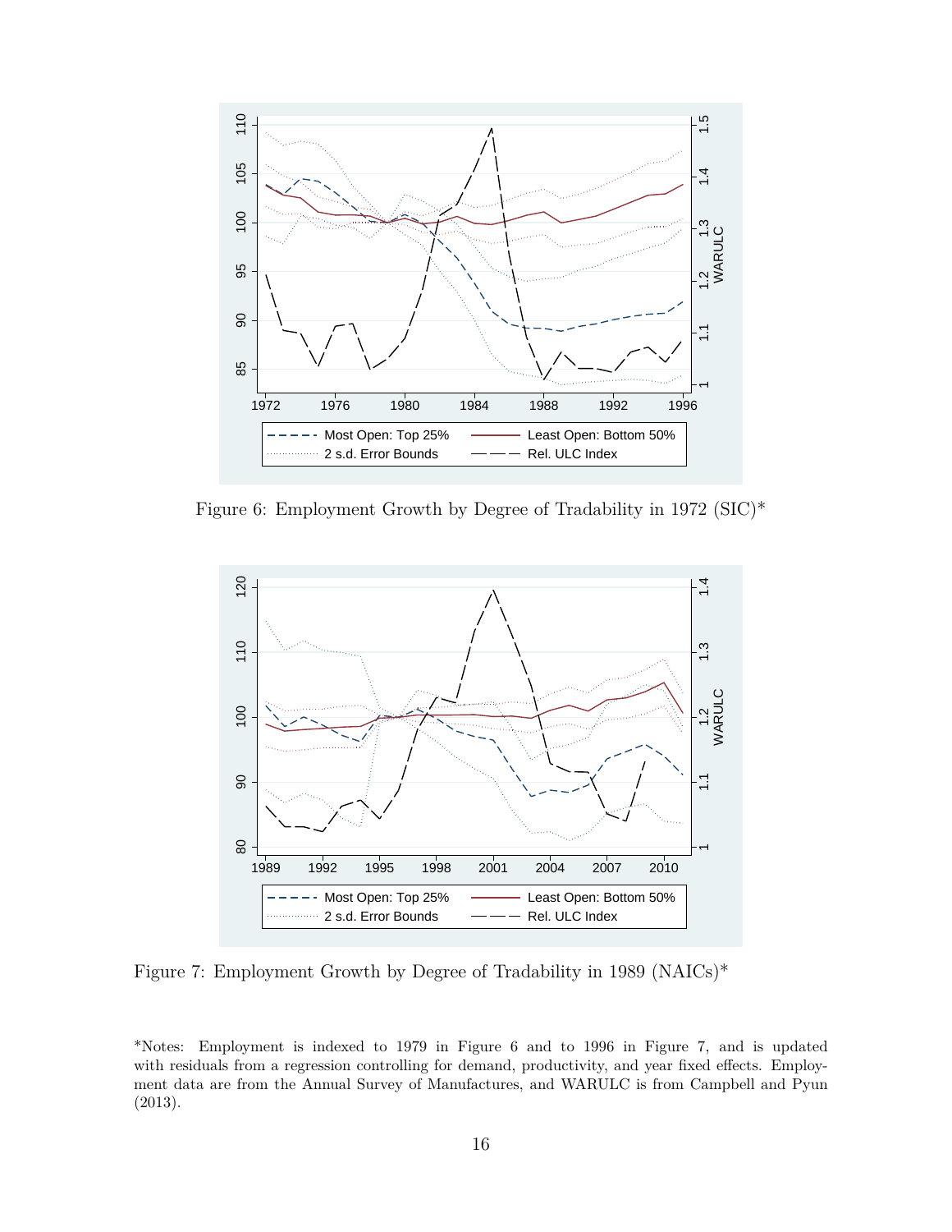Figure 6: Employment Growth by Degree of Tradability in 1972 (SIC)*

Figure 7: Employment Growth by Degree of Tradability in 1989 (NAICs)*

*Notes: Employment is indexed to 1979 in Figure 6 and to 1996 in Figure 7, and is updated with residuals from a regression controlling for demand, productivity, and year fixed effects. Employment data are from the Annual Survey of Manufactures, and WARULC is from Campbell and Pyun (2013).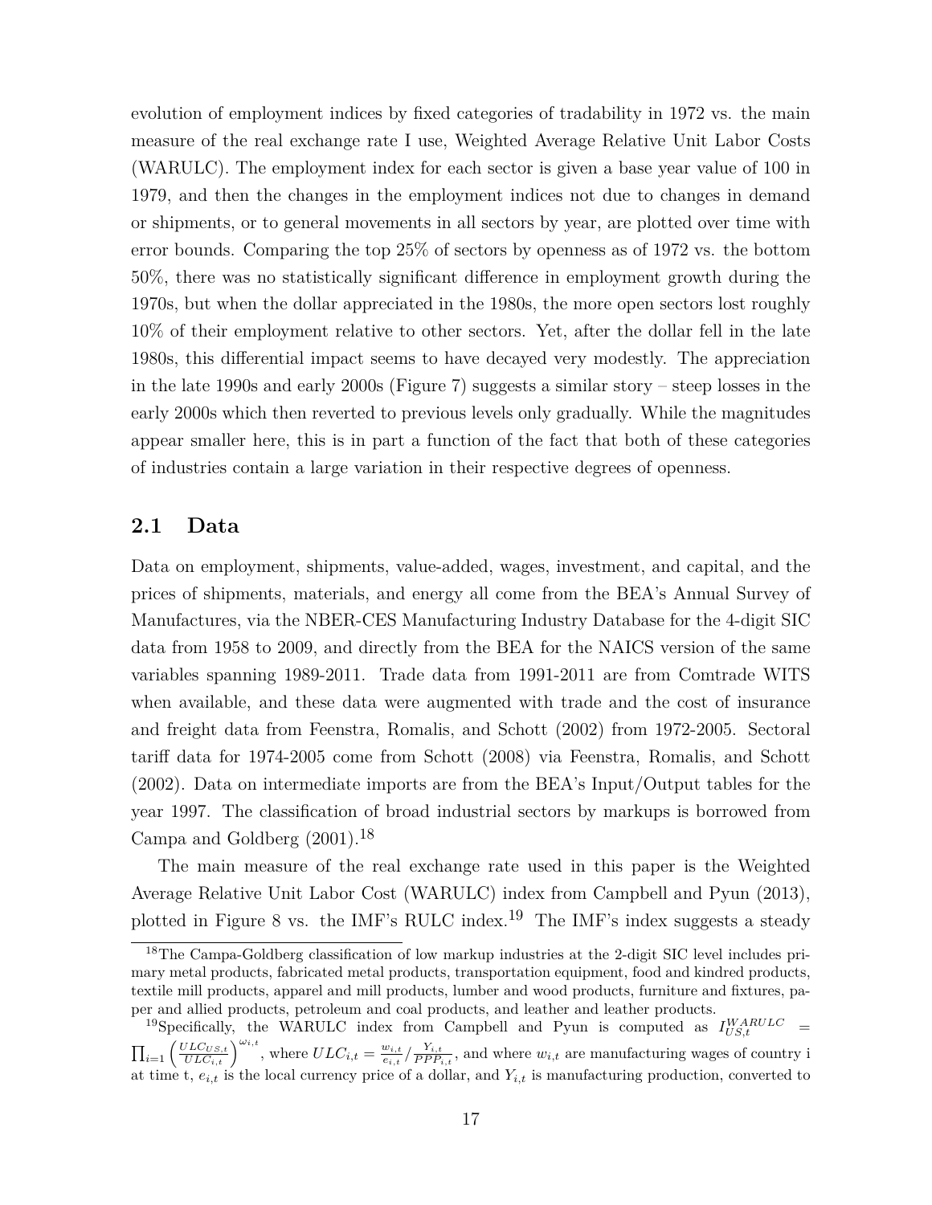evolution of employment indices by fixed categories of tradability in 1972 vs. the main measure of the real exchange rate I use, Weighted Average Relative Unit Labor Costs (WARULC). The employment index for each sector is given a base year value of 100 in 1979, and then the changes in the employment indices not due to changes in demand or shipments, or to general movements in all sectors by year, are plotted over time with error bounds. Comparing the top 25% of sectors by openness as of 1972 vs. the bottom 50%, there was no statistically significant difference in employment growth during the 1970s, but when the dollar appreciated in the 1980s, the more open sectors lost roughly 10% of their employment relative to other sectors. Yet, after the dollar fell in the late 1980s, this differential impact seems to have decayed very modestly. The appreciation in the late 1990s and early 2000s (Figure 7) suggests a similar story – steep losses in the early 2000s which then reverted to previous levels only gradually. While the magnitudes appear smaller here, this is in part a function of the fact that both of these categories of industries contain a large variation in their respective degrees of openness.

## 2.1 Data

Data on employment, shipments, value-added, wages, investment, and capital, and the prices of shipments, materials, and energy all come from the BEA's Annual Survey of Manufactures, via the NBER-CES Manufacturing Industry Database for the 4-digit SIC data from 1958 to 2009, and directly from the BEA for the NAICS version of the same variables spanning 1989-2011. Trade data from 1991-2011 are from Comtrade WITS when available, and these data were augmented with trade and the cost of insurance and freight data from Feenstra, Romalis, and Schott (2002) from 1972-2005. Sectoral tariff data for 1974-2005 come from Schott (2008) via Feenstra, Romalis, and Schott (2002). Data on intermediate imports are from the BEA's Input/Output tables for the year 1997. The classification of broad industrial sectors by markups is borrowed from Campa and Goldberg (2001).[18]

The main measure of the real exchange rate used in this paper is the Weighted Average Relative Unit Labor Cost (WARULC) index from Campbell and Pyun (2013), plotted in Figure 8 vs. the IMF's RULC index.[19] The IMF's index suggests a steady

[18] The Campa-Goldberg classification of low markup industries at the 2-digit SIC level includes primary metal products, fabricated metal products, transportation equipment, food and kindred products, textile mill products, apparel and mill products, lumber and wood products, furniture and fixtures, paper and allied products, petroleum and coal products, and leather and leather products.

[19] Specifically, the WARULC index from Campbell and Pyun is computed as $I_{US,t}^{WARULC} = \prod_{i=1} \left(\frac{ULC_{US,t}}{ULC_{i,t}}\right)^{\omega_{i,t}}$, where $ULC_{i,t} = \frac{w_{i,t}}{e_{i,t}} / \frac{Y_{i,t}}{PPP_{i,t}}$, and where $w_{i,t}$ are manufacturing wages of country i at time t, $e_{i,t}$ is the local currency price of a dollar, and $Y_{i,t}$ is manufacturing production, converted to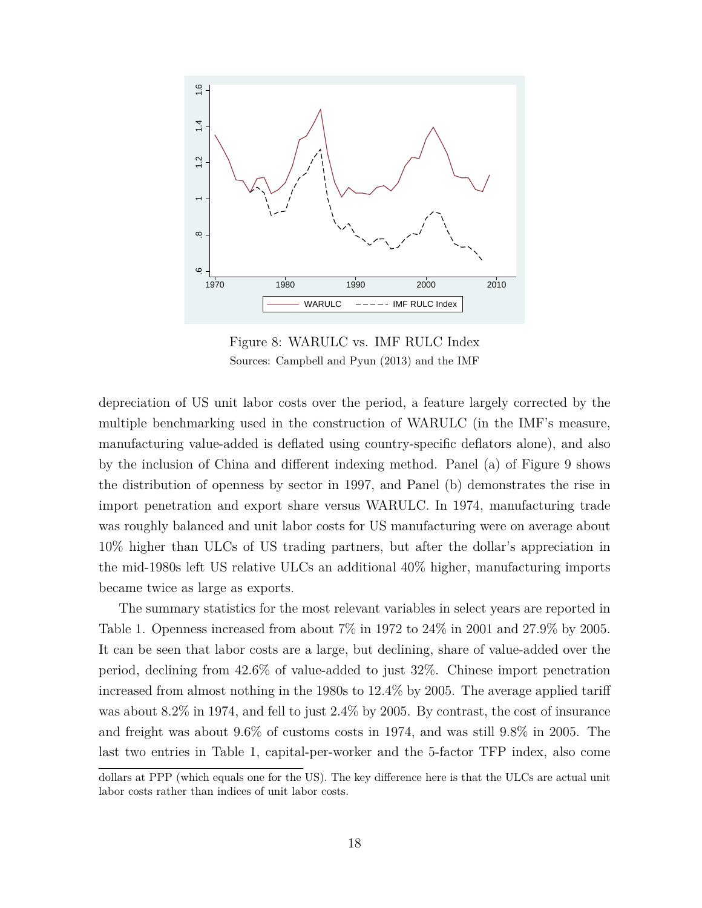Figure 8: WARULC vs. IMF RULC Index

Sources: Campbell and Pyun (2013) and the IMF

depreciation of US unit labor costs over the period, a feature largely corrected by the multiple benchmarking used in the construction of WARULC (in the IMF's measure, manufacturing value-added is deflated using country-specific deflators alone), and also by the inclusion of China and different indexing method. Panel (a) of Figure 9 shows the distribution of openness by sector in 1997, and Panel (b) demonstrates the rise in import penetration and export share versus WARULC. In 1974, manufacturing trade was roughly balanced and unit labor costs for US manufacturing were on average about 10% higher than ULCs of US trading partners, but after the dollar's appreciation in the mid-1980s left US relative ULCs an additional 40% higher, manufacturing imports became twice as large as exports.

The summary statistics for the most relevant variables in select years are reported in Table 1. Openness increased from about 7% in 1972 to 24% in 2001 and 27.9% by 2005. It can be seen that labor costs are a large, but declining, share of value-added over the period, declining from 42.6% of value-added to just 32%. Chinese import penetration increased from almost nothing in the 1980s to 12.4% by 2005. The average applied tariff was about 8.2% in 1974, and fell to just 2.4% by 2005. By contrast, the cost of insurance and freight was about 9.6% of customs costs in 1974, and was still 9.8% in 2005. The last two entries in Table 1, capital-per-worker and the 5-factor TFP index, also come

dollars at PPP (which equals one for the US). The key difference here is that the ULCs are actual unit labor costs rather than indices of unit labor costs.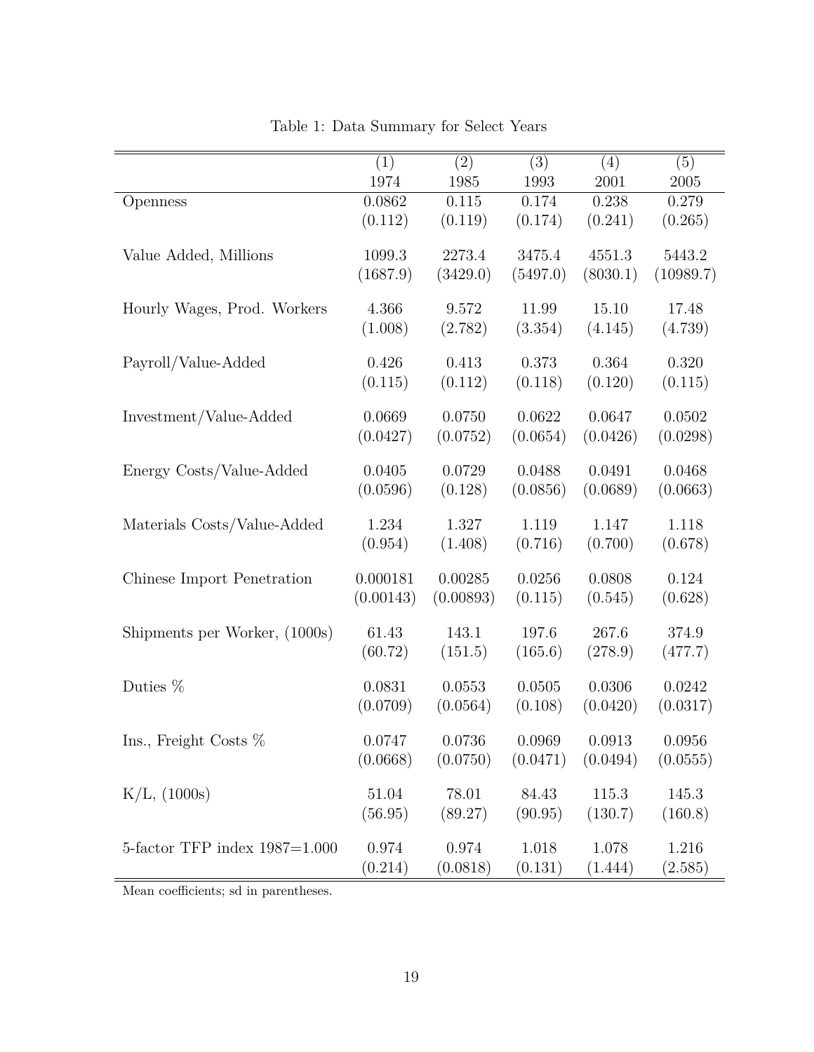Table 1: Data Summary for Select Years

| | (1) 1974 | (2) 1985 | (3) 1993 | (4) 2001 | (5) 2005 |
|---|---|---|---|---|---|
| Openness | 0.0862 | 0.115 | 0.174 | 0.238 | 0.279 |
| | (0.112) | (0.119) | (0.174) | (0.241) | (0.265) |
| Value Added, Millions | 1099.3 | 2273.4 | 3475.4 | 4551.3 | 5443.2 |
| | (1687.9) | (3429.0) | (5497.0) | (8030.1) | (10989.7) |
| Hourly Wages, Prod. Workers | 4.366 | 9.572 | 11.99 | 15.10 | 17.48 |
| | (1.008) | (2.782) | (3.354) | (4.145) | (4.739) |
| Payroll/Value-Added | 0.426 | 0.413 | 0.373 | 0.364 | 0.320 |
| | (0.115) | (0.112) | (0.118) | (0.120) | (0.115) |
| Investment/Value-Added | 0.0669 | 0.0750 | 0.0622 | 0.0647 | 0.0502 |
| | (0.0427) | (0.0752) | (0.0654) | (0.0426) | (0.0298) |
| Energy Costs/Value-Added | 0.0405 | 0.0729 | 0.0488 | 0.0491 | 0.0468 |
| | (0.0596) | (0.128) | (0.0856) | (0.0689) | (0.0663) |
| Materials Costs/Value-Added | 1.234 | 1.327 | 1.119 | 1.147 | 1.118 |
| | (0.954) | (1.408) | (0.716) | (0.700) | (0.678) |
| Chinese Import Penetration | 0.000181 | 0.00285 | 0.0256 | 0.0808 | 0.124 |
| | (0.00143) | (0.00893) | (0.115) | (0.545) | (0.628) |
| Shipments per Worker, (1000s) | 61.43 | 143.1 | 197.6 | 267.6 | 374.9 |
| | (60.72) | (151.5) | (165.6) | (278.9) | (477.7) |
| Duties % | 0.0831 | 0.0553 | 0.0505 | 0.0306 | 0.0242 |
| | (0.0709) | (0.0564) | (0.108) | (0.0420) | (0.0317) |
| Ins., Freight Costs % | 0.0747 | 0.0736 | 0.0969 | 0.0913 | 0.0956 |
| | (0.0668) | (0.0750) | (0.0471) | (0.0494) | (0.0555) |
| K/L, (1000s) | 51.04 | 78.01 | 84.43 | 115.3 | 145.3 |
| | (56.95) | (89.27) | (90.95) | (130.7) | (160.8) |
| 5-factor TFP index 1987=1.000 | 0.974 | 0.974 | 1.018 | 1.078 | 1.216 |
| | (0.214) | (0.0818) | (0.131) | (1.444) | (2.585) |

Mean coefficients; sd in parentheses.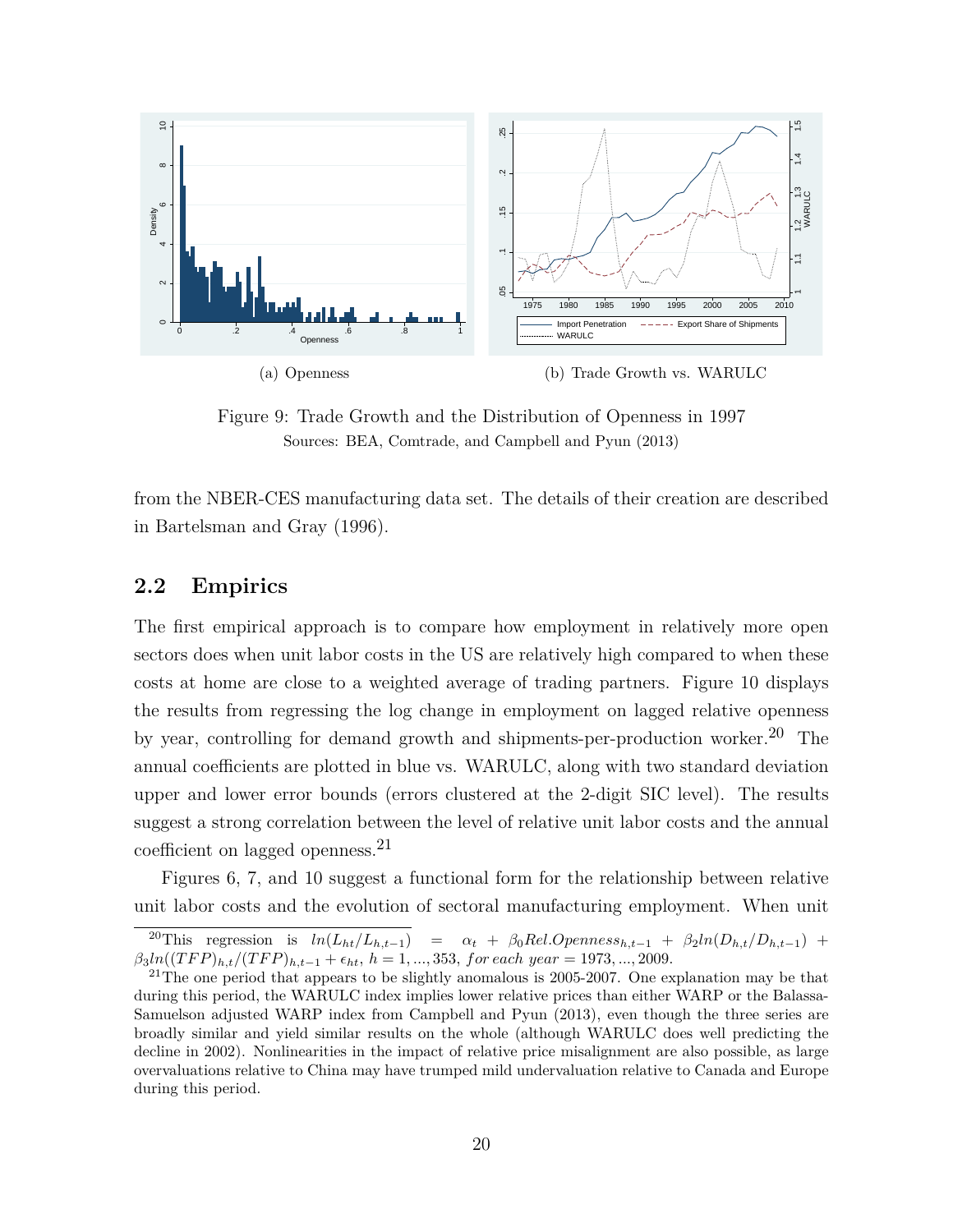(a) Openness

(b) Trade Growth vs. WARULC

Figure 9: Trade Growth and the Distribution of Openness in 1997
Sources: BEA, Comtrade, and Campbell and Pyun (2013)

from the NBER-CES manufacturing data set. The details of their creation are described in Bartelsman and Gray (1996).

## 2.2 Empirics

The first empirical approach is to compare how employment in relatively more open sectors does when unit labor costs in the US are relatively high compared to when these costs at home are close to a weighted average of trading partners. Figure 10 displays the results from regressing the log change in employment on lagged relative openness by year, controlling for demand growth and shipments-per-production worker.[20] The annual coefficients are plotted in blue vs. WARULC, along with two standard deviation upper and lower error bounds (errors clustered at the 2-digit SIC level). The results suggest a strong correlation between the level of relative unit labor costs and the annual coefficient on lagged openness.[21]

Figures 6, 7, and 10 suggest a functional form for the relationship between relative unit labor costs and the evolution of sectoral manufacturing employment. When unit

[20]This regression is $ln(L_{ht}/L_{h,t-1}) = \alpha_t + \beta_0 Rel.Openness_{h,t-1} + \beta_2 ln(D_{h,t}/D_{h,t-1}) + \beta_3 ln((TFP)_{h,t}/(TFP)_{h,t-1} + \epsilon_{ht}$, $h = 1, ..., 353$, $for\ each\ year = 1973, ..., 2009$.

[21]The one period that appears to be slightly anomalous is 2005-2007. One explanation may be that during this period, the WARULC index implies lower relative prices than either WARP or the Balassa-Samuelson adjusted WARP index from Campbell and Pyun (2013), even though the three series are broadly similar and yield similar results on the whole (although WARULC does well predicting the decline in 2002). Nonlinearities in the impact of relative price misalignment are also possible, as large overvaluations relative to China may have trumped mild undervaluation relative to Canada and Europe during this period.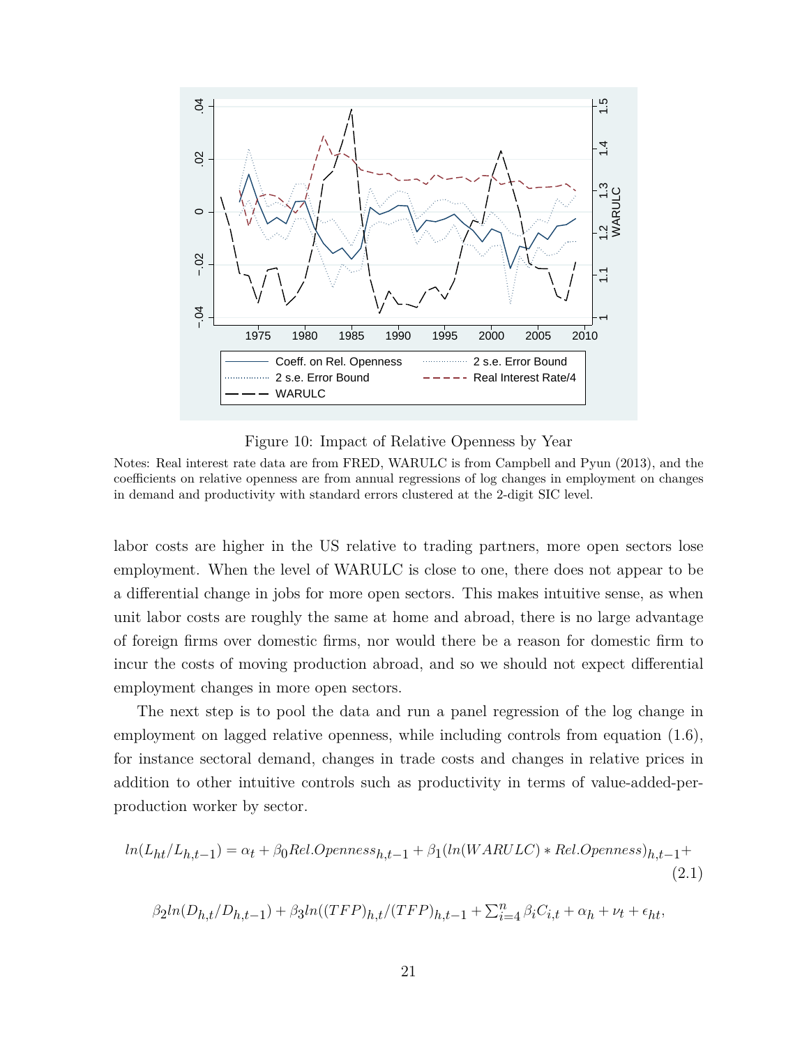Figure 10: Impact of Relative Openness by Year

Notes: Real interest rate data are from FRED, WARULC is from Campbell and Pyun (2013), and the coefficients on relative openness are from annual regressions of log changes in employment on changes in demand and productivity with standard errors clustered at the 2-digit SIC level.

labor costs are higher in the US relative to trading partners, more open sectors lose employment. When the level of WARULC is close to one, there does not appear to be a differential change in jobs for more open sectors. This makes intuitive sense, as when unit labor costs are roughly the same at home and abroad, there is no large advantage of foreign firms over domestic firms, nor would there be a reason for domestic firm to incur the costs of moving production abroad, and so we should not expect differential employment changes in more open sectors.

The next step is to pool the data and run a panel regression of the log change in employment on lagged relative openness, while including controls from equation (1.6), for instance sectoral demand, changes in trade costs and changes in relative prices in addition to other intuitive controls such as productivity in terms of value-added-per-production worker by sector.

$$ln(L_{ht}/L_{h,t-1}) = \alpha_t + \beta_0 Rel.Openness_{h,t-1} + \beta_1 (ln(WARULC) * Rel.Openness)_{h,t-1} + \quad (2.1)$$

$$\beta_2 ln(D_{h,t}/D_{h,t-1}) + \beta_3 ln((TFP)_{h,t}/(TFP)_{h,t-1} + \sum_{i=4}^{n} \beta_i C_{i,t} + \alpha_h + \nu_t + \epsilon_{ht},$$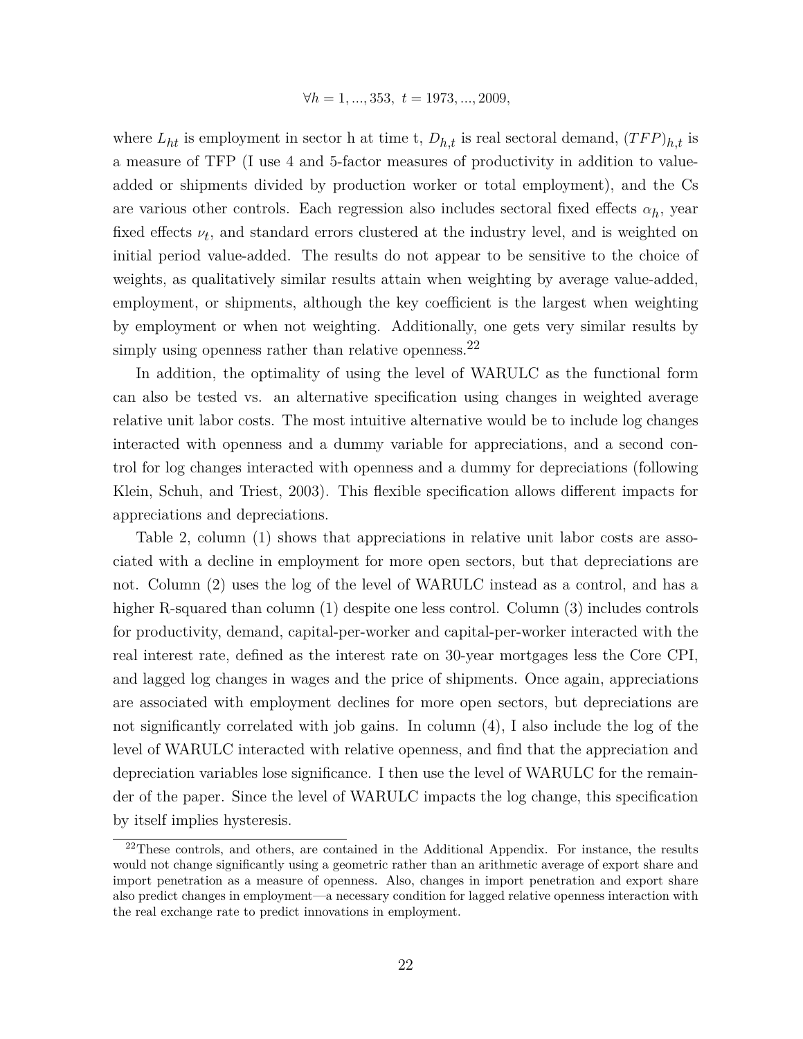$$\forall h = 1, ..., 353, \; t = 1973, ..., 2009,$$

where $L_{ht}$ is employment in sector h at time t, $D_{h,t}$ is real sectoral demand, $(TFP)_{h,t}$ is a measure of TFP (I use 4 and 5-factor measures of productivity in addition to value-added or shipments divided by production worker or total employment), and the Cs are various other controls. Each regression also includes sectoral fixed effects $\alpha_h$, year fixed effects $\nu_t$, and standard errors clustered at the industry level, and is weighted on initial period value-added. The results do not appear to be sensitive to the choice of weights, as qualitatively similar results attain when weighting by average value-added, employment, or shipments, although the key coefficient is the largest when weighting by employment or when not weighting. Additionally, one gets very similar results by simply using openness rather than relative openness.[22]

In addition, the optimality of using the level of WARULC as the functional form can also be tested vs. an alternative specification using changes in weighted average relative unit labor costs. The most intuitive alternative would be to include log changes interacted with openness and a dummy variable for appreciations, and a second control for log changes interacted with openness and a dummy for depreciations (following Klein, Schuh, and Triest, 2003). This flexible specification allows different impacts for appreciations and depreciations.

Table 2, column (1) shows that appreciations in relative unit labor costs are associated with a decline in employment for more open sectors, but that depreciations are not. Column (2) uses the log of the level of WARULC instead as a control, and has a higher R-squared than column (1) despite one less control. Column (3) includes controls for productivity, demand, capital-per-worker and capital-per-worker interacted with the real interest rate, defined as the interest rate on 30-year mortgages less the Core CPI, and lagged log changes in wages and the price of shipments. Once again, appreciations are associated with employment declines for more open sectors, but depreciations are not significantly correlated with job gains. In column (4), I also include the log of the level of WARULC interacted with relative openness, and find that the appreciation and depreciation variables lose significance. I then use the level of WARULC for the remainder of the paper. Since the level of WARULC impacts the log change, this specification by itself implies hysteresis.

[22] These controls, and others, are contained in the Additional Appendix. For instance, the results would not change significantly using a geometric rather than an arithmetic average of export share and import penetration as a measure of openness. Also, changes in import penetration and export share also predict changes in employment—a necessary condition for lagged relative openness interaction with the real exchange rate to predict innovations in employment.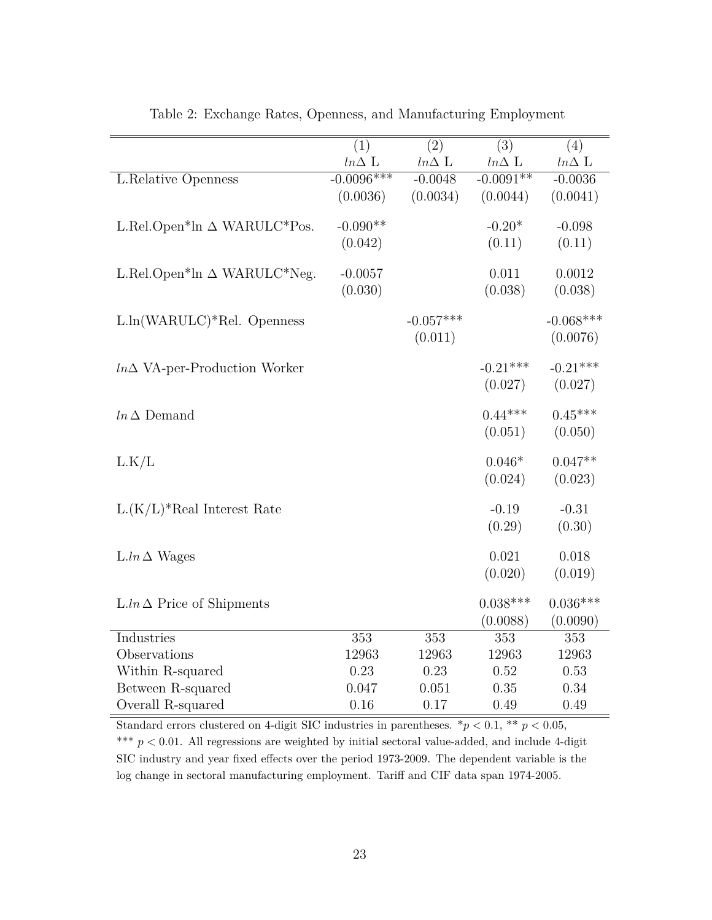Table 2: Exchange Rates, Openness, and Manufacturing Employment

| | (1) | (2) | (3) | (4) |
|---|---|---|---|---|
| | $ln\Delta$ L | $ln\Delta$ L | $ln\Delta$ L | $ln\Delta$ L |
| L.Relative Openness | -0.0096*** | -0.0048 | -0.0091** | -0.0036 |
| | (0.0036) | (0.0034) | (0.0044) | (0.0041) |
| L.Rel.Open*ln $\Delta$ WARULC*Pos. | -0.090** | | -0.20* | -0.098 |
| | (0.042) | | (0.11) | (0.11) |
| L.Rel.Open*ln $\Delta$ WARULC*Neg. | -0.0057 | | 0.011 | 0.0012 |
| | (0.030) | | (0.038) | (0.038) |
| L.ln(WARULC)*Rel. Openness | | -0.057*** | | -0.068*** |
| | | (0.011) | | (0.0076) |
| $ln\Delta$ VA-per-Production Worker | | | -0.21*** | -0.21*** |
| | | | (0.027) | (0.027) |
| $ln\,\Delta$ Demand | | | 0.44*** | 0.45*** |
| | | | (0.051) | (0.050) |
| L.K/L | | | 0.046* | 0.047** |
| | | | (0.024) | (0.023) |
| L.(K/L)*Real Interest Rate | | | -0.19 | -0.31 |
| | | | (0.29) | (0.30) |
| L.$ln\,\Delta$ Wages | | | 0.021 | 0.018 |
| | | | (0.020) | (0.019) |
| L.$ln\,\Delta$ Price of Shipments | | | 0.038*** | 0.036*** |
| | | | (0.0088) | (0.0090) |
| Industries | 353 | 353 | 353 | 353 |
| Observations | 12963 | 12963 | 12963 | 12963 |
| Within R-squared | 0.23 | 0.23 | 0.52 | 0.53 |
| Between R-squared | 0.047 | 0.051 | 0.35 | 0.34 |
| Overall R-squared | 0.16 | 0.17 | 0.49 | 0.49 |

Standard errors clustered on 4-digit SIC industries in parentheses. *$p < 0.1$, ** $p < 0.05$, *** $p < 0.01$. All regressions are weighted by initial sectoral value-added, and include 4-digit SIC industry and year fixed effects over the period 1973-2009. The dependent variable is the log change in sectoral manufacturing employment. Tariff and CIF data span 1974-2005.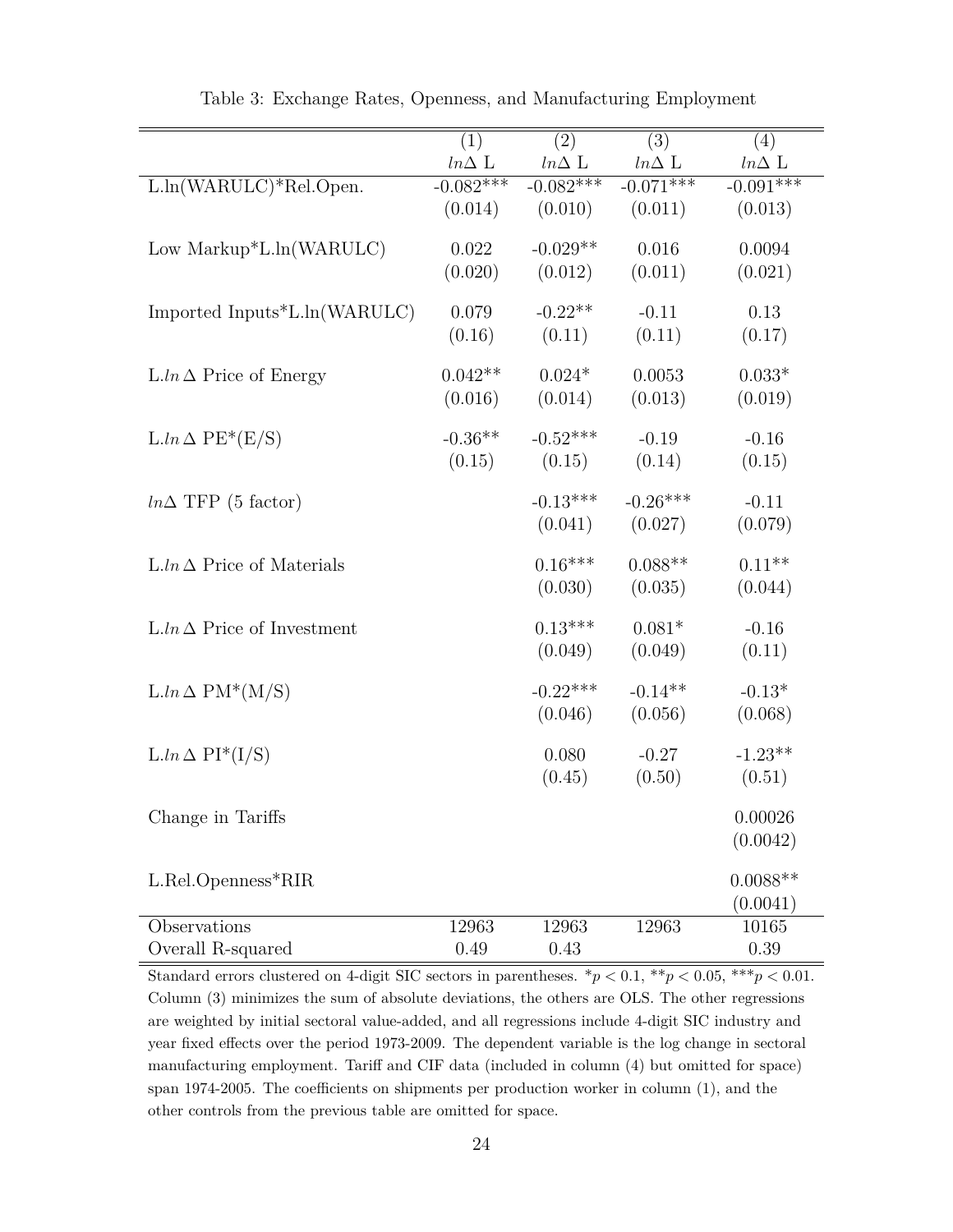Table 3: Exchange Rates, Openness, and Manufacturing Employment

| | (1) | (2) | (3) | (4) |
|---|---|---|---|---|
| | $ln\Delta$ L | $ln\Delta$ L | $ln\Delta$ L | $ln\Delta$ L |
| L.ln(WARULC)*Rel.Open. | -0.082*** | -0.082*** | -0.071*** | -0.091*** |
| | (0.014) | (0.010) | (0.011) | (0.013) |
| Low Markup*L.ln(WARULC) | 0.022 | -0.029** | 0.016 | 0.0094 |
| | (0.020) | (0.012) | (0.011) | (0.021) |
| Imported Inputs*L.ln(WARULC) | 0.079 | -0.22** | -0.11 | 0.13 |
| | (0.16) | (0.11) | (0.11) | (0.17) |
| L.$ln\,\Delta$ Price of Energy | 0.042** | 0.024* | 0.0053 | 0.033* |
| | (0.016) | (0.014) | (0.013) | (0.019) |
| L.$ln\,\Delta$ PE*(E/S) | -0.36** | -0.52*** | -0.19 | -0.16 |
| | (0.15) | (0.15) | (0.14) | (0.15) |
| $ln\Delta$ TFP (5 factor) | | -0.13*** | -0.26*** | -0.11 |
| | | (0.041) | (0.027) | (0.079) |
| L.$ln\,\Delta$ Price of Materials | | 0.16*** | 0.088** | 0.11** |
| | | (0.030) | (0.035) | (0.044) |
| L.$ln\,\Delta$ Price of Investment | | 0.13*** | 0.081* | -0.16 |
| | | (0.049) | (0.049) | (0.11) |
| L.$ln\,\Delta$ PM*(M/S) | | -0.22*** | -0.14** | -0.13* |
| | | (0.046) | (0.056) | (0.068) |
| L.$ln\,\Delta$ PI*(I/S) | | 0.080 | -0.27 | -1.23** |
| | | (0.45) | (0.50) | (0.51) |
| Change in Tariffs | | | | 0.00026 |
| | | | | (0.0042) |
| L.Rel.Openness*RIR | | | | 0.0088** |
| | | | | (0.0041) |
| Observations | 12963 | 12963 | 12963 | 10165 |
| Overall R-squared | 0.49 | 0.43 | | 0.39 |

Standard errors clustered on 4-digit SIC sectors in parentheses. $^{*}p < 0.1$, $^{**}p < 0.05$, $^{***}p < 0.01$. Column (3) minimizes the sum of absolute deviations, the others are OLS. The other regressions are weighted by initial sectoral value-added, and all regressions include 4-digit SIC industry and year fixed effects over the period 1973-2009. The dependent variable is the log change in sectoral manufacturing employment. Tariff and CIF data (included in column (4) but omitted for space) span 1974-2005. The coefficients on shipments per production worker in column (1), and the other controls from the previous table are omitted for space.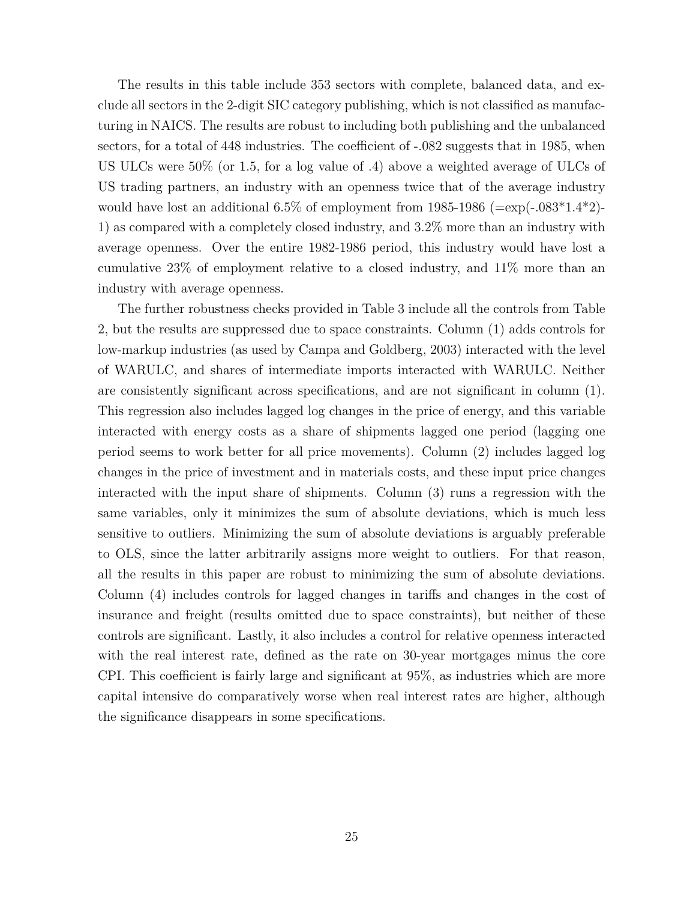The results in this table include 353 sectors with complete, balanced data, and exclude all sectors in the 2-digit SIC category publishing, which is not classified as manufacturing in NAICS. The results are robust to including both publishing and the unbalanced sectors, for a total of 448 industries. The coefficient of -.082 suggests that in 1985, when US ULCs were 50% (or 1.5, for a log value of .4) above a weighted average of ULCs of US trading partners, an industry with an openness twice that of the average industry would have lost an additional 6.5% of employment from 1985-1986 (=exp(-.083*1.4*2)-1) as compared with a completely closed industry, and 3.2% more than an industry with average openness. Over the entire 1982-1986 period, this industry would have lost a cumulative 23% of employment relative to a closed industry, and 11% more than an industry with average openness.

The further robustness checks provided in Table 3 include all the controls from Table 2, but the results are suppressed due to space constraints. Column (1) adds controls for low-markup industries (as used by Campa and Goldberg, 2003) interacted with the level of WARULC, and shares of intermediate imports interacted with WARULC. Neither are consistently significant across specifications, and are not significant in column (1). This regression also includes lagged log changes in the price of energy, and this variable interacted with energy costs as a share of shipments lagged one period (lagging one period seems to work better for all price movements). Column (2) includes lagged log changes in the price of investment and in materials costs, and these input price changes interacted with the input share of shipments. Column (3) runs a regression with the same variables, only it minimizes the sum of absolute deviations, which is much less sensitive to outliers. Minimizing the sum of absolute deviations is arguably preferable to OLS, since the latter arbitrarily assigns more weight to outliers. For that reason, all the results in this paper are robust to minimizing the sum of absolute deviations. Column (4) includes controls for lagged changes in tariffs and changes in the cost of insurance and freight (results omitted due to space constraints), but neither of these controls are significant. Lastly, it also includes a control for relative openness interacted with the real interest rate, defined as the rate on 30-year mortgages minus the core CPI. This coefficient is fairly large and significant at 95%, as industries which are more capital intensive do comparatively worse when real interest rates are higher, although the significance disappears in some specifications.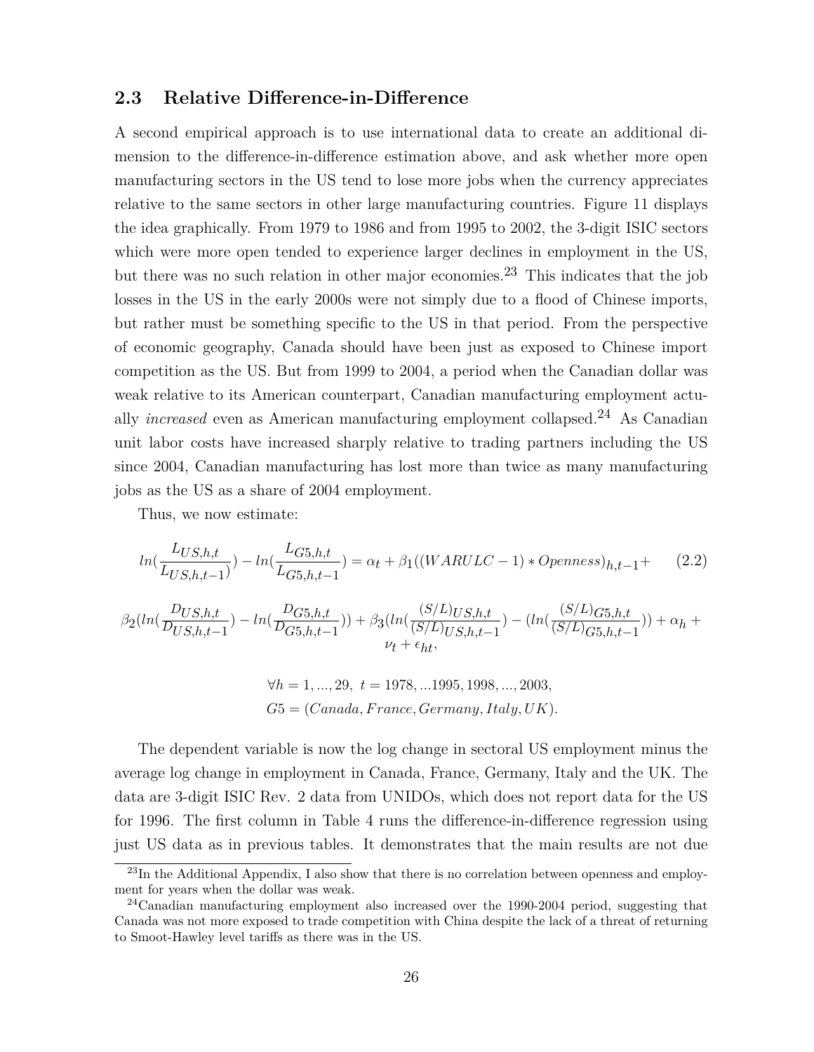## 2.3 Relative Difference-in-Difference

A second empirical approach is to use international data to create an additional dimension to the difference-in-difference estimation above, and ask whether more open manufacturing sectors in the US tend to lose more jobs when the currency appreciates relative to the same sectors in other large manufacturing countries. Figure 11 displays the idea graphically. From 1979 to 1986 and from 1995 to 2002, the 3-digit ISIC sectors which were more open tended to experience larger declines in employment in the US, but there was no such relation in other major economies.[23] This indicates that the job losses in the US in the early 2000s were not simply due to a flood of Chinese imports, but rather must be something specific to the US in that period. From the perspective of economic geography, Canada should have been just as exposed to Chinese import competition as the US. But from 1999 to 2004, a period when the Canadian dollar was weak relative to its American counterpart, Canadian manufacturing employment actually *increased* even as American manufacturing employment collapsed.[24] As Canadian unit labor costs have increased sharply relative to trading partners including the US since 2004, Canadian manufacturing has lost more than twice as many manufacturing jobs as the US as a share of 2004 employment.

Thus, we now estimate:

$$ln(\frac{L_{US,h,t}}{L_{US,h,t-1}}) - ln(\frac{L_{G5,h,t}}{L_{G5,h,t-1}}) = \alpha_t + \beta_1((WARULC-1)*Openness)_{h,t-1} + \quad (2.2)$$

$$\beta_2(ln(\frac{D_{US,h,t}}{D_{US,h,t-1}}) - ln(\frac{D_{G5,h,t}}{D_{G5,h,t-1}})) + \beta_3(ln(\frac{(S/L)_{US,h,t}}{(S/L)_{US,h,t-1}}) - (ln(\frac{(S/L)_{G5,h,t}}{(S/L)_{G5,h,t-1}})) + \alpha_h + \nu_t + \epsilon_{ht},$$

$$\forall h = 1,...,29,\ t = 1978,...1995,1998,...,2003,$$
$$G5 = (Canada, France, Germany, Italy, UK).$$

The dependent variable is now the log change in sectoral US employment minus the average log change in employment in Canada, France, Germany, Italy and the UK. The data are 3-digit ISIC Rev. 2 data from UNIDOs, which does not report data for the US for 1996. The first column in Table 4 runs the difference-in-difference regression using just US data as in previous tables. It demonstrates that the main results are not due

[23] In the Additional Appendix, I also show that there is no correlation between openness and employment for years when the dollar was weak.

[24] Canadian manufacturing employment also increased over the 1990-2004 period, suggesting that Canada was not more exposed to trade competition with China despite the lack of a threat of returning to Smoot-Hawley level tariffs as there was in the US.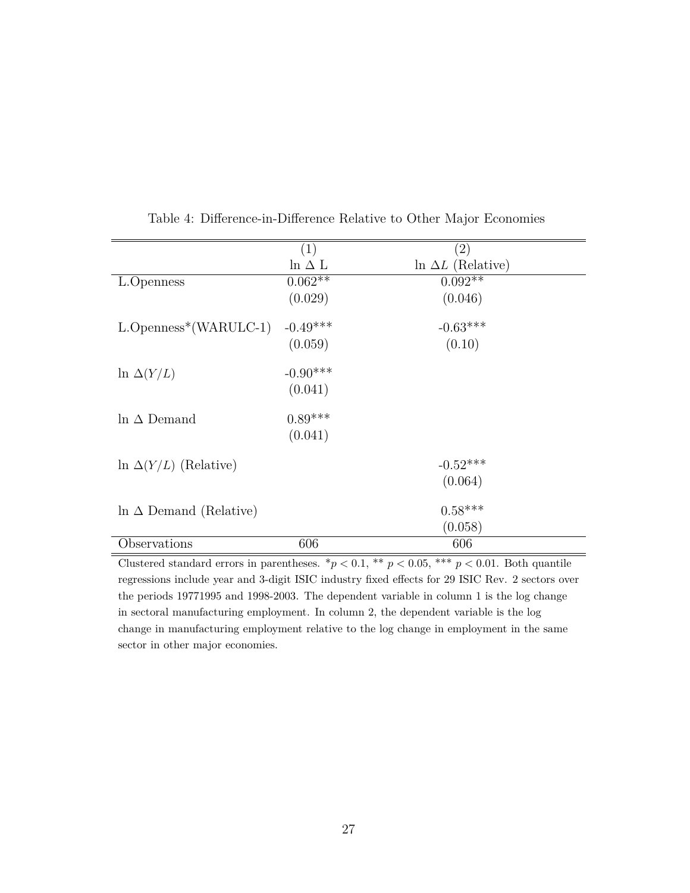Table 4: Difference-in-Difference Relative to Other Major Economies

| | (1) | (2) |
|---|---|---|
| | ln Δ L | ln $\Delta L$ (Relative) |
| L.Openness | 0.062** | 0.092** |
| | (0.029) | (0.046) |
| L.Openness*(WARULC-1) | -0.49*** | -0.63*** |
| | (0.059) | (0.10) |
| ln $\Delta(Y/L)$ | -0.90*** | |
| | (0.041) | |
| ln Δ Demand | 0.89*** | |
| | (0.041) | |
| ln $\Delta(Y/L)$ (Relative) | | -0.52*** |
| | | (0.064) |
| ln Δ Demand (Relative) | | 0.58*** |
| | | (0.058) |
| Observations | 606 | 606 |

Clustered standard errors in parentheses. $*p < 0.1$, ** $p < 0.05$, *** $p < 0.01$. Both quantile regressions include year and 3-digit ISIC industry fixed effects for 29 ISIC Rev. 2 sectors over the periods 19771995 and 1998-2003. The dependent variable in column 1 is the log change in sectoral manufacturing employment. In column 2, the dependent variable is the log change in manufacturing employment relative to the log change in employment in the same sector in other major economies.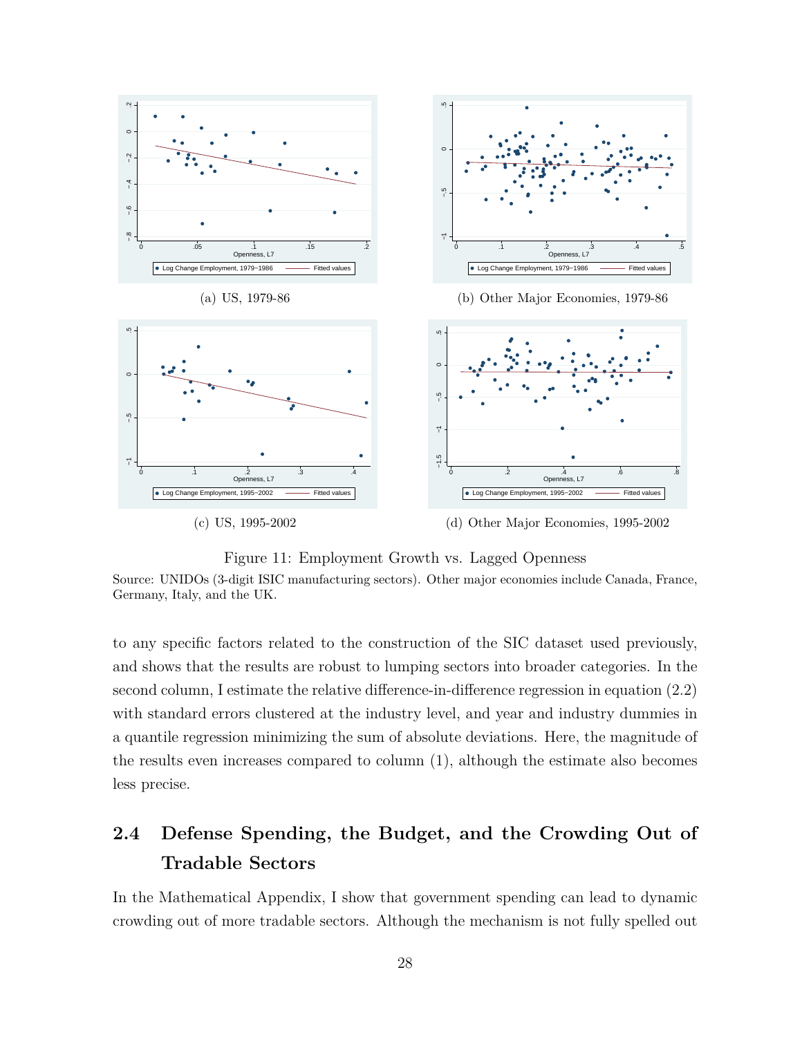(a) US, 1979-86

(b) Other Major Economies, 1979-86

(c) US, 1995-2002

(d) Other Major Economies, 1995-2002

Figure 11: Employment Growth vs. Lagged Openness

Source: UNIDOs (3-digit ISIC manufacturing sectors). Other major economies include Canada, France, Germany, Italy, and the UK.

to any specific factors related to the construction of the SIC dataset used previously, and shows that the results are robust to lumping sectors into broader categories. In the second column, I estimate the relative difference-in-difference regression in equation (2.2) with standard errors clustered at the industry level, and year and industry dummies in a quantile regression minimizing the sum of absolute deviations. Here, the magnitude of the results even increases compared to column (1), although the estimate also becomes less precise.

## 2.4 Defense Spending, the Budget, and the Crowding Out of Tradable Sectors

In the Mathematical Appendix, I show that government spending can lead to dynamic crowding out of more tradable sectors. Although the mechanism is not fully spelled out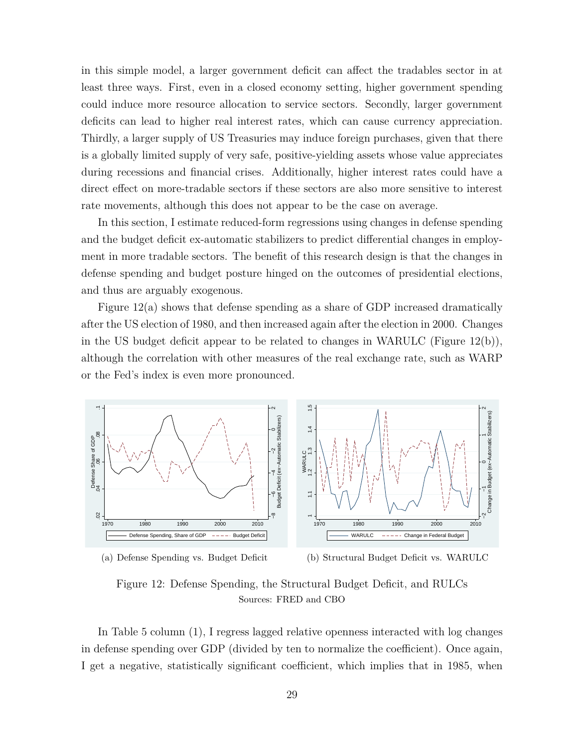in this simple model, a larger government deficit can affect the tradables sector in at least three ways. First, even in a closed economy setting, higher government spending could induce more resource allocation to service sectors. Secondly, larger government deficits can lead to higher real interest rates, which can cause currency appreciation. Thirdly, a larger supply of US Treasuries may induce foreign purchases, given that there is a globally limited supply of very safe, positive-yielding assets whose value appreciates during recessions and financial crises. Additionally, higher interest rates could have a direct effect on more-tradable sectors if these sectors are also more sensitive to interest rate movements, although this does not appear to be the case on average.

In this section, I estimate reduced-form regressions using changes in defense spending and the budget deficit ex-automatic stabilizers to predict differential changes in employment in more tradable sectors. The benefit of this research design is that the changes in defense spending and budget posture hinged on the outcomes of presidential elections, and thus are arguably exogenous.

Figure 12(a) shows that defense spending as a share of GDP increased dramatically after the US election of 1980, and then increased again after the election in 2000. Changes in the US budget deficit appear to be related to changes in WARULC (Figure 12(b)), although the correlation with other measures of the real exchange rate, such as WARP or the Fed's index is even more pronounced.

(a) Defense Spending vs. Budget Deficit

(b) Structural Budget Deficit vs. WARULC

Figure 12: Defense Spending, the Structural Budget Deficit, and RULCs
Sources: FRED and CBO

In Table 5 column (1), I regress lagged relative openness interacted with log changes in defense spending over GDP (divided by ten to normalize the coefficient). Once again, I get a negative, statistically significant coefficient, which implies that in 1985, when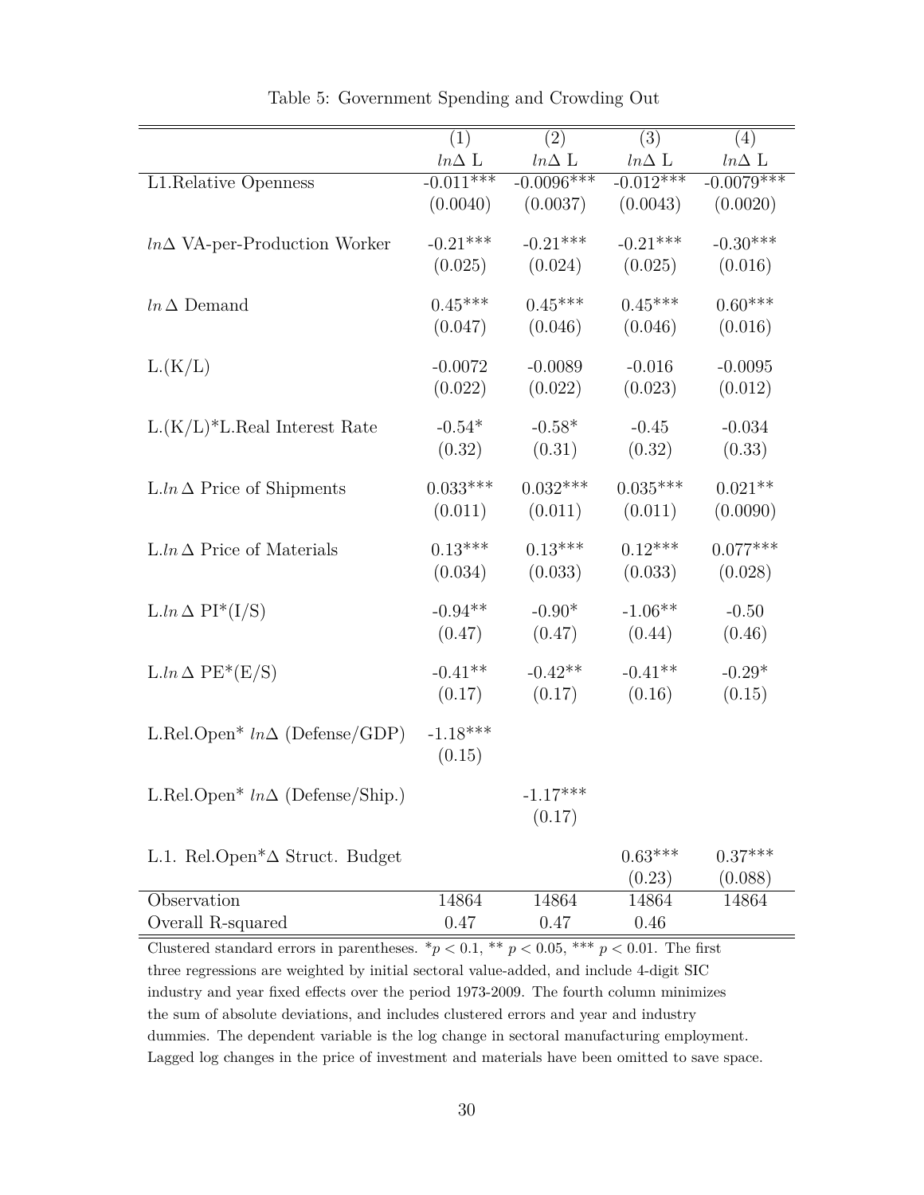Table 5: Government Spending and Crowding Out

| | (1) | (2) | (3) | (4) |
|---|---|---|---|---|
| | $ln\Delta$ L | $ln\Delta$ L | $ln\Delta$ L | $ln\Delta$ L |
| L1.Relative Openness | -0.011*** | -0.0096*** | -0.012*** | -0.0079*** |
| | (0.0040) | (0.0037) | (0.0043) | (0.0020) |
| $ln\Delta$ VA-per-Production Worker | -0.21*** | -0.21*** | -0.21*** | -0.30*** |
| | (0.025) | (0.024) | (0.025) | (0.016) |
| $ln\,\Delta$ Demand | 0.45*** | 0.45*** | 0.45*** | 0.60*** |
| | (0.047) | (0.046) | (0.046) | (0.016) |
| L.(K/L) | -0.0072 | -0.0089 | -0.016 | -0.0095 |
| | (0.022) | (0.022) | (0.023) | (0.012) |
| L.(K/L)*L.Real Interest Rate | -0.54* | -0.58* | -0.45 | -0.034 |
| | (0.32) | (0.31) | (0.32) | (0.33) |
| L.$ln\,\Delta$ Price of Shipments | 0.033*** | 0.032*** | 0.035*** | 0.021** |
| | (0.011) | (0.011) | (0.011) | (0.0090) |
| L.$ln\,\Delta$ Price of Materials | 0.13*** | 0.13*** | 0.12*** | 0.077*** |
| | (0.034) | (0.033) | (0.033) | (0.028) |
| L.$ln\,\Delta$ PI*(I/S) | -0.94** | -0.90* | -1.06** | -0.50 |
| | (0.47) | (0.47) | (0.44) | (0.46) |
| L.$ln\,\Delta$ PE*(E/S) | -0.41** | -0.42** | -0.41** | -0.29* |
| | (0.17) | (0.17) | (0.16) | (0.15) |
| L.Rel.Open* $ln\Delta$ (Defense/GDP) | -1.18*** | | | |
| | (0.15) | | | |
| L.Rel.Open* $ln\Delta$ (Defense/Ship.) | | -1.17*** | | |
| | | (0.17) | | |
| L1. Rel.Open*$\Delta$ Struct. Budget | | | 0.63*** | 0.37*** |
| | | | (0.23) | (0.088) |
| Observation | 14864 | 14864 | 14864 | 14864 |
| Overall R-squared | 0.47 | 0.47 | 0.46 | |

Clustered standard errors in parentheses. *$p < 0.1$, ** $p < 0.05$, *** $p < 0.01$. The first three regressions are weighted by initial sectoral value-added, and include 4-digit SIC industry and year fixed effects over the period 1973-2009. The fourth column minimizes the sum of absolute deviations, and includes clustered errors and year and industry dummies. The dependent variable is the log change in sectoral manufacturing employment. Lagged log changes in the price of investment and materials have been omitted to save space.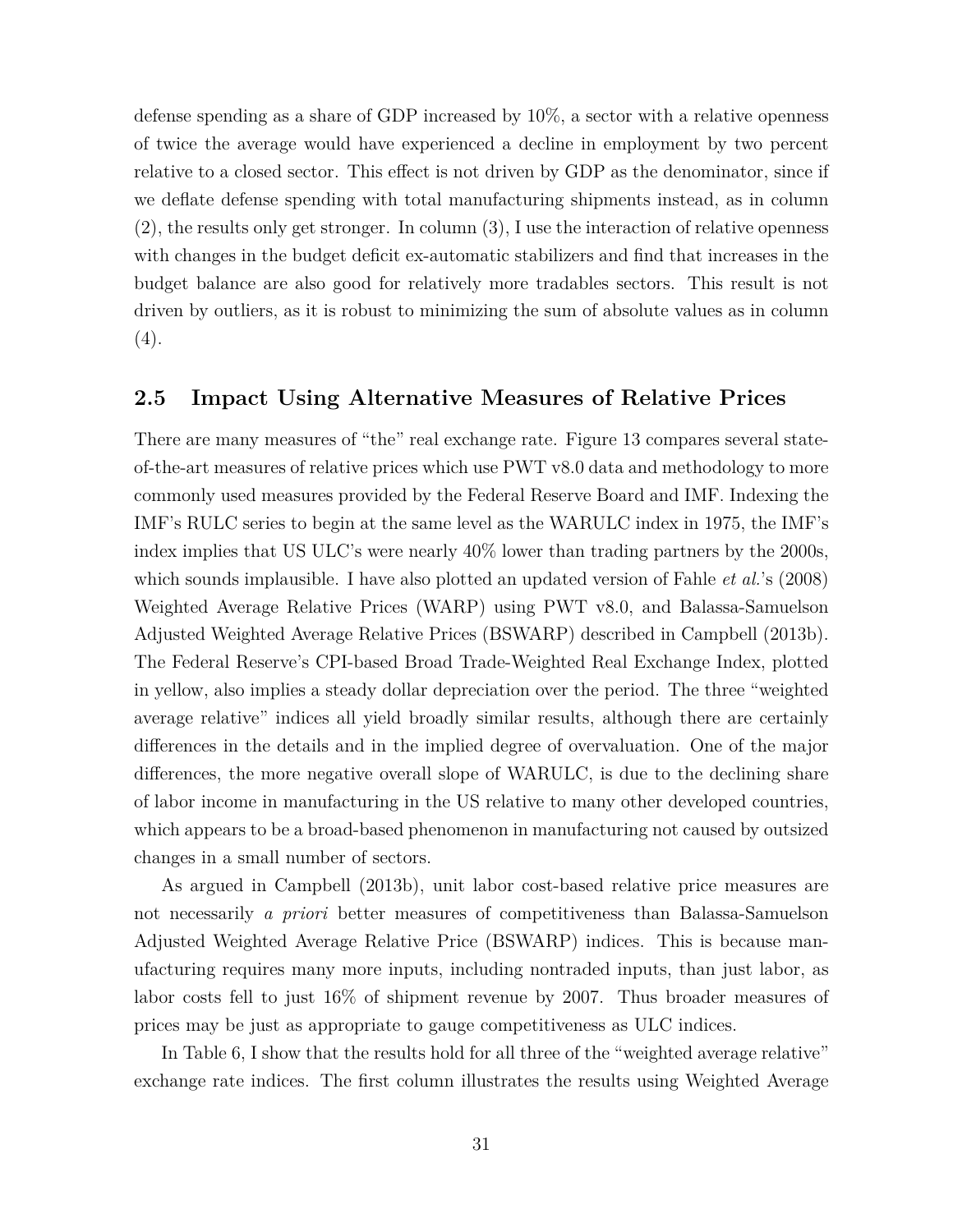defense spending as a share of GDP increased by 10%, a sector with a relative openness of twice the average would have experienced a decline in employment by two percent relative to a closed sector. This effect is not driven by GDP as the denominator, since if we deflate defense spending with total manufacturing shipments instead, as in column (2), the results only get stronger. In column (3), I use the interaction of relative openness with changes in the budget deficit ex-automatic stabilizers and find that increases in the budget balance are also good for relatively more tradables sectors. This result is not driven by outliers, as it is robust to minimizing the sum of absolute values as in column (4).

## 2.5 Impact Using Alternative Measures of Relative Prices

There are many measures of "the" real exchange rate. Figure 13 compares several state-of-the-art measures of relative prices which use PWT v8.0 data and methodology to more commonly used measures provided by the Federal Reserve Board and IMF. Indexing the IMF's RULC series to begin at the same level as the WARULC index in 1975, the IMF's index implies that US ULC's were nearly 40% lower than trading partners by the 2000s, which sounds implausible. I have also plotted an updated version of Fahle *et al.*'s (2008) Weighted Average Relative Prices (WARP) using PWT v8.0, and Balassa-Samuelson Adjusted Weighted Average Relative Prices (BSWARP) described in Campbell (2013b). The Federal Reserve's CPI-based Broad Trade-Weighted Real Exchange Index, plotted in yellow, also implies a steady dollar depreciation over the period. The three "weighted average relative" indices all yield broadly similar results, although there are certainly differences in the details and in the implied degree of overvaluation. One of the major differences, the more negative overall slope of WARULC, is due to the declining share of labor income in manufacturing in the US relative to many other developed countries, which appears to be a broad-based phenomenon in manufacturing not caused by outsized changes in a small number of sectors.

As argued in Campbell (2013b), unit labor cost-based relative price measures are not necessarily *a priori* better measures of competitiveness than Balassa-Samuelson Adjusted Weighted Average Relative Price (BSWARP) indices. This is because manufacturing requires many more inputs, including nontraded inputs, than just labor, as labor costs fell to just 16% of shipment revenue by 2007. Thus broader measures of prices may be just as appropriate to gauge competitiveness as ULC indices.

In Table 6, I show that the results hold for all three of the "weighted average relative" exchange rate indices. The first column illustrates the results using Weighted Average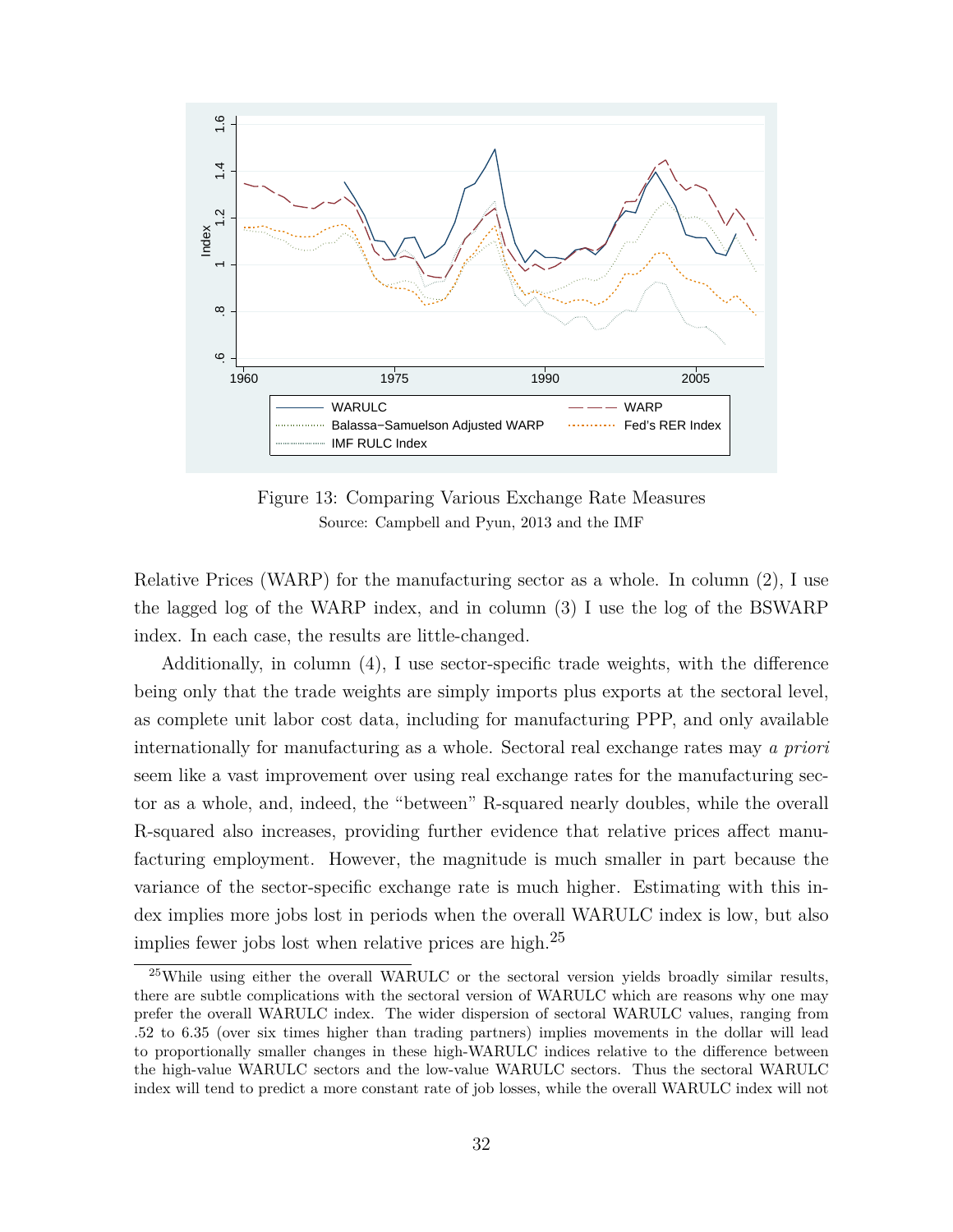Figure 13: Comparing Various Exchange Rate Measures

Source: Campbell and Pyun, 2013 and the IMF

Relative Prices (WARP) for the manufacturing sector as a whole. In column (2), I use the lagged log of the WARP index, and in column (3) I use the log of the BSWARP index. In each case, the results are little-changed.

Additionally, in column (4), I use sector-specific trade weights, with the difference being only that the trade weights are simply imports plus exports at the sectoral level, as complete unit labor cost data, including for manufacturing PPP, and only available internationally for manufacturing as a whole. Sectoral real exchange rates may *a priori* seem like a vast improvement over using real exchange rates for the manufacturing sector as a whole, and, indeed, the "between" R-squared nearly doubles, while the overall R-squared also increases, providing further evidence that relative prices affect manufacturing employment. However, the magnitude is much smaller in part because the variance of the sector-specific exchange rate is much higher. Estimating with this index implies more jobs lost in periods when the overall WARULC index is low, but also implies fewer jobs lost when relative prices are high.[25]

[25] While using either the overall WARULC or the sectoral version yields broadly similar results, there are subtle complications with the sectoral version of WARULC which are reasons why one may prefer the overall WARULC index. The wider dispersion of sectoral WARULC values, ranging from .52 to 6.35 (over six times higher than trading partners) implies movements in the dollar will lead to proportionally smaller changes in these high-WARULC indices relative to the difference between the high-value WARULC sectors and the low-value WARULC sectors. Thus the sectoral WARULC index will tend to predict a more constant rate of job losses, while the overall WARULC index will not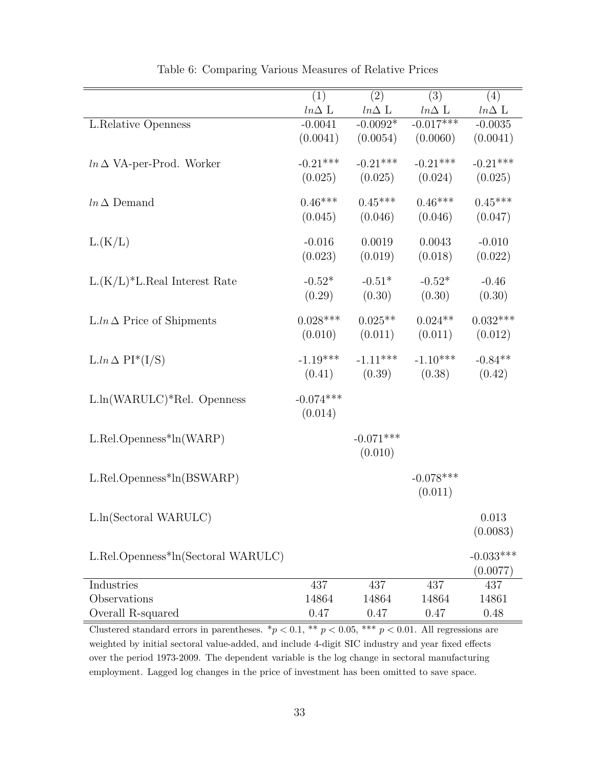Table 6: Comparing Various Measures of Relative Prices

| | (1) | (2) | (3) | (4) |
|---|---|---|---|---|
| | $ln\Delta$ L | $ln\Delta$ L | $ln\Delta$ L | $ln\Delta$ L |
| L.Relative Openness | -0.0041 | -0.0092* | -0.017*** | -0.0035 |
| | (0.0041) | (0.0054) | (0.0060) | (0.0041) |
| $ln\,\Delta$ VA-per-Prod. Worker | -0.21*** | -0.21*** | -0.21*** | -0.21*** |
| | (0.025) | (0.025) | (0.024) | (0.025) |
| $ln\,\Delta$ Demand | 0.46*** | 0.45*** | 0.46*** | 0.45*** |
| | (0.045) | (0.046) | (0.046) | (0.047) |
| L.(K/L) | -0.016 | 0.0019 | 0.0043 | -0.010 |
| | (0.023) | (0.019) | (0.018) | (0.022) |
| L.(K/L)*L.Real Interest Rate | -0.52* | -0.51* | -0.52* | -0.46 |
| | (0.29) | (0.30) | (0.30) | (0.30) |
| L.$ln\,\Delta$ Price of Shipments | 0.028*** | 0.025** | 0.024** | 0.032*** |
| | (0.010) | (0.011) | (0.011) | (0.012) |
| L.$ln\,\Delta$ PI*(I/S) | -1.19*** | -1.11*** | -1.10*** | -0.84** |
| | (0.41) | (0.39) | (0.38) | (0.42) |
| L.ln(WARULC)*Rel. Openness | -0.074*** | | | |
| | (0.014) | | | |
| L.Rel.Openness*ln(WARP) | | -0.071*** | | |
| | | (0.010) | | |
| L.Rel.Openness*ln(BSWARP) | | | -0.078*** | |
| | | | (0.011) | |
| L.ln(Sectoral WARULC) | | | | 0.013 |
| | | | | (0.0083) |
| L.Rel.Openness*ln(Sectoral WARULC) | | | | -0.033*** |
| | | | | (0.0077) |
| Industries | 437 | 437 | 437 | 437 |
| Observations | 14864 | 14864 | 14864 | 14861 |
| Overall R-squared | 0.47 | 0.47 | 0.47 | 0.48 |

Clustered standard errors in parentheses. *$p < 0.1$, ** $p < 0.05$, *** $p < 0.01$. All regressions are weighted by initial sectoral value-added, and include 4-digit SIC industry and year fixed effects over the period 1973-2009. The dependent variable is the log change in sectoral manufacturing employment. Lagged log changes in the price of investment has been omitted to save space.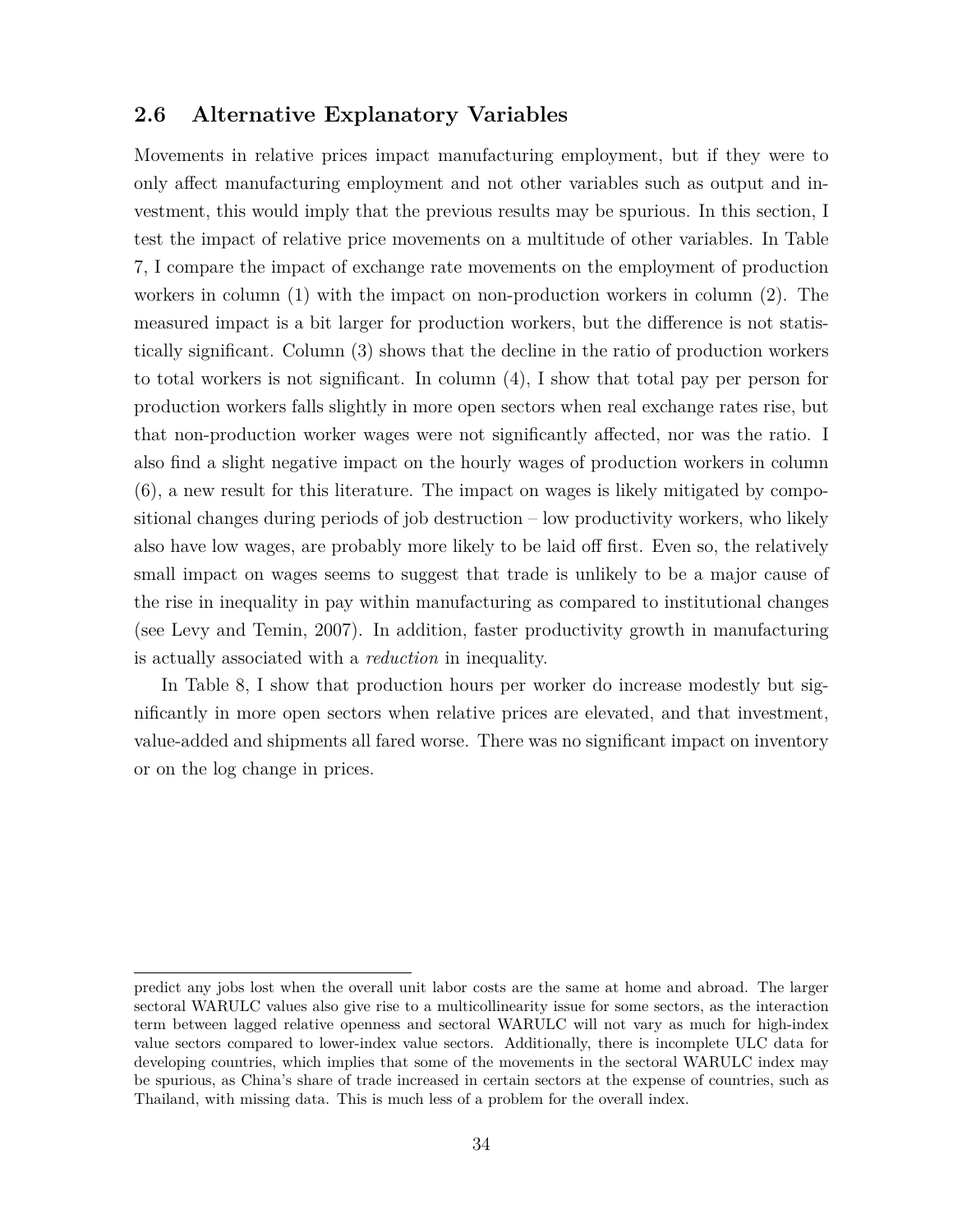## 2.6 Alternative Explanatory Variables

Movements in relative prices impact manufacturing employment, but if they were to only affect manufacturing employment and not other variables such as output and investment, this would imply that the previous results may be spurious. In this section, I test the impact of relative price movements on a multitude of other variables. In Table 7, I compare the impact of exchange rate movements on the employment of production workers in column (1) with the impact on non-production workers in column (2). The measured impact is a bit larger for production workers, but the difference is not statistically significant. Column (3) shows that the decline in the ratio of production workers to total workers is not significant. In column (4), I show that total pay per person for production workers falls slightly in more open sectors when real exchange rates rise, but that non-production worker wages were not significantly affected, nor was the ratio. I also find a slight negative impact on the hourly wages of production workers in column (6), a new result for this literature. The impact on wages is likely mitigated by compositional changes during periods of job destruction – low productivity workers, who likely also have low wages, are probably more likely to be laid off first. Even so, the relatively small impact on wages seems to suggest that trade is unlikely to be a major cause of the rise in inequality in pay within manufacturing as compared to institutional changes (see Levy and Temin, 2007). In addition, faster productivity growth in manufacturing is actually associated with a *reduction* in inequality.

In Table 8, I show that production hours per worker do increase modestly but significantly in more open sectors when relative prices are elevated, and that investment, value-added and shipments all fared worse. There was no significant impact on inventory or on the log change in prices.

predict any jobs lost when the overall unit labor costs are the same at home and abroad. The larger sectoral WARULC values also give rise to a multicollinearity issue for some sectors, as the interaction term between lagged relative openness and sectoral WARULC will not vary as much for high-index value sectors compared to lower-index value sectors. Additionally, there is incomplete ULC data for developing countries, which implies that some of the movements in the sectoral WARULC index may be spurious, as China's share of trade increased in certain sectors at the expense of countries, such as Thailand, with missing data. This is much less of a problem for the overall index.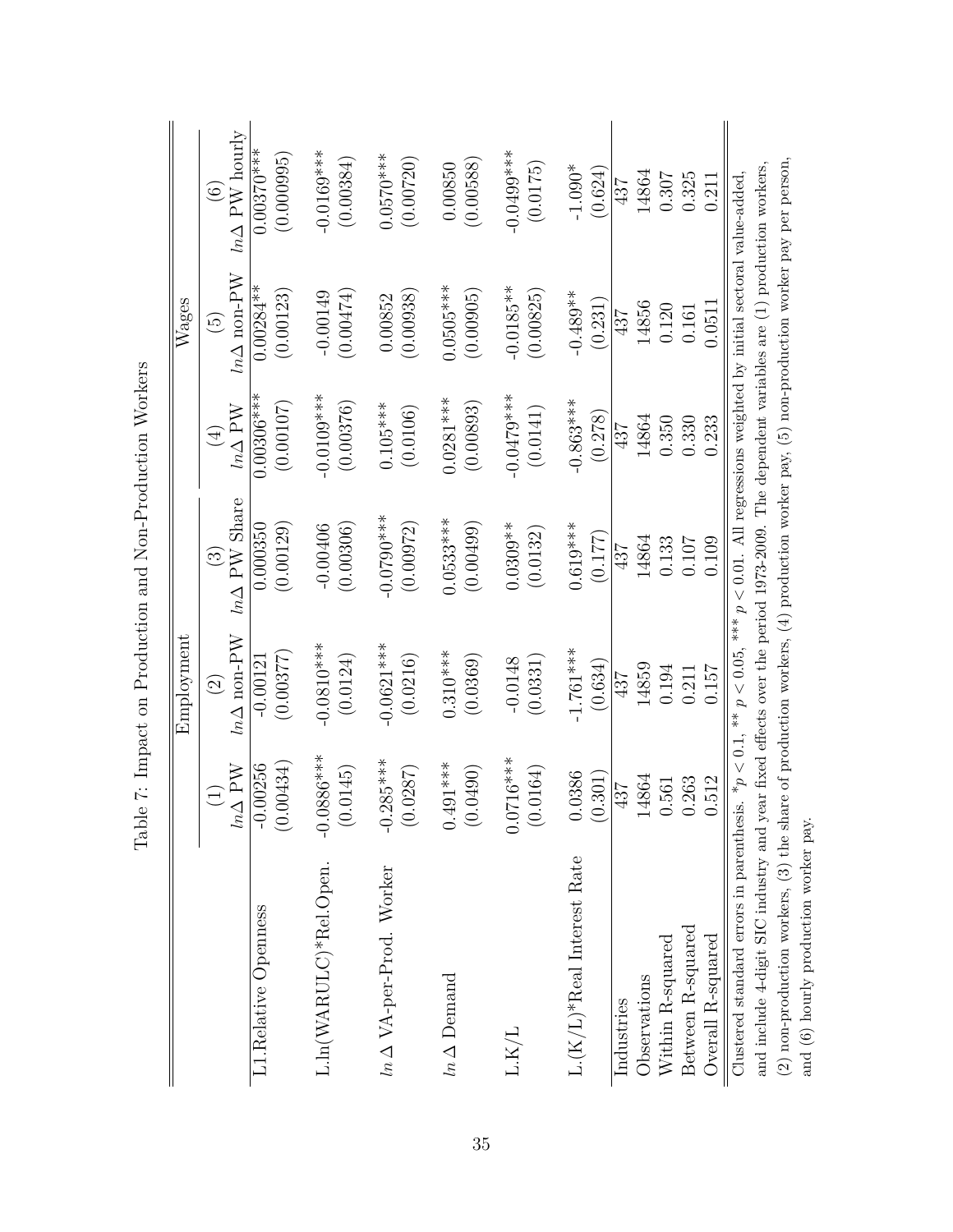Table 7: Impact on Production and Non-Production Workers

| | Employment | | | Wages | | |
|---|---|---|---|---|---|---|
| | (1) | (2) | (3) | (4) | (5) | (6) |
| | $ln\Delta$ PW | $ln\Delta$ non-PW | $ln\Delta$ PW Share | $ln\Delta$ PW | $ln\Delta$ non-PW | $ln\Delta$ PW hourly |
| L1.Relative Openness | -0.00256 | -0.00121 | 0.000350 | 0.00306*** | 0.00284** | 0.00370*** |
| | (0.00434) | (0.00377) | (0.00129) | (0.00107) | (0.00123) | (0.000995) |
| L.ln(WARULC)*Rel.Open. | -0.0886*** | -0.0810*** | -0.00406 | -0.0109*** | -0.00149 | -0.0169*** |
| | (0.0145) | (0.0124) | (0.00306) | (0.00376) | (0.00474) | (0.00384) |
| $ln$ $\Delta$ VA-per-Prod. Worker | -0.285*** | -0.0621*** | -0.0790*** | 0.105*** | 0.00852 | 0.0570*** |
| | (0.0287) | (0.0216) | (0.00972) | (0.0106) | (0.00938) | (0.00720) |
| $ln$ $\Delta$ Demand | 0.491*** | 0.310*** | 0.0533*** | 0.0281*** | 0.0505*** | 0.00850 |
| | (0.0490) | (0.0369) | (0.00499) | (0.00893) | (0.00905) | (0.00588) |
| L.K/L | 0.0716*** | -0.0148 | 0.0309** | -0.0479*** | -0.0185** | -0.0499*** |
| | (0.0164) | (0.0331) | (0.0132) | (0.0141) | (0.00825) | (0.0175) |
| L.(K/L)*Real Interest Rate | 0.0386 | -1.761*** | 0.619*** | -0.863*** | -0.489** | -1.090* |
| | (0.301) | (0.634) | (0.177) | (0.278) | (0.231) | (0.624) |
| Industries | 437 | 437 | 437 | 437 | 437 | 437 |
| Observations | 14864 | 14859 | 14864 | 14864 | 14856 | 14864 |
| Within R-squared | 0.561 | 0.194 | 0.133 | 0.350 | 0.120 | 0.307 |
| Between R-squared | 0.263 | 0.211 | 0.107 | 0.330 | 0.161 | 0.325 |
| Overall R-squared | 0.512 | 0.157 | 0.109 | 0.233 | 0.0511 | 0.211 |

Clustered standard errors in parenthesis. * $p < 0.1$, ** $p < 0.05$, *** $p < 0.01$. All regressions weighted by initial sectoral value-added, and include 4-digit SIC industry and year fixed effects over the period 1973-2009. The dependent variables are (1) production workers, (2) non-production workers, (3) the share of production workers, (4) production worker pay, (5) non-production worker pay per person, and (6) hourly production worker pay.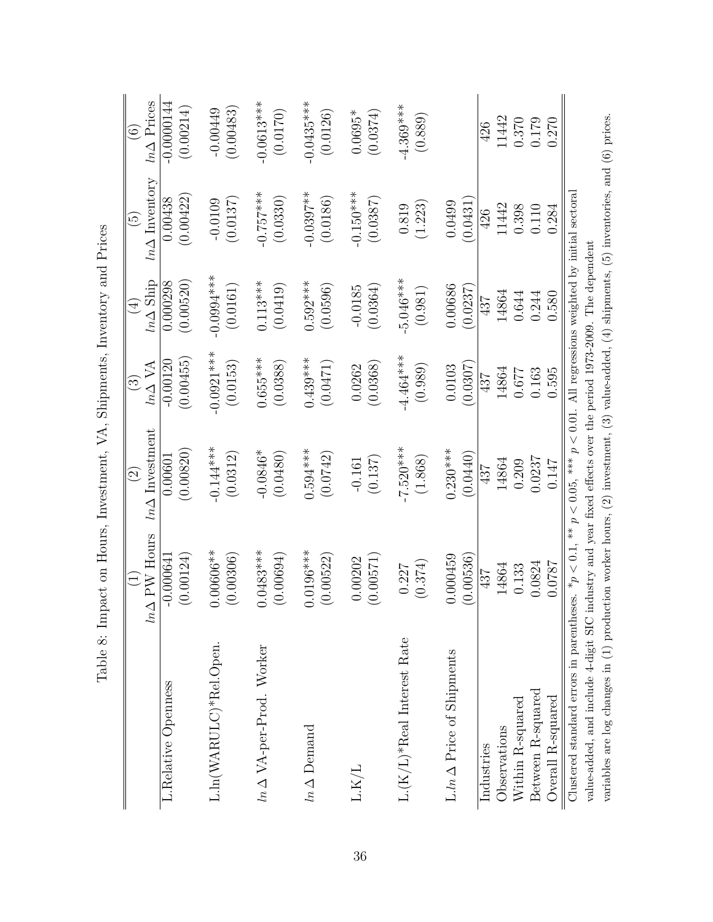Table 8: Impact on Hours, Investment, VA, Shipments, Inventory and Prices

| | (1) | (2) | (3) | (4) | (5) | (6) |
|---|---|---|---|---|---|---|
| | $ln\Delta$ PW Hours | $ln\Delta$ Investment | $ln\Delta$ VA | $ln\Delta$ Ship | $ln\Delta$ Inventory | $ln\Delta$ Prices |
| L.Relative Openness | -0.000641 | 0.00601 | -0.00120 | 0.000298 | 0.00438 | -0.0000144 |
| | (0.00124) | (0.00820) | (0.00455) | (0.00520) | (0.00422) | (0.00214) |
| L.ln(WARULC)*Rel.Open. | 0.00606** | -0.144*** | -0.0921*** | -0.0994*** | -0.0109 | -0.00449 |
| | (0.00306) | (0.0312) | (0.0153) | (0.0161) | (0.0137) | (0.00483) |
| $ln\,\Delta$ VA-per-Prod. Worker | 0.0483*** | -0.0846* | 0.655*** | 0.113*** | -0.757*** | -0.0613*** |
| | (0.00694) | (0.0480) | (0.0388) | (0.0419) | (0.0330) | (0.0170) |
| $ln\,\Delta$ Demand | 0.0196*** | 0.594*** | 0.439*** | 0.592*** | -0.0397** | -0.0435*** |
| | (0.00522) | (0.0742) | (0.0471) | (0.0596) | (0.0186) | (0.0126) |
| L.K/L | 0.00202 | -0.161 | 0.0262 | -0.0185 | -0.150*** | 0.0695* |
| | (0.00571) | (0.137) | (0.0368) | (0.0364) | (0.0387) | (0.0374) |
| L.(K/L)*Real Interest Rate | 0.227 | -7.520*** | -4.464*** | -5.046*** | 0.819 | -4.369*** |
| | (0.374) | (1.868) | (0.989) | (0.981) | (1.223) | (0.889) |
| L.$ln\,\Delta$ Price of Shipments | 0.000459 | 0.230*** | 0.0103 | 0.00686 | 0.0499 | |
| | (0.00536) | (0.0440) | (0.0307) | (0.0237) | (0.0431) | |
| Industries | 437 | 437 | 437 | 437 | 426 | 426 |
| Observations | 14864 | 14864 | 14864 | 14864 | 11442 | 11442 |
| Within R-squared | 0.133 | 0.209 | 0.677 | 0.644 | 0.398 | 0.370 |
| Between R-squared | 0.0824 | 0.0237 | 0.163 | 0.244 | 0.110 | 0.179 |
| Overall R-squared | 0.0787 | 0.147 | 0.595 | 0.580 | 0.284 | 0.270 |

Clustered standard errors in parentheses. *$p < 0.1$, ** $p < 0.05$, *** $p < 0.01$. All regressions weighted by initial sectoral value-added, and include 4-digit SIC industry and year fixed effects over the period 1973-2009. The dependent variables are log changes in (1) production worker hours, (2) investment, (3) value-added, (4) shipments, (5) inventories, and (6) prices.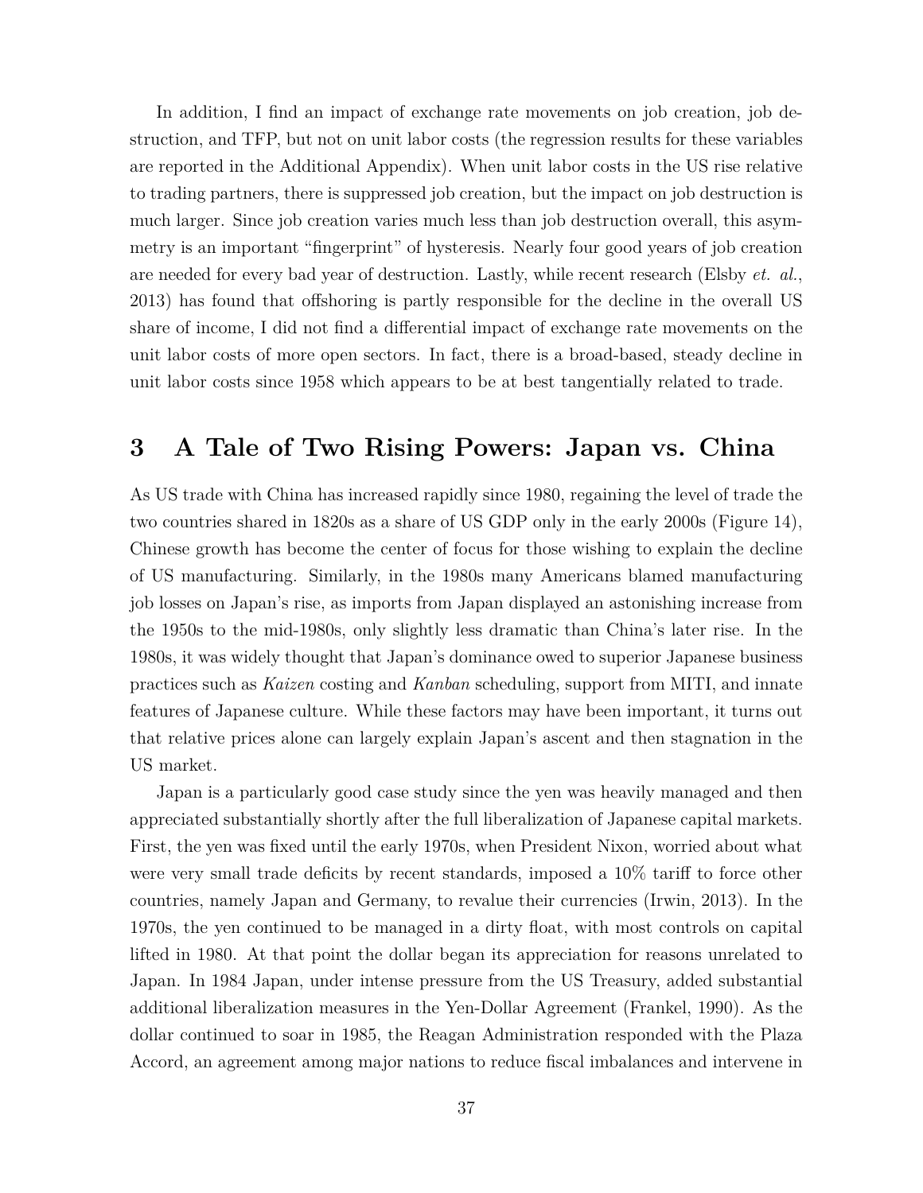In addition, I find an impact of exchange rate movements on job creation, job destruction, and TFP, but not on unit labor costs (the regression results for these variables are reported in the Additional Appendix). When unit labor costs in the US rise relative to trading partners, there is suppressed job creation, but the impact on job destruction is much larger. Since job creation varies much less than job destruction overall, this asymmetry is an important "fingerprint" of hysteresis. Nearly four good years of job creation are needed for every bad year of destruction. Lastly, while recent research (Elsby *et. al.*, 2013) has found that offshoring is partly responsible for the decline in the overall US share of income, I did not find a differential impact of exchange rate movements on the unit labor costs of more open sectors. In fact, there is a broad-based, steady decline in unit labor costs since 1958 which appears to be at best tangentially related to trade.

# 3 A Tale of Two Rising Powers: Japan vs. China

As US trade with China has increased rapidly since 1980, regaining the level of trade the two countries shared in 1820s as a share of US GDP only in the early 2000s (Figure 14), Chinese growth has become the center of focus for those wishing to explain the decline of US manufacturing. Similarly, in the 1980s many Americans blamed manufacturing job losses on Japan's rise, as imports from Japan displayed an astonishing increase from the 1950s to the mid-1980s, only slightly less dramatic than China's later rise. In the 1980s, it was widely thought that Japan's dominance owed to superior Japanese business practices such as *Kaizen* costing and *Kanban* scheduling, support from MITI, and innate features of Japanese culture. While these factors may have been important, it turns out that relative prices alone can largely explain Japan's ascent and then stagnation in the US market.

Japan is a particularly good case study since the yen was heavily managed and then appreciated substantially shortly after the full liberalization of Japanese capital markets. First, the yen was fixed until the early 1970s, when President Nixon, worried about what were very small trade deficits by recent standards, imposed a 10% tariff to force other countries, namely Japan and Germany, to revalue their currencies (Irwin, 2013). In the 1970s, the yen continued to be managed in a dirty float, with most controls on capital lifted in 1980. At that point the dollar began its appreciation for reasons unrelated to Japan. In 1984 Japan, under intense pressure from the US Treasury, added substantial additional liberalization measures in the Yen-Dollar Agreement (Frankel, 1990). As the dollar continued to soar in 1985, the Reagan Administration responded with the Plaza Accord, an agreement among major nations to reduce fiscal imbalances and intervene in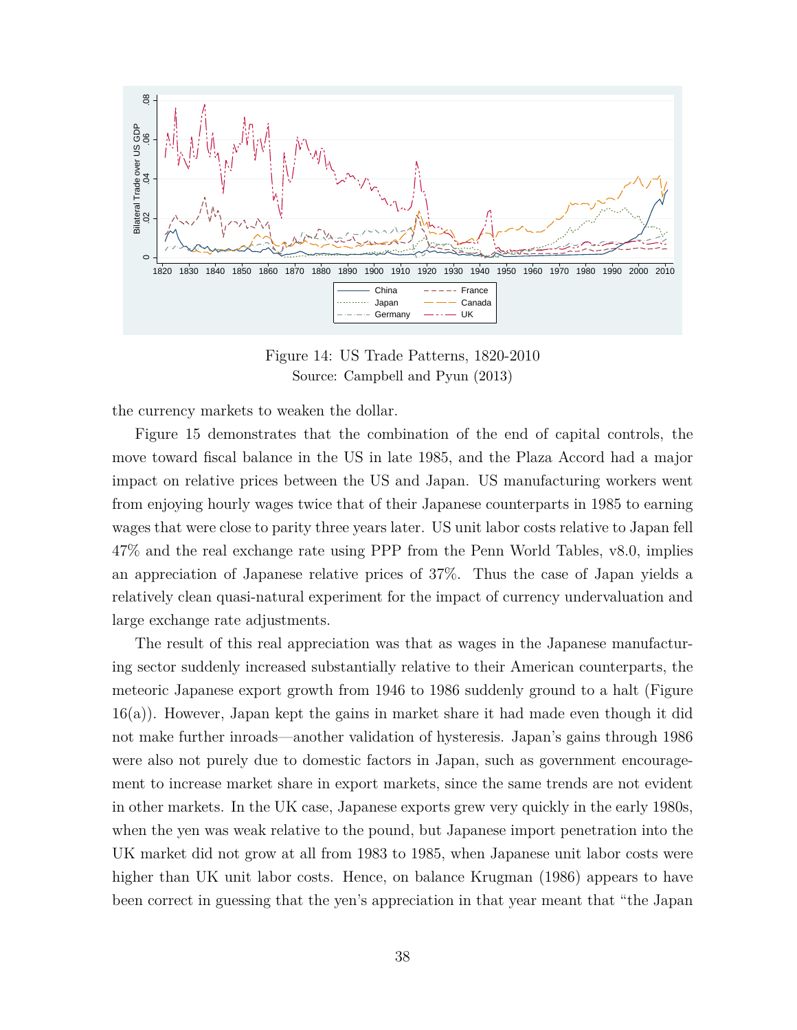Figure 14: US Trade Patterns, 1820-2010
Source: Campbell and Pyun (2013)

the currency markets to weaken the dollar.

Figure 15 demonstrates that the combination of the end of capital controls, the move toward fiscal balance in the US in late 1985, and the Plaza Accord had a major impact on relative prices between the US and Japan. US manufacturing workers went from enjoying hourly wages twice that of their Japanese counterparts in 1985 to earning wages that were close to parity three years later. US unit labor costs relative to Japan fell 47% and the real exchange rate using PPP from the Penn World Tables, v8.0, implies an appreciation of Japanese relative prices of 37%. Thus the case of Japan yields a relatively clean quasi-natural experiment for the impact of currency undervaluation and large exchange rate adjustments.

The result of this real appreciation was that as wages in the Japanese manufacturing sector suddenly increased substantially relative to their American counterparts, the meteoric Japanese export growth from 1946 to 1986 suddenly ground to a halt (Figure 16(a)). However, Japan kept the gains in market share it had made even though it did not make further inroads—another validation of hysteresis. Japan's gains through 1986 were also not purely due to domestic factors in Japan, such as government encouragement to increase market share in export markets, since the same trends are not evident in other markets. In the UK case, Japanese exports grew very quickly in the early 1980s, when the yen was weak relative to the pound, but Japanese import penetration into the UK market did not grow at all from 1983 to 1985, when Japanese unit labor costs were higher than UK unit labor costs. Hence, on balance Krugman (1986) appears to have been correct in guessing that the yen's appreciation in that year meant that "the Japan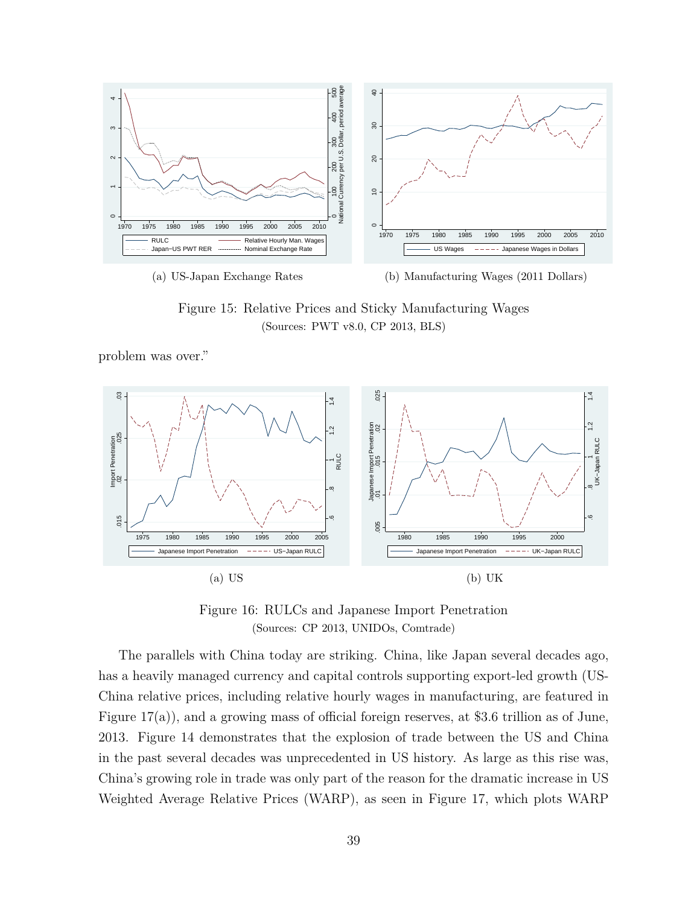(a) US-Japan Exchange Rates

(b) Manufacturing Wages (2011 Dollars)

Figure 15: Relative Prices and Sticky Manufacturing Wages
(Sources: PWT v8.0, CP 2013, BLS)

problem was over."

(a) US

(b) UK

Figure 16: RULCs and Japanese Import Penetration
(Sources: CP 2013, UNIDOs, Comtrade)

The parallels with China today are striking. China, like Japan several decades ago, has a heavily managed currency and capital controls supporting export-led growth (US-China relative prices, including relative hourly wages in manufacturing, are featured in Figure 17(a)), and a growing mass of official foreign reserves, at $3.6 trillion as of June, 2013. Figure 14 demonstrates that the explosion of trade between the US and China in the past several decades was unprecedented in US history. As large as this rise was, China's growing role in trade was only part of the reason for the dramatic increase in US Weighted Average Relative Prices (WARP), as seen in Figure 17, which plots WARP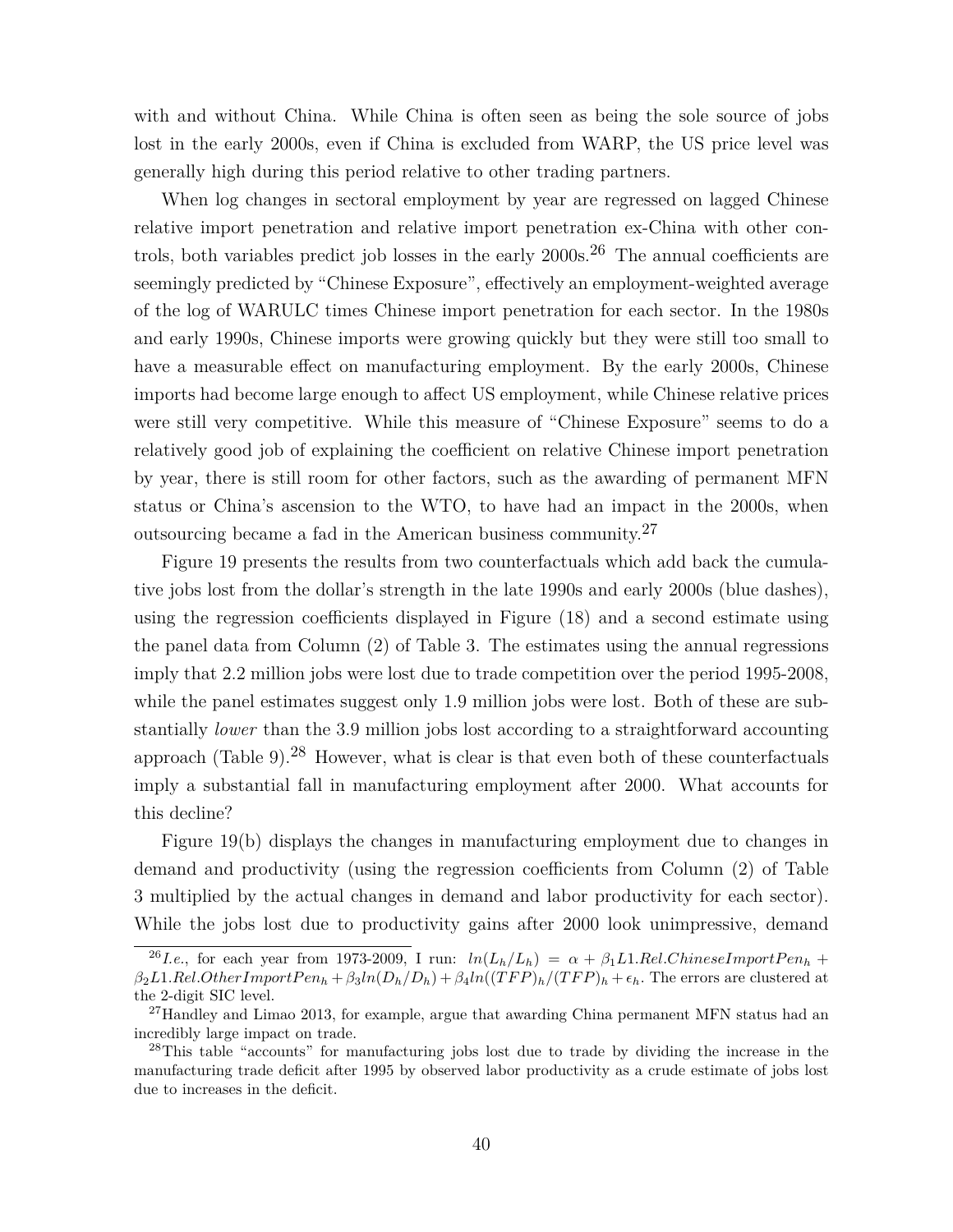with and without China. While China is often seen as being the sole source of jobs lost in the early 2000s, even if China is excluded from WARP, the US price level was generally high during this period relative to other trading partners.

When log changes in sectoral employment by year are regressed on lagged Chinese relative import penetration and relative import penetration ex-China with other controls, both variables predict job losses in the early 2000s.[26] The annual coefficients are seemingly predicted by "Chinese Exposure", effectively an employment-weighted average of the log of WARULC times Chinese import penetration for each sector. In the 1980s and early 1990s, Chinese imports were growing quickly but they were still too small to have a measurable effect on manufacturing employment. By the early 2000s, Chinese imports had become large enough to affect US employment, while Chinese relative prices were still very competitive. While this measure of "Chinese Exposure" seems to do a relatively good job of explaining the coefficient on relative Chinese import penetration by year, there is still room for other factors, such as the awarding of permanent MFN status or China's ascension to the WTO, to have had an impact in the 2000s, when outsourcing became a fad in the American business community.[27]

Figure 19 presents the results from two counterfactuals which add back the cumulative jobs lost from the dollar's strength in the late 1990s and early 2000s (blue dashes), using the regression coefficients displayed in Figure (18) and a second estimate using the panel data from Column (2) of Table 3. The estimates using the annual regressions imply that 2.2 million jobs were lost due to trade competition over the period 1995-2008, while the panel estimates suggest only 1.9 million jobs were lost. Both of these are substantially *lower* than the 3.9 million jobs lost according to a straightforward accounting approach (Table 9).[28] However, what is clear is that even both of these counterfactuals imply a substantial fall in manufacturing employment after 2000. What accounts for this decline?

Figure 19(b) displays the changes in manufacturing employment due to changes in demand and productivity (using the regression coefficients from Column (2) of Table 3 multiplied by the actual changes in demand and labor productivity for each sector). While the jobs lost due to productivity gains after 2000 look unimpressive, demand

---

[26] *I.e.*, for each year from 1973-2009, I run: $ln(L_h/L_h) = \alpha + \beta_1 L1.Rel.ChineseImportPen_h + \beta_2 L1.Rel.OtherImportPen_h + \beta_3 ln(D_h/D_h) + \beta_4 ln((TFP)_h/(TFP)_h + \epsilon_h$. The errors are clustered at the 2-digit SIC level.

[27] Handley and Limao 2013, for example, argue that awarding China permanent MFN status had an incredibly large impact on trade.

[28] This table "accounts" for manufacturing jobs lost due to trade by dividing the increase in the manufacturing trade deficit after 1995 by observed labor productivity as a crude estimate of jobs lost due to increases in the deficit.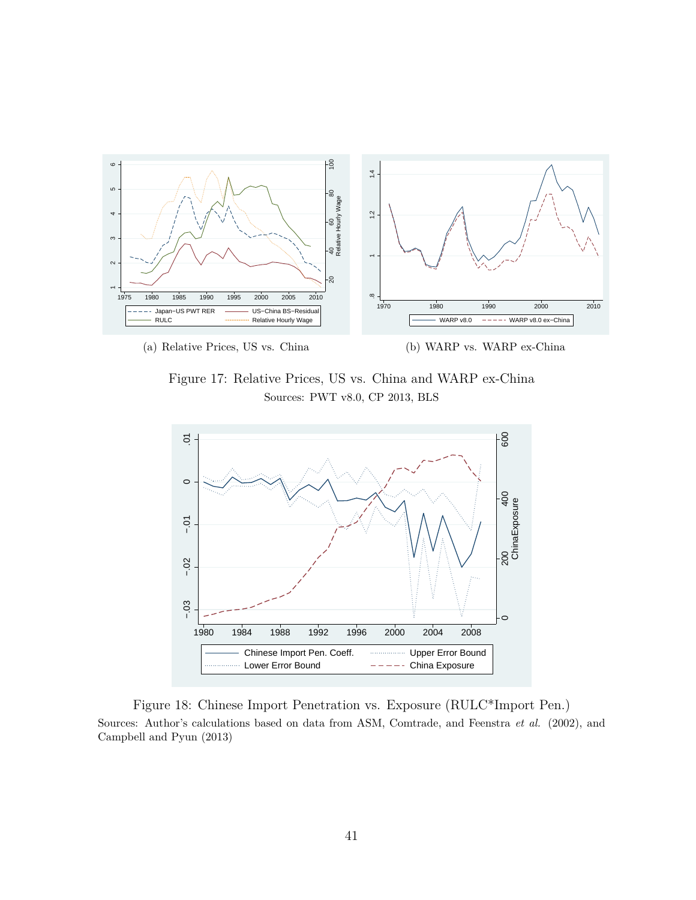(a) Relative Prices, US vs. China

(b) WARP vs. WARP ex-China

Figure 17: Relative Prices, US vs. China and WARP ex-China
Sources: PWT v8.0, CP 2013, BLS

Figure 18: Chinese Import Penetration vs. Exposure (RULC*Import Pen.)
Sources: Author's calculations based on data from ASM, Comtrade, and Feenstra *et al.* (2002), and Campbell and Pyun (2013)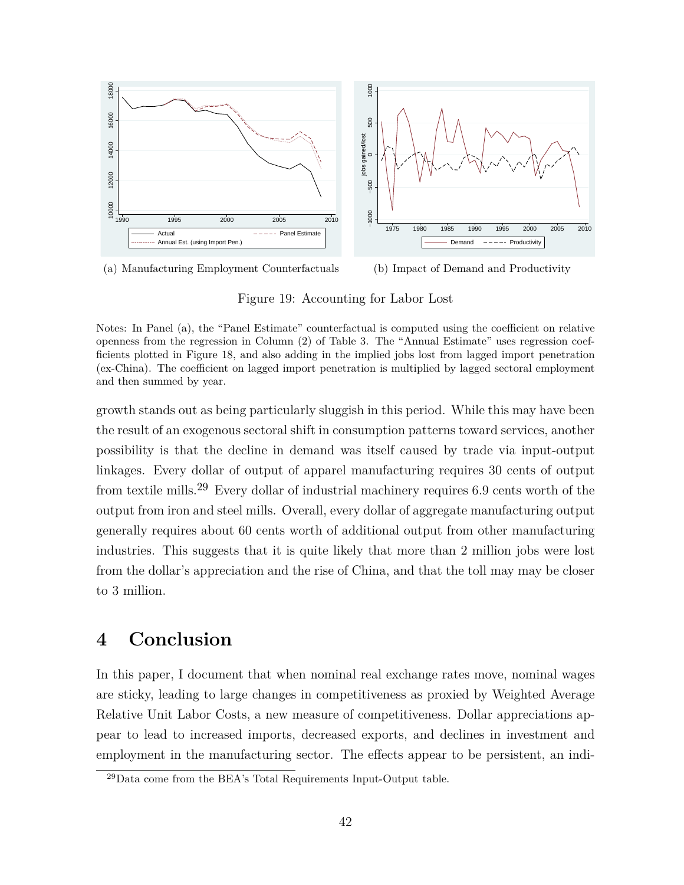(a) Manufacturing Employment Counterfactuals

(b) Impact of Demand and Productivity

Figure 19: Accounting for Labor Lost

Notes: In Panel (a), the "Panel Estimate" counterfactual is computed using the coefficient on relative openness from the regression in Column (2) of Table 3. The "Annual Estimate" uses regression coefficients plotted in Figure 18, and also adding in the implied jobs lost from lagged import penetration (ex-China). The coefficient on lagged import penetration is multiplied by lagged sectoral employment and then summed by year.

growth stands out as being particularly sluggish in this period. While this may have been the result of an exogenous sectoral shift in consumption patterns toward services, another possibility is that the decline in demand was itself caused by trade via input-output linkages. Every dollar of output of apparel manufacturing requires 30 cents of output from textile mills.[29] Every dollar of industrial machinery requires 6.9 cents worth of the output from iron and steel mills. Overall, every dollar of aggregate manufacturing output generally requires about 60 cents worth of additional output from other manufacturing industries. This suggests that it is quite likely that more than 2 million jobs were lost from the dollar's appreciation and the rise of China, and that the toll may may be closer to 3 million.

# 4 Conclusion

In this paper, I document that when nominal real exchange rates move, nominal wages are sticky, leading to large changes in competitiveness as proxied by Weighted Average Relative Unit Labor Costs, a new measure of competitiveness. Dollar appreciations appear to lead to increased imports, decreased exports, and declines in investment and employment in the manufacturing sector. The effects appear to be persistent, an indi-

[29] Data come from the BEA's Total Requirements Input-Output table.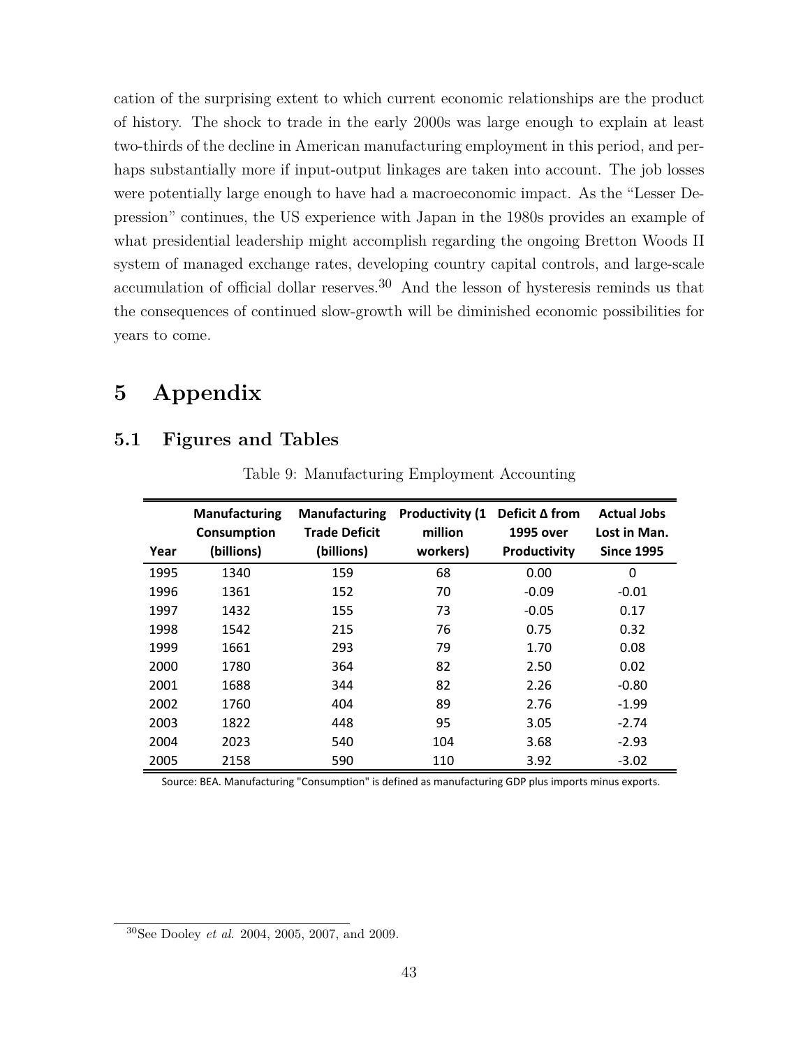cation of the surprising extent to which current economic relationships are the product of history. The shock to trade in the early 2000s was large enough to explain at least two-thirds of the decline in American manufacturing employment in this period, and perhaps substantially more if input-output linkages are taken into account. The job losses were potentially large enough to have had a macroeconomic impact. As the "Lesser Depression" continues, the US experience with Japan in the 1980s provides an example of what presidential leadership might accomplish regarding the ongoing Bretton Woods II system of managed exchange rates, developing country capital controls, and large-scale accumulation of official dollar reserves.[30] And the lesson of hysteresis reminds us that the consequences of continued slow-growth will be diminished economic possibilities for years to come.

# 5 Appendix

## 5.1 Figures and Tables

Table 9: Manufacturing Employment Accounting

| Year | Manufacturing Consumption (billions) | Manufacturing Trade Deficit (billions) | Productivity (1 million workers) | Deficit Δ from 1995 over Productivity | Actual Jobs Lost in Man. Since 1995 |
|---|---|---|---|---|---|
| 1995 | 1340 | 159 | 68 | 0.00 | 0 |
| 1996 | 1361 | 152 | 70 | -0.09 | -0.01 |
| 1997 | 1432 | 155 | 73 | -0.05 | 0.17 |
| 1998 | 1542 | 215 | 76 | 0.75 | 0.32 |
| 1999 | 1661 | 293 | 79 | 1.70 | 0.08 |
| 2000 | 1780 | 364 | 82 | 2.50 | 0.02 |
| 2001 | 1688 | 344 | 82 | 2.26 | -0.80 |
| 2002 | 1760 | 404 | 89 | 2.76 | -1.99 |
| 2003 | 1822 | 448 | 95 | 3.05 | -2.74 |
| 2004 | 2023 | 540 | 104 | 3.68 | -2.93 |
| 2005 | 2158 | 590 | 110 | 3.92 | -3.02 |

Source: BEA. Manufacturing "Consumption" is defined as manufacturing GDP plus imports minus exports.

[30] See Dooley *et al.* 2004, 2005, 2007, and 2009.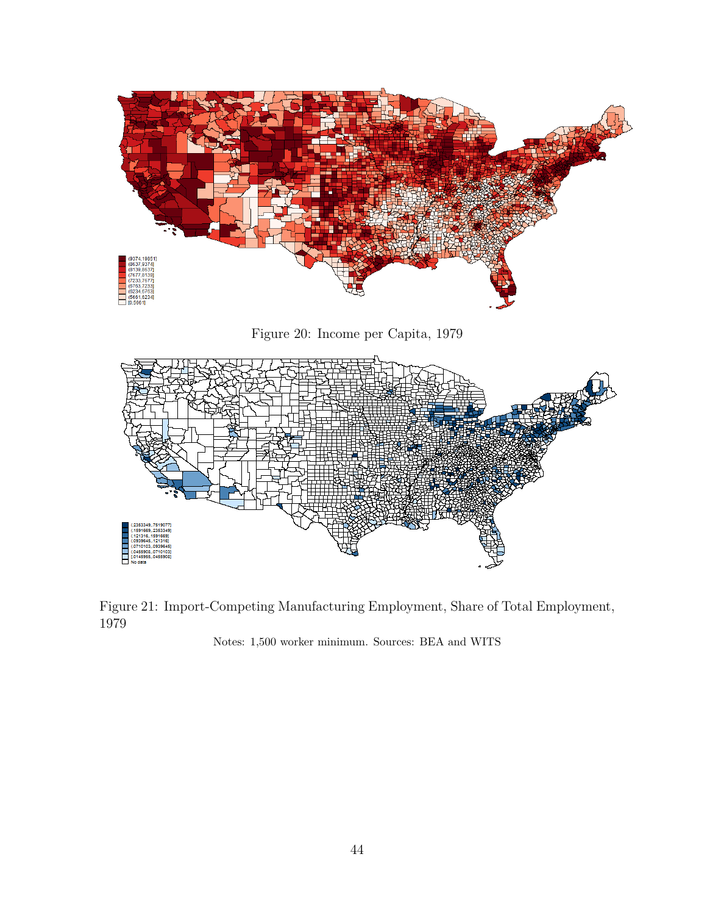Figure 20: Income per Capita, 1979

Figure 21: Import-Competing Manufacturing Employment, Share of Total Employment, 1979

Notes: 1,500 worker minimum. Sources: BEA and WITS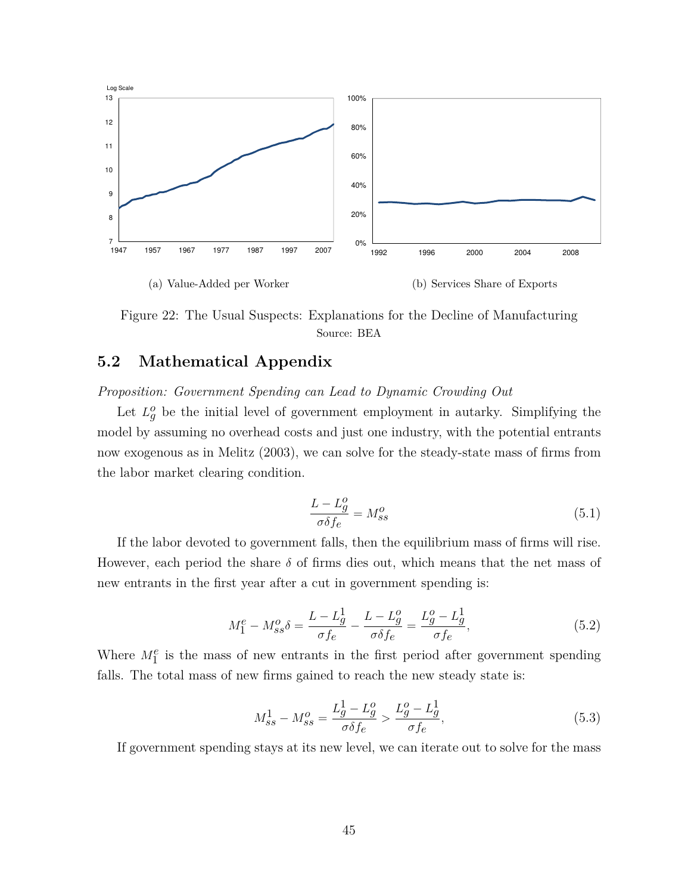(a) Value-Added per Worker

(b) Services Share of Exports

Figure 22: The Usual Suspects: Explanations for the Decline of Manufacturing
Source: BEA

## 5.2 Mathematical Appendix

*Proposition: Government Spending can Lead to Dynamic Crowding Out*

Let $L_g^o$ be the initial level of government employment in autarky. Simplifying the model by assuming no overhead costs and just one industry, with the potential entrants now exogenous as in Melitz (2003), we can solve for the steady-state mass of firms from the labor market clearing condition.

$$\frac{L - L_g^o}{\sigma \delta f_e} = M_{ss}^o \tag{5.1}$$

If the labor devoted to government falls, then the equilibrium mass of firms will rise. However, each period the share $\delta$ of firms dies out, which means that the net mass of new entrants in the first year after a cut in government spending is:

$$M_1^e - M_{ss}^o \delta = \frac{L - L_g^1}{\sigma f_e} - \frac{L - L_g^o}{\sigma \delta f_e} = \frac{L_g^o - L_g^1}{\sigma f_e}, \tag{5.2}$$

Where $M_1^e$ is the mass of new entrants in the first period after government spending falls. The total mass of new firms gained to reach the new steady state is:

$$M_{ss}^1 - M_{ss}^o = \frac{L_g^1 - L_g^o}{\sigma \delta f_e} > \frac{L_g^o - L_g^1}{\sigma f_e}, \tag{5.3}$$

If government spending stays at its new level, we can iterate out to solve for the mass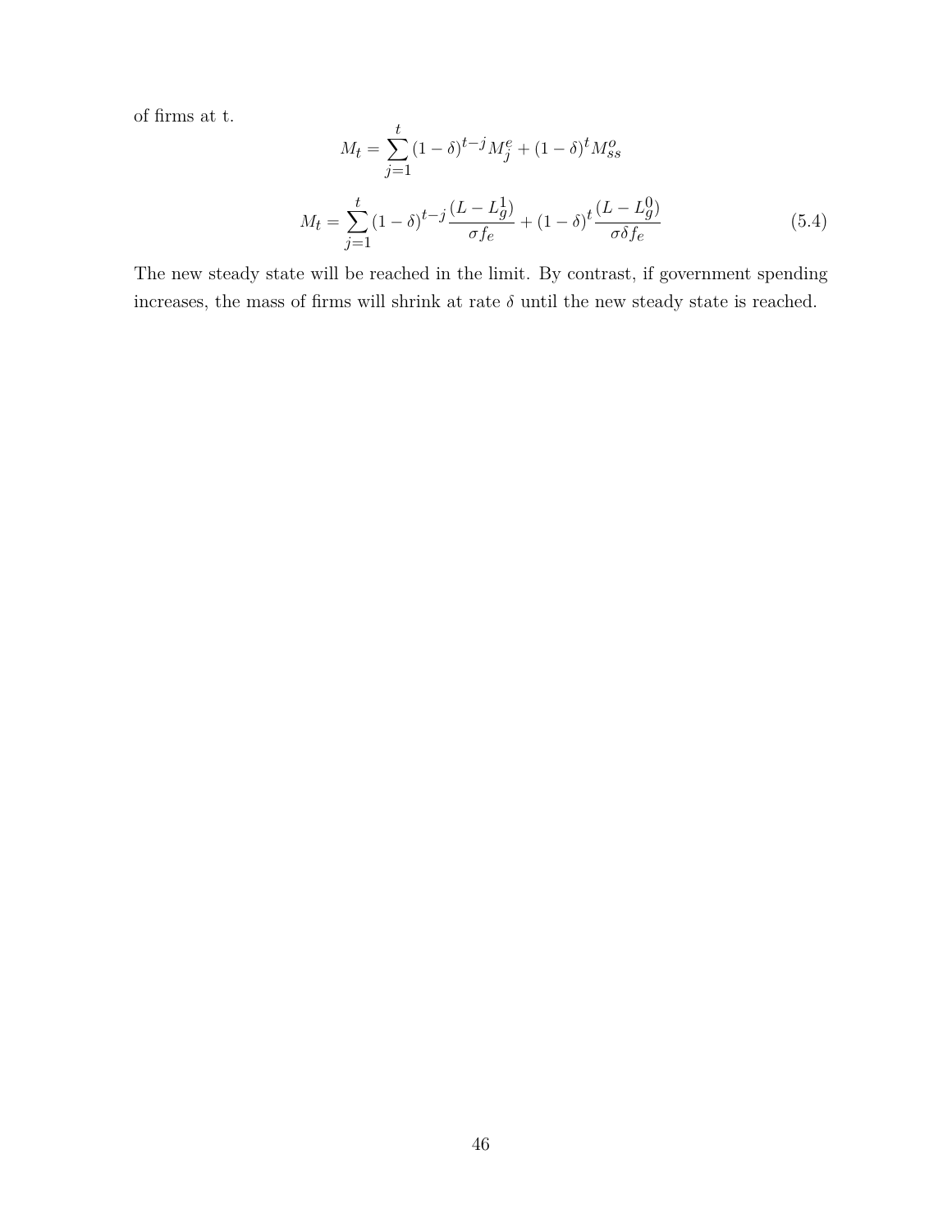of firms at t.

$$M_t = \sum_{j=1}^{t} (1-\delta)^{t-j} M_j^e + (1-\delta)^t M_{ss}^o$$

$$M_t = \sum_{j=1}^{t} (1-\delta)^{t-j} \frac{(L - L_g^1)}{\sigma f_e} + (1-\delta)^t \frac{(L - L_g^0)}{\sigma \delta f_e} \tag{5.4}$$

The new steady state will be reached in the limit. By contrast, if government spending increases, the mass of firms will shrink at rate $\delta$ until the new steady state is reached.